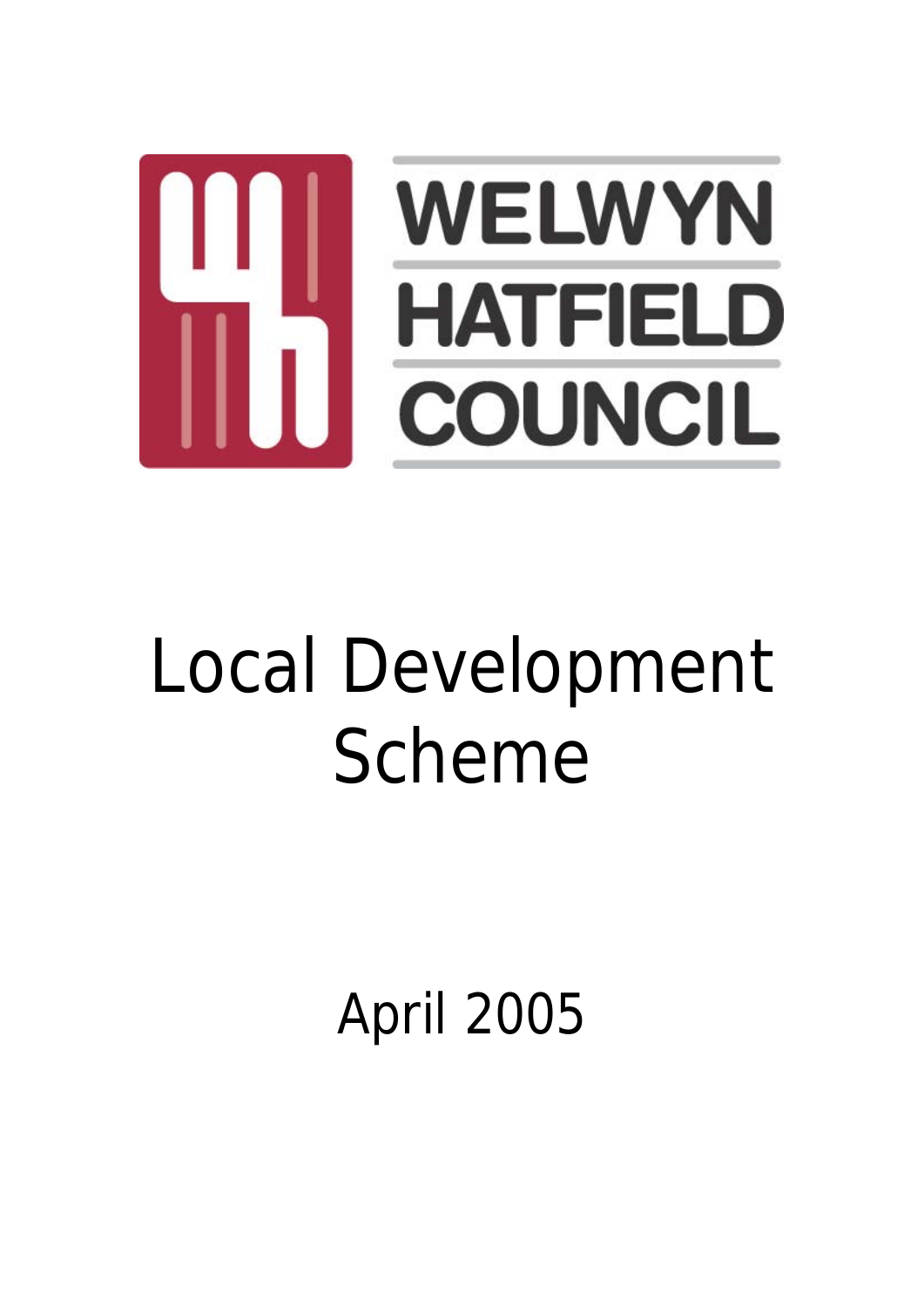WELWYN HATFIELD COUNCIL

# Local Development Scheme

April 2005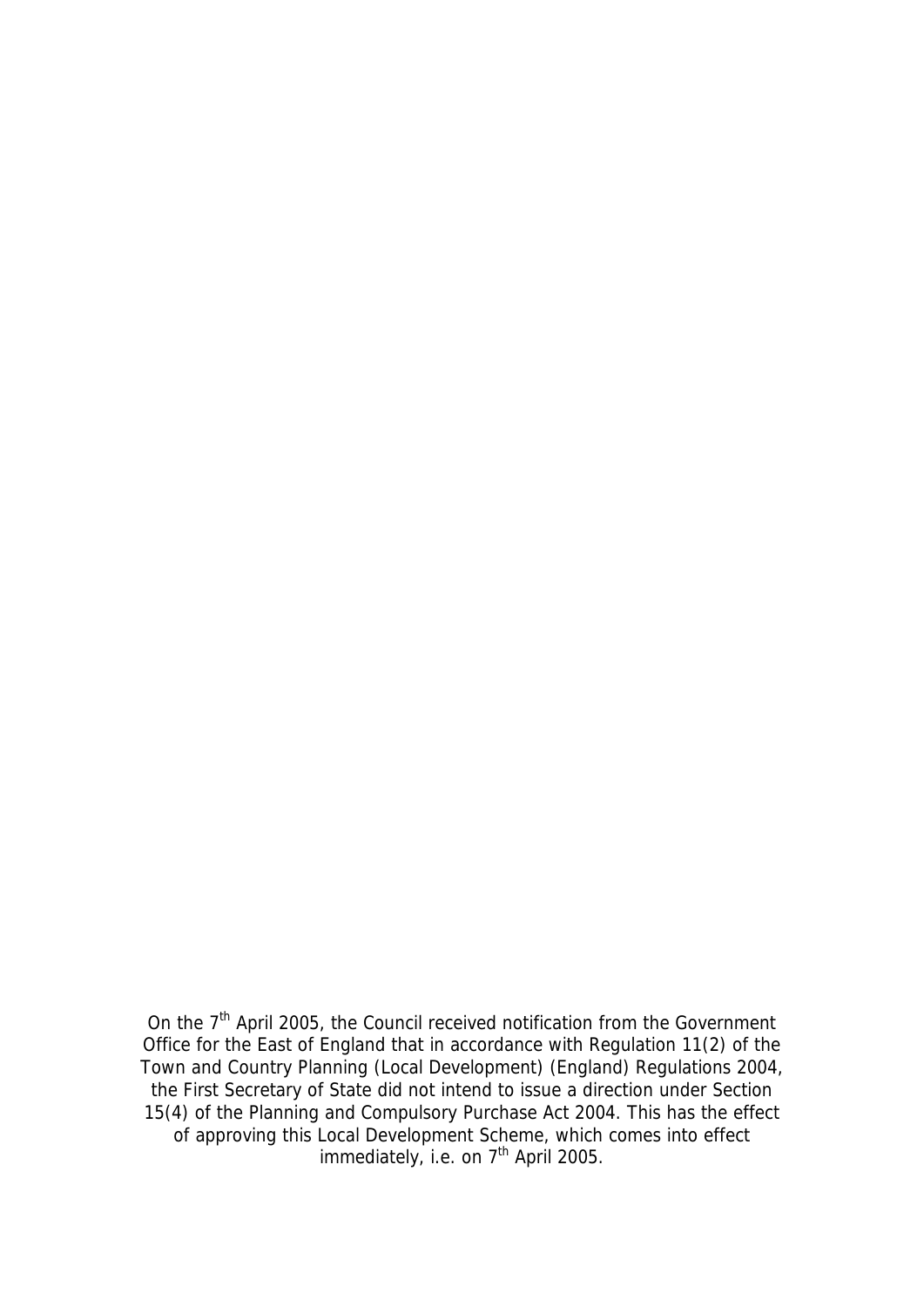On the 7th April 2005, the Council received notification from the Government Office for the East of England that in accordance with Regulation 11(2) of the Town and Country Planning (Local Development) (England) Regulations 2004, the First Secretary of State did not intend to issue a direction under Section 15(4) of the Planning and Compulsory Purchase Act 2004. This has the effect of approving this Local Development Scheme, which comes into effect immediately, i.e. on 7th April 2005.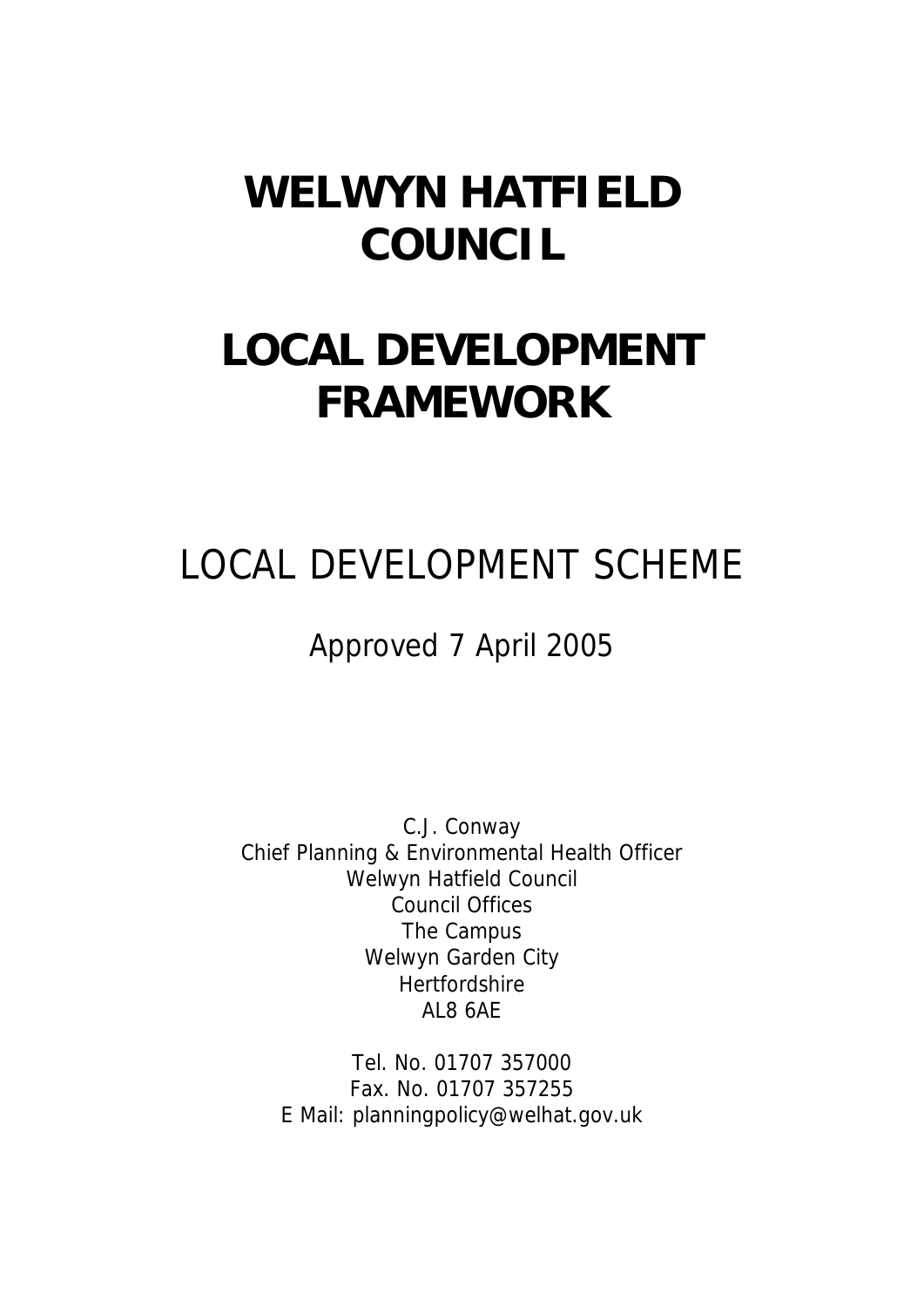# WELWYN HATFIELD COUNCIL

# LOCAL DEVELOPMENT FRAMEWORK

## LOCAL DEVELOPMENT SCHEME

Approved 7 April 2005

C.J. Conway
Chief Planning & Environmental Health Officer
Welwyn Hatfield Council
Council Offices
The Campus
Welwyn Garden City
Hertfordshire
AL8 6AE

Tel. No. 01707 357000
Fax. No. 01707 357255
E Mail: planningpolicy@welhat.gov.uk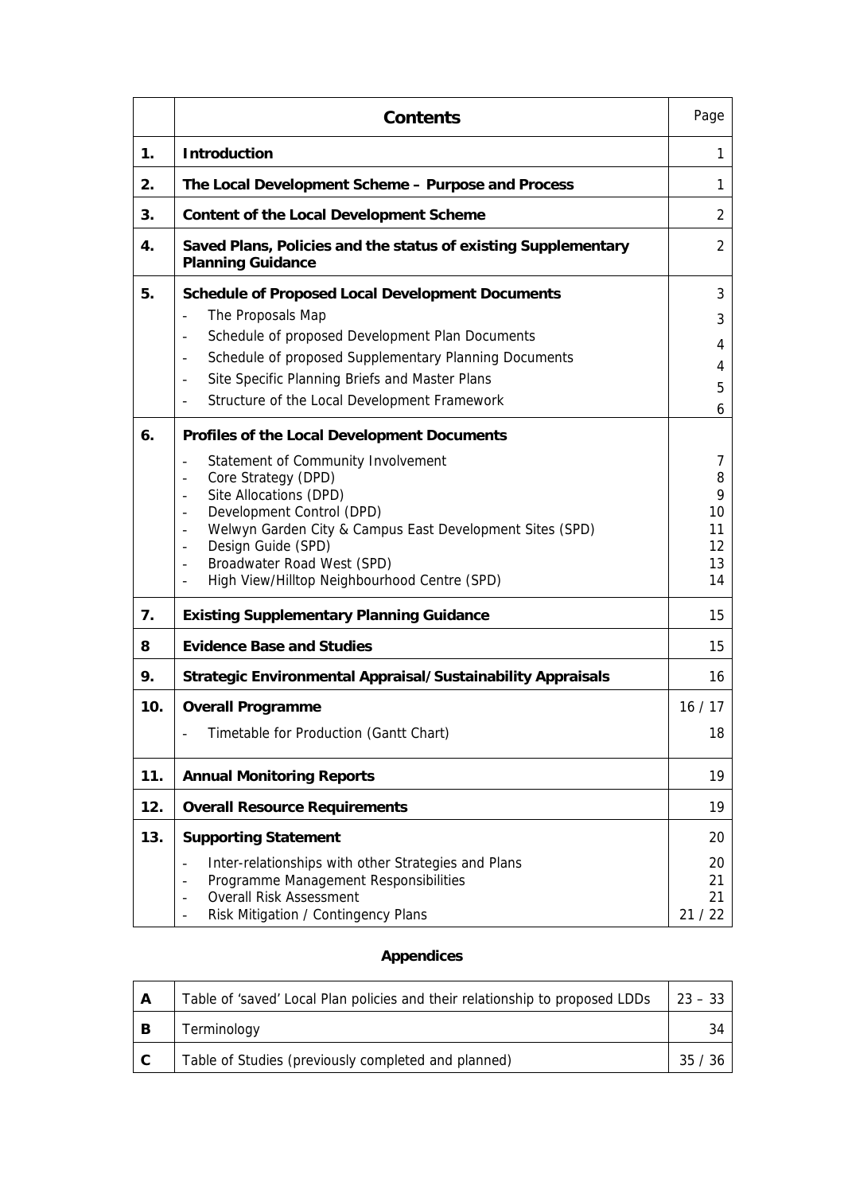| | Contents | Page |
|---|---|---|
| 1. | **Introduction** | 1 |
| 2. | **The Local Development Scheme – Purpose and Process** | 1 |
| 3. | **Content of the Local Development Scheme** | 2 |
| 4. | **Saved Plans, Policies and the status of existing Supplementary Planning Guidance** | 2 |
| 5. | **Schedule of Proposed Local Development Documents**<br>- The Proposals Map<br>- Schedule of proposed Development Plan Documents<br>- Schedule of proposed Supplementary Planning Documents<br>- Site Specific Planning Briefs and Master Plans<br>- Structure of the Local Development Framework | 3<br>3<br>4<br>4<br>5<br>6 |
| 6. | **Profiles of the Local Development Documents**<br>- Statement of Community Involvement<br>- Core Strategy (DPD)<br>- Site Allocations (DPD)<br>- Development Control (DPD)<br>- Welwyn Garden City & Campus East Development Sites (SPD)<br>- Design Guide (SPD)<br>- Broadwater Road West (SPD)<br>- High View/Hilltop Neighbourhood Centre (SPD) | <br>7<br>8<br>9<br>10<br>11<br>12<br>13<br>14 |
| 7. | **Existing Supplementary Planning Guidance** | 15 |
| 8 | **Evidence Base and Studies** | 15 |
| 9. | **Strategic Environmental Appraisal/Sustainability Appraisals** | 16 |
| 10. | **Overall Programme**<br>- Timetable for Production (Gantt Chart) | 16 / 17<br>18 |
| 11. | **Annual Monitoring Reports** | 19 |
| 12. | **Overall Resource Requirements** | 19 |
| 13. | **Supporting Statement**<br>- Inter-relationships with other Strategies and Plans<br>- Programme Management Responsibilities<br>- Overall Risk Assessment<br>- Risk Mitigation / Contingency Plans | 20<br>20<br>21<br>21<br>21 / 22 |

**Appendices**

| | | |
|---|---|---|
| **A** | Table of 'saved' Local Plan policies and their relationship to proposed LDDs | 23 – 33 |
| **B** | Terminology | 34 |
| **C** | Table of Studies (previously completed and planned) | 35 / 36 |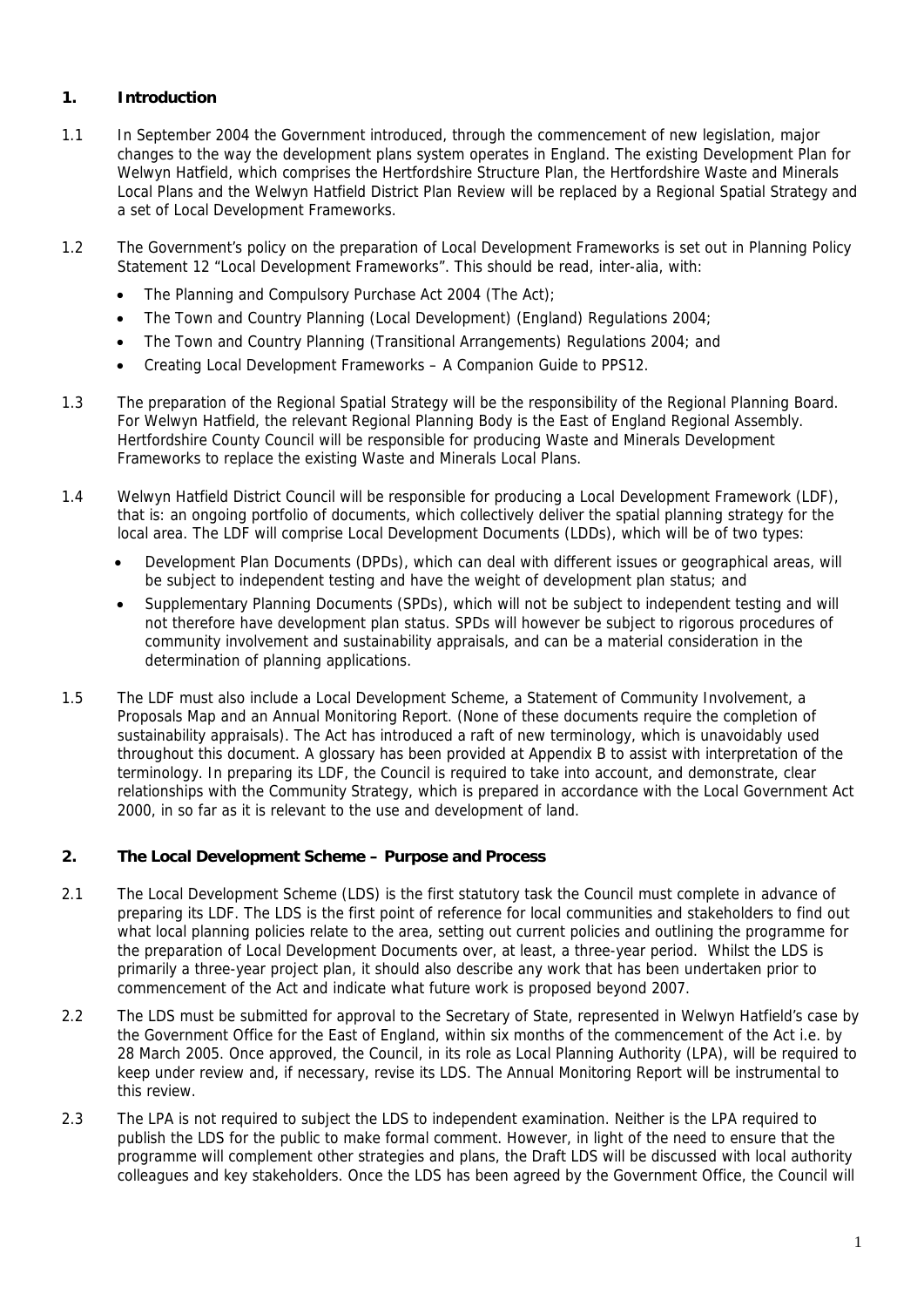## 1. Introduction

1.1 In September 2004 the Government introduced, through the commencement of new legislation, major changes to the way the development plans system operates in England. The existing Development Plan for Welwyn Hatfield, which comprises the Hertfordshire Structure Plan, the Hertfordshire Waste and Minerals Local Plans and the Welwyn Hatfield District Plan Review will be replaced by a Regional Spatial Strategy and a set of Local Development Frameworks.

1.2 The Government's policy on the preparation of Local Development Frameworks is set out in Planning Policy Statement 12 "Local Development Frameworks". This should be read, inter-alia, with:

- The Planning and Compulsory Purchase Act 2004 (The Act);
- The Town and Country Planning (Local Development) (England) Regulations 2004;
- The Town and Country Planning (Transitional Arrangements) Regulations 2004; and
- Creating Local Development Frameworks – A Companion Guide to PPS12.

1.3 The preparation of the Regional Spatial Strategy will be the responsibility of the Regional Planning Board. For Welwyn Hatfield, the relevant Regional Planning Body is the East of England Regional Assembly. Hertfordshire County Council will be responsible for producing Waste and Minerals Development Frameworks to replace the existing Waste and Minerals Local Plans.

1.4 Welwyn Hatfield District Council will be responsible for producing a Local Development Framework (LDF), that is: an ongoing portfolio of documents, which collectively deliver the spatial planning strategy for the local area. The LDF will comprise Local Development Documents (LDDs), which will be of two types:

- Development Plan Documents (DPDs), which can deal with different issues or geographical areas, will be subject to independent testing and have the weight of development plan status; and
- Supplementary Planning Documents (SPDs), which will not be subject to independent testing and will not therefore have development plan status. SPDs will however be subject to rigorous procedures of community involvement and sustainability appraisals, and can be a material consideration in the determination of planning applications.

1.5 The LDF must also include a Local Development Scheme, a Statement of Community Involvement, a Proposals Map and an Annual Monitoring Report. (None of these documents require the completion of sustainability appraisals). The Act has introduced a raft of new terminology, which is unavoidably used throughout this document. A glossary has been provided at Appendix B to assist with interpretation of the terminology. In preparing its LDF, the Council is required to take into account, and demonstrate, clear relationships with the Community Strategy, which is prepared in accordance with the Local Government Act 2000, in so far as it is relevant to the use and development of land.

## 2. The Local Development Scheme – Purpose and Process

2.1 The Local Development Scheme (LDS) is the first statutory task the Council must complete in advance of preparing its LDF. The LDS is the first point of reference for local communities and stakeholders to find out what local planning policies relate to the area, setting out current policies and outlining the programme for the preparation of Local Development Documents over, at least, a three-year period. Whilst the LDS is primarily a three-year project plan, it should also describe any work that has been undertaken prior to commencement of the Act and indicate what future work is proposed beyond 2007.

2.2 The LDS must be submitted for approval to the Secretary of State, represented in Welwyn Hatfield's case by the Government Office for the East of England, within six months of the commencement of the Act i.e. by 28 March 2005. Once approved, the Council, in its role as Local Planning Authority (LPA), will be required to keep under review and, if necessary, revise its LDS. The Annual Monitoring Report will be instrumental to this review.

2.3 The LPA is not required to subject the LDS to independent examination. Neither is the LPA required to publish the LDS for the public to make formal comment. However, in light of the need to ensure that the programme will complement other strategies and plans, the Draft LDS will be discussed with local authority colleagues and key stakeholders. Once the LDS has been agreed by the Government Office, the Council will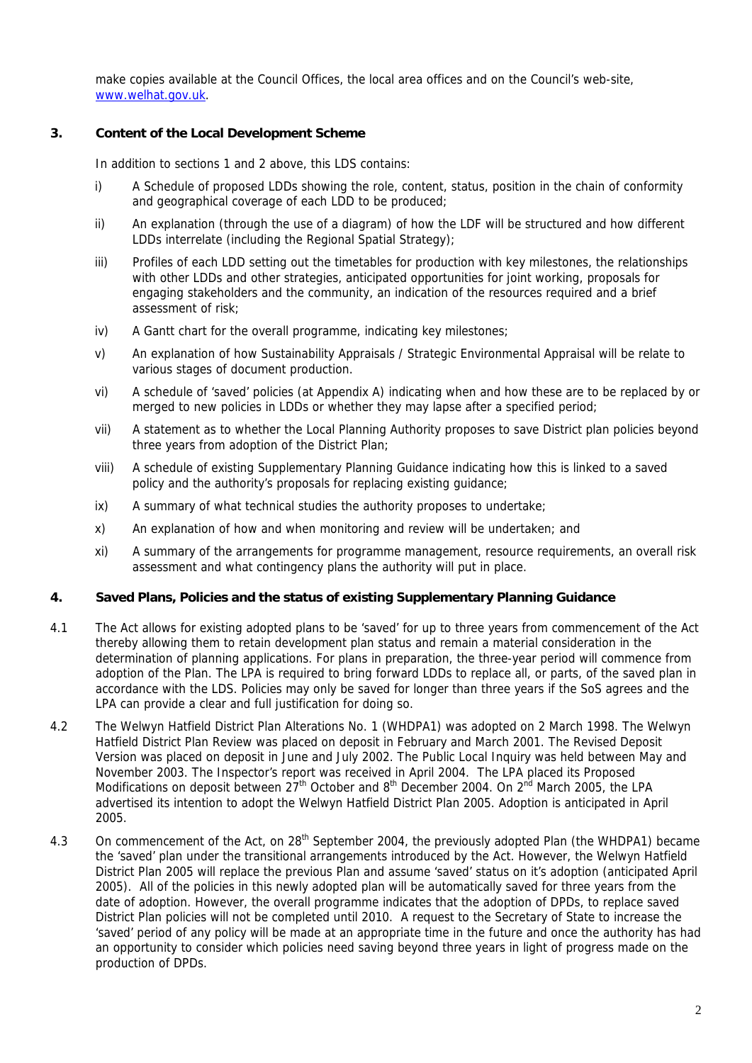make copies available at the Council Offices, the local area offices and on the Council's web-site, www.welhat.gov.uk.

## 3. Content of the Local Development Scheme

In addition to sections 1 and 2 above, this LDS contains:

i) A Schedule of proposed LDDs showing the role, content, status, position in the chain of conformity and geographical coverage of each LDD to be produced;

ii) An explanation (through the use of a diagram) of how the LDF will be structured and how different LDDs interrelate (including the Regional Spatial Strategy);

iii) Profiles of each LDD setting out the timetables for production with key milestones, the relationships with other LDDs and other strategies, anticipated opportunities for joint working, proposals for engaging stakeholders and the community, an indication of the resources required and a brief assessment of risk;

iv) A Gantt chart for the overall programme, indicating key milestones;

v) An explanation of how Sustainability Appraisals / Strategic Environmental Appraisal will be relate to various stages of document production.

vi) A schedule of 'saved' policies (at Appendix A) indicating when and how these are to be replaced by or merged to new policies in LDDs or whether they may lapse after a specified period;

vii) A statement as to whether the Local Planning Authority proposes to save District plan policies beyond three years from adoption of the District Plan;

viii) A schedule of existing Supplementary Planning Guidance indicating how this is linked to a saved policy and the authority's proposals for replacing existing guidance;

ix) A summary of what technical studies the authority proposes to undertake;

x) An explanation of how and when monitoring and review will be undertaken; and

xi) A summary of the arrangements for programme management, resource requirements, an overall risk assessment and what contingency plans the authority will put in place.

## 4. Saved Plans, Policies and the status of existing Supplementary Planning Guidance

4.1 The Act allows for existing adopted plans to be 'saved' for up to three years from commencement of the Act thereby allowing them to retain development plan status and remain a material consideration in the determination of planning applications. For plans in preparation, the three-year period will commence from adoption of the Plan. The LPA is required to bring forward LDDs to replace all, or parts, of the saved plan in accordance with the LDS. Policies may only be saved for longer than three years if the SoS agrees and the LPA can provide a clear and full justification for doing so.

4.2 The Welwyn Hatfield District Plan Alterations No. 1 (WHDPA1) was adopted on 2 March 1998. The Welwyn Hatfield District Plan Review was placed on deposit in February and March 2001. The Revised Deposit Version was placed on deposit in June and July 2002. The Public Local Inquiry was held between May and November 2003. The Inspector's report was received in April 2004. The LPA placed its Proposed Modifications on deposit between 27th October and 8th December 2004. On 2nd March 2005, the LPA advertised its intention to adopt the Welwyn Hatfield District Plan 2005. Adoption is anticipated in April 2005.

4.3 On commencement of the Act, on 28th September 2004, the previously adopted Plan (the WHDPA1) became the 'saved' plan under the transitional arrangements introduced by the Act. However, the Welwyn Hatfield District Plan 2005 will replace the previous Plan and assume 'saved' status on it's adoption (anticipated April 2005). All of the policies in this newly adopted plan will be automatically saved for three years from the date of adoption. However, the overall programme indicates that the adoption of DPDs, to replace saved District Plan policies will not be completed until 2010. A request to the Secretary of State to increase the 'saved' period of any policy will be made at an appropriate time in the future and once the authority has had an opportunity to consider which policies need saving beyond three years in light of progress made on the production of DPDs.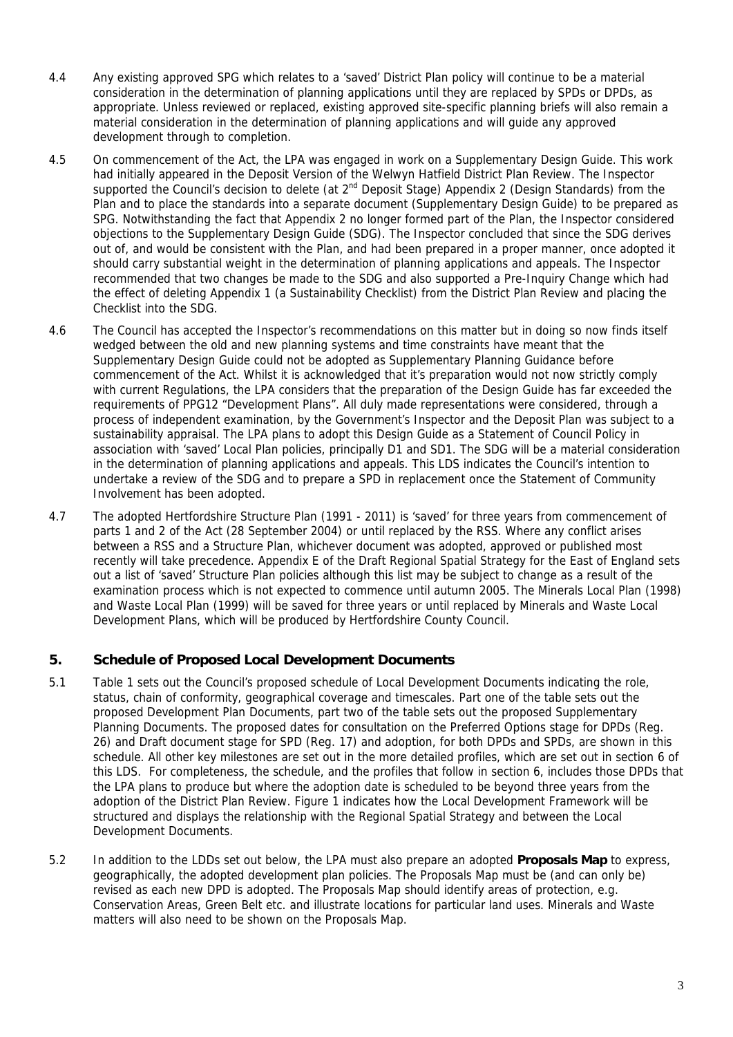4.4 Any existing approved SPG which relates to a 'saved' District Plan policy will continue to be a material consideration in the determination of planning applications until they are replaced by SPDs or DPDs, as appropriate. Unless reviewed or replaced, existing approved site-specific planning briefs will also remain a material consideration in the determination of planning applications and will guide any approved development through to completion.

4.5 On commencement of the Act, the LPA was engaged in work on a Supplementary Design Guide. This work had initially appeared in the Deposit Version of the Welwyn Hatfield District Plan Review. The Inspector supported the Council's decision to delete (at 2nd Deposit Stage) Appendix 2 (Design Standards) from the Plan and to place the standards into a separate document (Supplementary Design Guide) to be prepared as SPG. Notwithstanding the fact that Appendix 2 no longer formed part of the Plan, the Inspector considered objections to the Supplementary Design Guide (SDG). The Inspector concluded that since the SDG derives out of, and would be consistent with the Plan, and had been prepared in a proper manner, once adopted it should carry substantial weight in the determination of planning applications and appeals. The Inspector recommended that two changes be made to the SDG and also supported a Pre-Inquiry Change which had the effect of deleting Appendix 1 (a Sustainability Checklist) from the District Plan Review and placing the Checklist into the SDG.

4.6 The Council has accepted the Inspector's recommendations on this matter but in doing so now finds itself wedged between the old and new planning systems and time constraints have meant that the Supplementary Design Guide could not be adopted as Supplementary Planning Guidance before commencement of the Act. Whilst it is acknowledged that it's preparation would not now strictly comply with current Regulations, the LPA considers that the preparation of the Design Guide has far exceeded the requirements of PPG12 "Development Plans". All duly made representations were considered, through a process of independent examination, by the Government's Inspector and the Deposit Plan was subject to a sustainability appraisal. The LPA plans to adopt this Design Guide as a Statement of Council Policy in association with 'saved' Local Plan policies, principally D1 and SD1. The SDG will be a material consideration in the determination of planning applications and appeals. This LDS indicates the Council's intention to undertake a review of the SDG and to prepare a SPD in replacement once the Statement of Community Involvement has been adopted.

4.7 The adopted Hertfordshire Structure Plan (1991 - 2011) is 'saved' for three years from commencement of parts 1 and 2 of the Act (28 September 2004) or until replaced by the RSS. Where any conflict arises between a RSS and a Structure Plan, whichever document was adopted, approved or published most recently will take precedence. Appendix E of the Draft Regional Spatial Strategy for the East of England sets out a list of 'saved' Structure Plan policies although this list may be subject to change as a result of the examination process which is not expected to commence until autumn 2005. The Minerals Local Plan (1998) and Waste Local Plan (1999) will be saved for three years or until replaced by Minerals and Waste Local Development Plans, which will be produced by Hertfordshire County Council.

## 5. Schedule of Proposed Local Development Documents

5.1 Table 1 sets out the Council's proposed schedule of Local Development Documents indicating the role, status, chain of conformity, geographical coverage and timescales. Part one of the table sets out the proposed Development Plan Documents, part two of the table sets out the proposed Supplementary Planning Documents. The proposed dates for consultation on the Preferred Options stage for DPDs (Reg. 26) and Draft document stage for SPD (Reg. 17) and adoption, for both DPDs and SPDs, are shown in this schedule. All other key milestones are set out in the more detailed profiles, which are set out in section 6 of this LDS. For completeness, the schedule, and the profiles that follow in section 6, includes those DPDs that the LPA plans to produce but where the adoption date is scheduled to be beyond three years from the adoption of the District Plan Review. Figure 1 indicates how the Local Development Framework will be structured and displays the relationship with the Regional Spatial Strategy and between the Local Development Documents.

5.2 In addition to the LDDs set out below, the LPA must also prepare an adopted **Proposals Map** to express, geographically, the adopted development plan policies. The Proposals Map must be (and can only be) revised as each new DPD is adopted. The Proposals Map should identify areas of protection, e.g. Conservation Areas, Green Belt etc. and illustrate locations for particular land uses. Minerals and Waste matters will also need to be shown on the Proposals Map.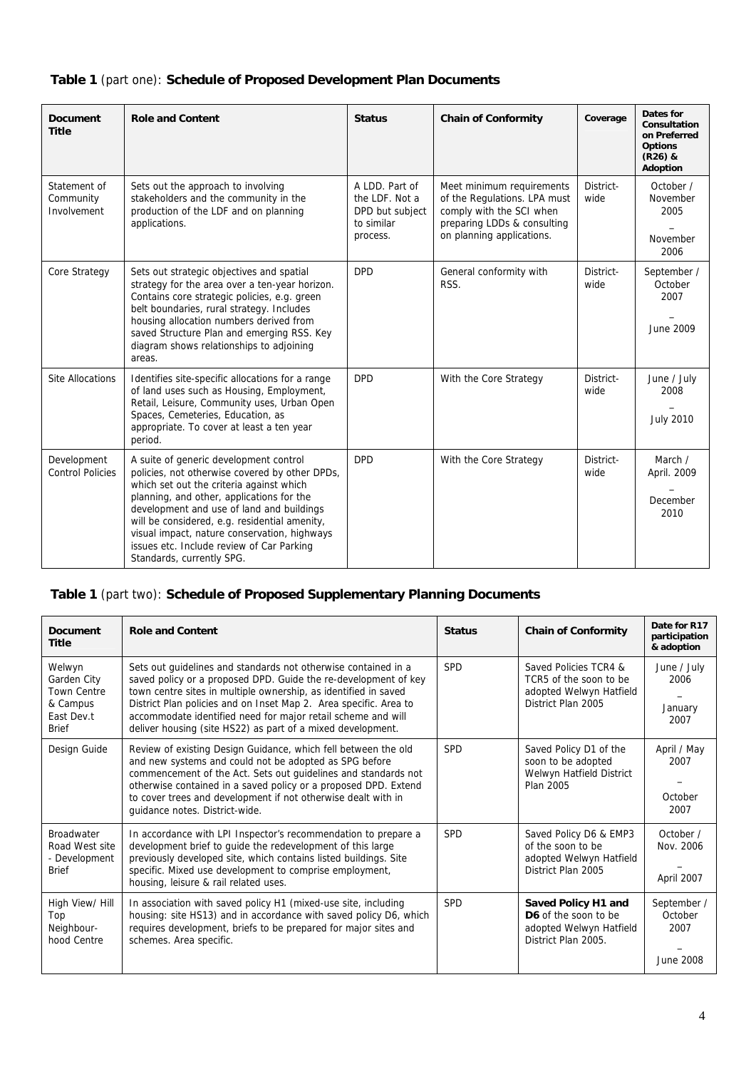**Table 1** (part one): **Schedule of Proposed Development Plan Documents**

| Document Title | Role and Content | Status | Chain of Conformity | Coverage | Dates for Consultation on Preferred Options (R26) & Adoption |
|---|---|---|---|---|---|
| Statement of Community Involvement | Sets out the approach to involving stakeholders and the community in the production of the LDF and on planning applications. | A LDD. Part of the LDF. Not a DPD but subject to similar process. | Meet minimum requirements of the Regulations. LPA must comply with the SCI when preparing LDDs & consulting on planning applications. | District-wide | October / November 2005 – November 2006 |
| Core Strategy | Sets out strategic objectives and spatial strategy for the area over a ten-year horizon. Contains core strategic policies, e.g. green belt boundaries, rural strategy. Includes housing allocation numbers derived from saved Structure Plan and emerging RSS. Key diagram shows relationships to adjoining areas. | DPD | General conformity with RSS. | District-wide | September / October 2007 – June 2009 |
| Site Allocations | Identifies site-specific allocations for a range of land uses such as Housing, Employment, Retail, Leisure, Community uses, Urban Open Spaces, Cemeteries, Education, as appropriate. To cover at least a ten year period. | DPD | With the Core Strategy | District-wide | June / July 2008 – July 2010 |
| Development Control Policies | A suite of generic development control policies, not otherwise covered by other DPDs, which set out the criteria against which planning, and other, applications for the development and use of land and buildings will be considered, e.g. residential amenity, visual impact, nature conservation, highways issues etc. Include review of Car Parking Standards, currently SPG. | DPD | With the Core Strategy | District-wide | March / April. 2009 – December 2010 |

**Table 1** (part two): **Schedule of Proposed Supplementary Planning Documents**

| Document Title | Role and Content | Status | Chain of Conformity | Date for R17 participation & adoption |
|---|---|---|---|---|
| Welwyn Garden City Town Centre & Campus East Dev.t Brief | Sets out guidelines and standards not otherwise contained in a saved policy or a proposed DPD. Guide the re-development of key town centre sites in multiple ownership, as identified in saved District Plan policies and on Inset Map 2. Area specific. Area to accommodate identified need for major retail scheme and will deliver housing (site HS22) as part of a mixed development. | SPD | Saved Policies TCR4 & TCR5 of the soon to be adopted Welwyn Hatfield District Plan 2005 | June / July 2006 – January 2007 |
| Design Guide | Review of existing Design Guidance, which fell between the old and new systems and could not be adopted as SPG before commencement of the Act. Sets out guidelines and standards not otherwise contained in a saved policy or a proposed DPD. Extend to cover trees and development if not otherwise dealt with in guidance notes. District-wide. | SPD | Saved Policy D1 of the soon to be adopted Welwyn Hatfield District Plan 2005 | April / May 2007 – October 2007 |
| Broadwater Road West site - Development Brief | In accordance with LPI Inspector's recommendation to prepare a development brief to guide the redevelopment of this large previously developed site, which contains listed buildings. Site specific. Mixed use development to comprise employment, housing, leisure & rail related uses. | SPD | Saved Policy D6 & EMP3 of the soon to be adopted Welwyn Hatfield District Plan 2005 | October / Nov. 2006 – April 2007 |
| High View/ Hill Top Neighbour-hood Centre | In association with saved policy H1 (mixed-use site, including housing: site HS13) and in accordance with saved policy D6, which requires development, briefs to be prepared for major sites and schemes. Area specific. | SPD | **Saved Policy H1 and D6** of the soon to be adopted Welwyn Hatfield District Plan 2005. | September / October 2007 – June 2008 |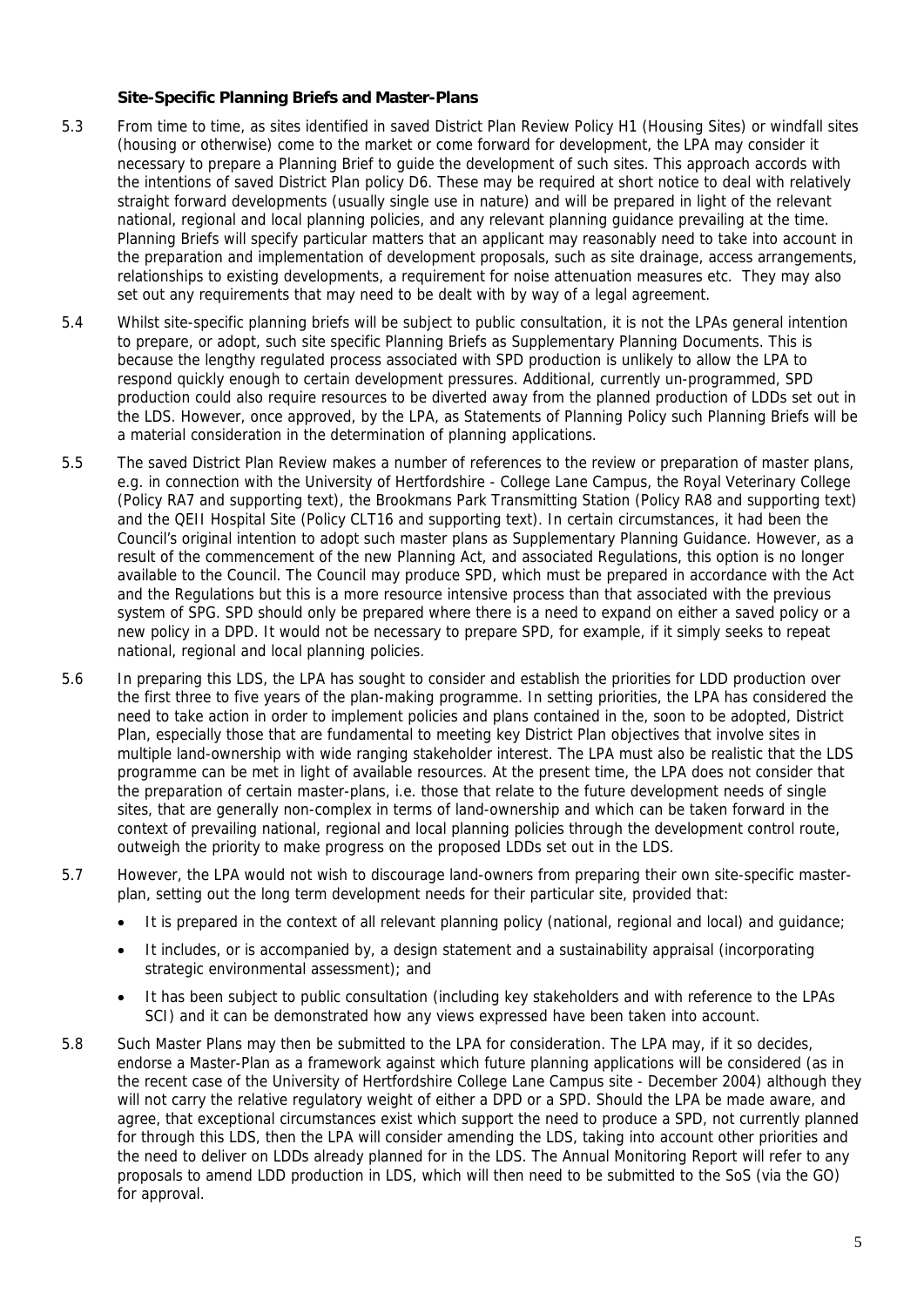### Site-Specific Planning Briefs and Master-Plans

5.3 From time to time, as sites identified in saved District Plan Review Policy H1 (Housing Sites) or windfall sites (housing or otherwise) come to the market or come forward for development, the LPA may consider it necessary to prepare a Planning Brief to guide the development of such sites. This approach accords with the intentions of saved District Plan policy D6. These may be required at short notice to deal with relatively straight forward developments (usually single use in nature) and will be prepared in light of the relevant national, regional and local planning policies, and any relevant planning guidance prevailing at the time. Planning Briefs will specify particular matters that an applicant may reasonably need to take into account in the preparation and implementation of development proposals, such as site drainage, access arrangements, relationships to existing developments, a requirement for noise attenuation measures etc. They may also set out any requirements that may need to be dealt with by way of a legal agreement.

5.4 Whilst site-specific planning briefs will be subject to public consultation, it is not the LPAs general intention to prepare, or adopt, such site specific Planning Briefs as Supplementary Planning Documents. This is because the lengthy regulated process associated with SPD production is unlikely to allow the LPA to respond quickly enough to certain development pressures. Additional, currently un-programmed, SPD production could also require resources to be diverted away from the planned production of LDDs set out in the LDS. However, once approved, by the LPA, as Statements of Planning Policy such Planning Briefs will be a material consideration in the determination of planning applications.

5.5 The saved District Plan Review makes a number of references to the review or preparation of master plans, e.g. in connection with the University of Hertfordshire - College Lane Campus, the Royal Veterinary College (Policy RA7 and supporting text), the Brookmans Park Transmitting Station (Policy RA8 and supporting text) and the QEII Hospital Site (Policy CLT16 and supporting text). In certain circumstances, it had been the Council's original intention to adopt such master plans as Supplementary Planning Guidance. However, as a result of the commencement of the new Planning Act, and associated Regulations, this option is no longer available to the Council. The Council may produce SPD, which must be prepared in accordance with the Act and the Regulations but this is a more resource intensive process than that associated with the previous system of SPG. SPD should only be prepared where there is a need to expand on either a saved policy or a new policy in a DPD. It would not be necessary to prepare SPD, for example, if it simply seeks to repeat national, regional and local planning policies.

5.6 In preparing this LDS, the LPA has sought to consider and establish the priorities for LDD production over the first three to five years of the plan-making programme. In setting priorities, the LPA has considered the need to take action in order to implement policies and plans contained in the, soon to be adopted, District Plan, especially those that are fundamental to meeting key District Plan objectives that involve sites in multiple land-ownership with wide ranging stakeholder interest. The LPA must also be realistic that the LDS programme can be met in light of available resources. At the present time, the LPA does not consider that the preparation of certain master-plans, i.e. those that relate to the future development needs of single sites, that are generally non-complex in terms of land-ownership and which can be taken forward in the context of prevailing national, regional and local planning policies through the development control route, outweigh the priority to make progress on the proposed LDDs set out in the LDS.

5.7 However, the LPA would not wish to discourage land-owners from preparing their own site-specific master-plan, setting out the long term development needs for their particular site, provided that:

- It is prepared in the context of all relevant planning policy (national, regional and local) and guidance;
- It includes, or is accompanied by, a design statement and a sustainability appraisal (incorporating strategic environmental assessment); and
- It has been subject to public consultation (including key stakeholders and with reference to the LPAs SCI) and it can be demonstrated how any views expressed have been taken into account.

5.8 Such Master Plans may then be submitted to the LPA for consideration. The LPA may, if it so decides, endorse a Master-Plan as a framework against which future planning applications will be considered (as in the recent case of the University of Hertfordshire College Lane Campus site - December 2004) although they will not carry the relative regulatory weight of either a DPD or a SPD. Should the LPA be made aware, and agree, that exceptional circumstances exist which support the need to produce a SPD, not currently planned for through this LDS, then the LPA will consider amending the LDS, taking into account other priorities and the need to deliver on LDDs already planned for in the LDS. The Annual Monitoring Report will refer to any proposals to amend LDD production in LDS, which will then need to be submitted to the SoS (via the GO) for approval.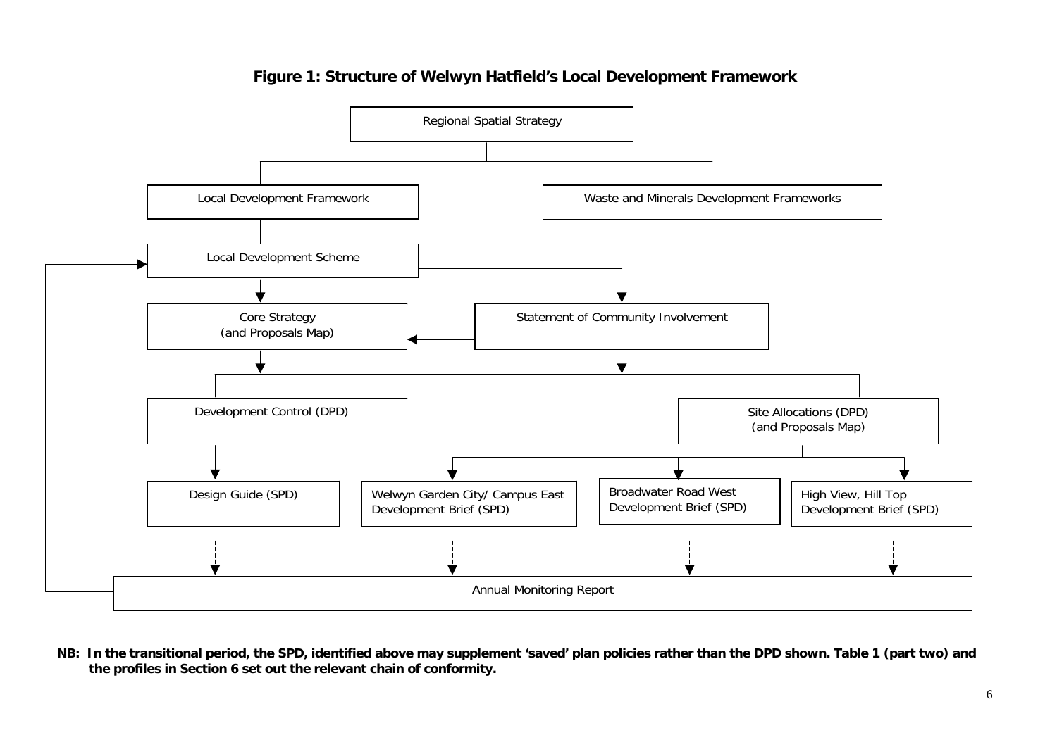**Figure 1: Structure of Welwyn Hatfield's Local Development Framework**

Regional Spatial Strategy

Local Development Framework

Waste and Minerals Development Frameworks

Local Development Scheme

Core Strategy
(and Proposals Map)

Statement of Community Involvement

Development Control (DPD)

Site Allocations (DPD)
(and Proposals Map)

Design Guide (SPD)

Welwyn Garden City/ Campus East Development Brief (SPD)

Broadwater Road West Development Brief (SPD)

High View, Hill Top Development Brief (SPD)

Annual Monitoring Report

**NB: In the transitional period, the SPD, identified above may supplement 'saved' plan policies rather than the DPD shown. Table 1 (part two) and the profiles in Section 6 set out the relevant chain of conformity.**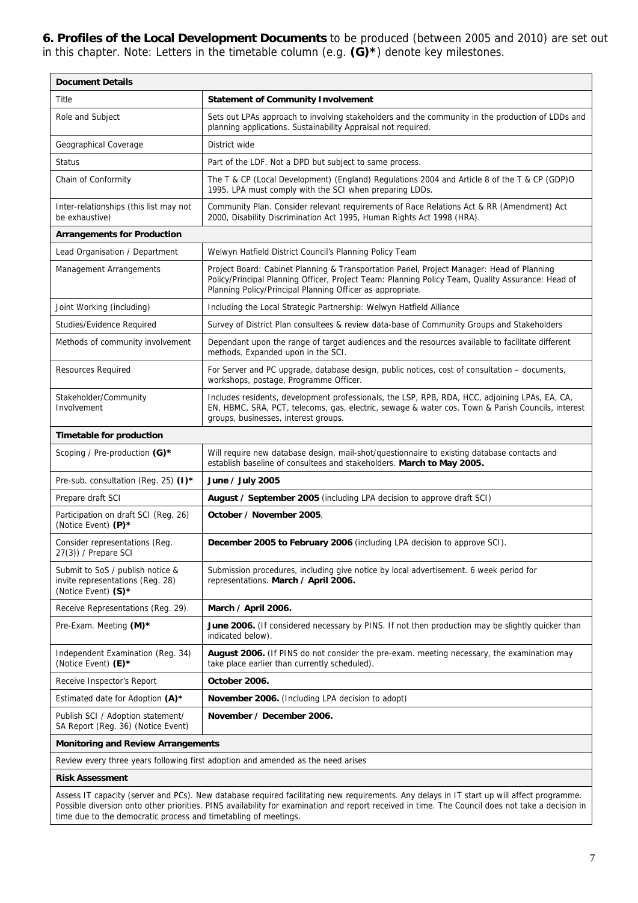**6. Profiles of the Local Development Documents** to be produced (between 2005 and 2010) are set out in this chapter. Note: Letters in the timetable column (e.g. **(G)***) denote key milestones.

| | |
|---|---|
| **Document Details** | |
| Title | **Statement of Community Involvement** |
| Role and Subject | Sets out LPAs approach to involving stakeholders and the community in the production of LDDs and planning applications. Sustainability Appraisal not required. |
| Geographical Coverage | District wide |
| Status | Part of the LDF. Not a DPD but subject to same process. |
| Chain of Conformity | The T & CP (Local Development) (England) Regulations 2004 and Article 8 of the T & CP (GDP)O 1995. LPA must comply with the SCI when preparing LDDs. |
| Inter-relationships (this list may not be exhaustive) | Community Plan. Consider relevant requirements of Race Relations Act & RR (Amendment) Act 2000, Disability Discrimination Act 1995, Human Rights Act 1998 (HRA). |
| **Arrangements for Production** | |
| Lead Organisation / Department | Welwyn Hatfield District Council's Planning Policy Team |
| Management Arrangements | Project Board: Cabinet Planning & Transportation Panel, Project Manager: Head of Planning Policy/Principal Planning Officer, Project Team: Planning Policy Team, Quality Assurance: Head of Planning Policy/Principal Planning Officer as appropriate. |
| Joint Working (including) | Including the Local Strategic Partnership: Welwyn Hatfield Alliance |
| Studies/Evidence Required | Survey of District Plan consultees & review data-base of Community Groups and Stakeholders |
| Methods of community involvement | Dependant upon the range of target audiences and the resources available to facilitate different methods. Expanded upon in the SCI. |
| Resources Required | For Server and PC upgrade, database design, public notices, cost of consultation – documents, workshops, postage, Programme Officer. |
| Stakeholder/Community Involvement | Includes residents, development professionals, the LSP, RPB, RDA, HCC, adjoining LPAs, EA, CA, EN, HBMC, SRA, PCT, telecoms, gas, electric, sewage & water cos. Town & Parish Councils, interest groups, businesses, interest groups. |
| **Timetable for production** | |
| Scoping / Pre-production **(G)*** | Will require new database design, mail-shot/questionnaire to existing database contacts and establish baseline of consultees and stakeholders. **March to May 2005.** |
| Pre-sub. consultation (Reg. 25) **(I)*** | **June / July 2005** |
| Prepare draft SCI | **August / September 2005** (including LPA decision to approve draft SCI) |
| Participation on draft SCI (Reg. 26) (Notice Event) **(P)*** | **October / November 2005**. |
| Consider representations (Reg. 27(3)) / Prepare SCI | **December 2005 to February 2006** (including LPA decision to approve SCI). |
| Submit to SoS / publish notice & invite representations (Reg. 28) (Notice Event) **(S)*** | Submission procedures, including give notice by local advertisement. 6 week period for representations. **March / April 2006.** |
| Receive Representations (Reg. 29). | **March / April 2006.** |
| Pre-Exam. Meeting **(M)*** | **June 2006.** (If considered necessary by PINS. If not then production may be slightly quicker than indicated below). |
| Independent Examination (Reg. 34) (Notice Event) **(E)*** | **August 2006.** (If PINS do not consider the pre-exam. meeting necessary, the examination may take place earlier than currently scheduled). |
| Receive Inspector's Report | **October 2006.** |
| Estimated date for Adoption **(A)*** | **November 2006.** (Including LPA decision to adopt) |
| Publish SCI / Adoption statement/ SA Report (Reg. 36) (Notice Event) | **November / December 2006.** |
| **Monitoring and Review Arrangements** | |
| Review every three years following first adoption and amended as the need arises | |
| **Risk Assessment** | |
| Assess IT capacity (server and PCs). New database required facilitating new requirements. Any delays in IT start up will affect programme. Possible diversion onto other priorities. PINS availability for examination and report received in time. The Council does not take a decision in time due to the democratic process and timetabling of meetings. | |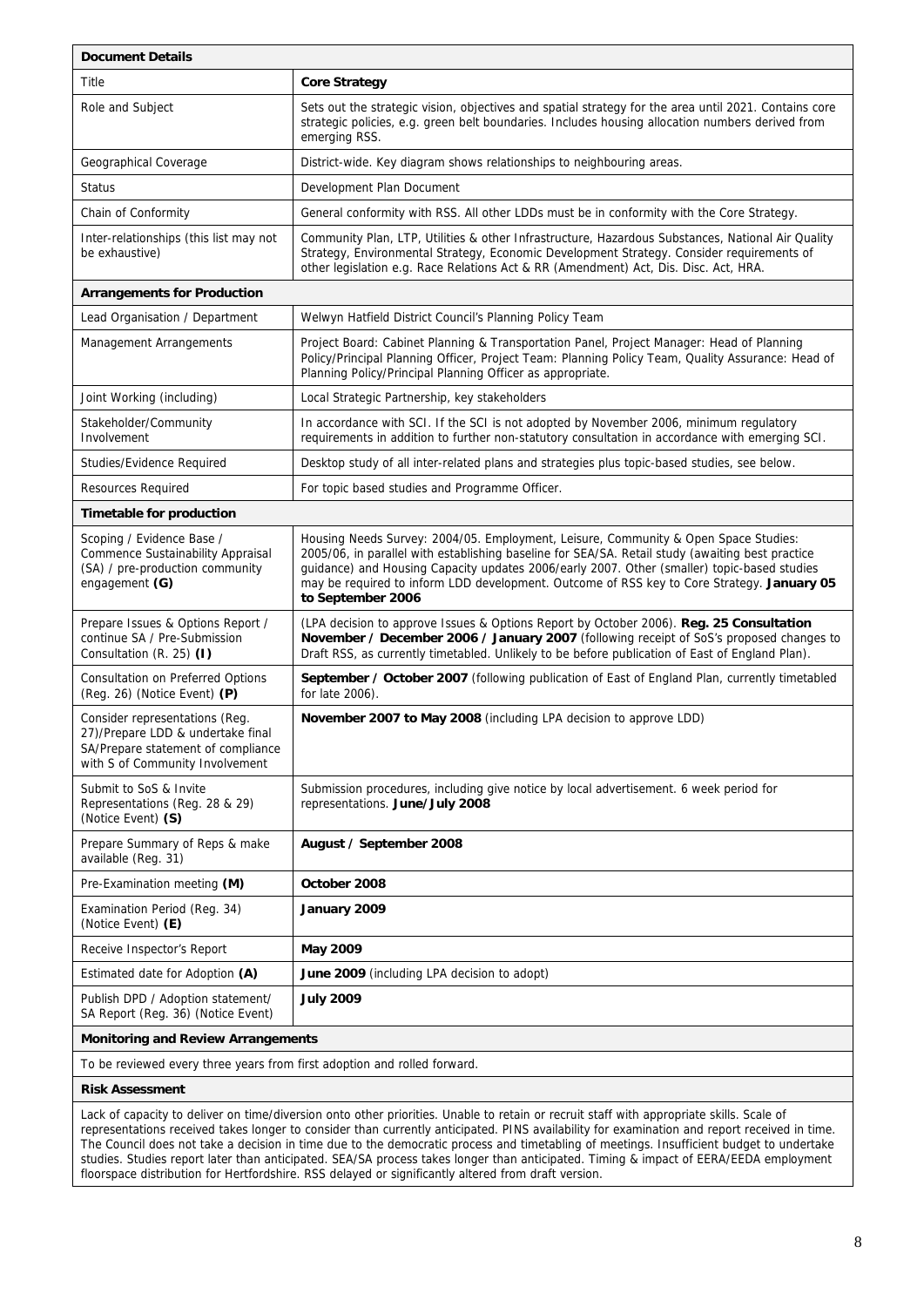| Document Details | |
|---|---|
| Title | **Core Strategy** |
| Role and Subject | Sets out the strategic vision, objectives and spatial strategy for the area until 2021. Contains core strategic policies, e.g. green belt boundaries. Includes housing allocation numbers derived from emerging RSS. |
| Geographical Coverage | District-wide. Key diagram shows relationships to neighbouring areas. |
| Status | Development Plan Document |
| Chain of Conformity | General conformity with RSS. All other LDDs must be in conformity with the Core Strategy. |
| Inter-relationships (this list may not be exhaustive) | Community Plan, LTP, Utilities & other Infrastructure, Hazardous Substances, National Air Quality Strategy, Environmental Strategy, Economic Development Strategy. Consider requirements of other legislation e.g. Race Relations Act & RR (Amendment) Act, Dis. Disc. Act, HRA. |
| **Arrangements for Production** | |
| Lead Organisation / Department | Welwyn Hatfield District Council's Planning Policy Team |
| Management Arrangements | Project Board: Cabinet Planning & Transportation Panel, Project Manager: Head of Planning Policy/Principal Planning Officer, Project Team: Planning Policy Team, Quality Assurance: Head of Planning Policy/Principal Planning Officer as appropriate. |
| Joint Working (including) | Local Strategic Partnership, key stakeholders |
| Stakeholder/Community Involvement | In accordance with SCI. If the SCI is not adopted by November 2006, minimum regulatory requirements in addition to further non-statutory consultation in accordance with emerging SCI. |
| Studies/Evidence Required | Desktop study of all inter-related plans and strategies plus topic-based studies, see below. |
| Resources Required | For topic based studies and Programme Officer. |
| **Timetable for production** | |
| Scoping / Evidence Base / Commence Sustainability Appraisal (SA) / pre-production community engagement **(G)** | Housing Needs Survey: 2004/05. Employment, Leisure, Community & Open Space Studies: 2005/06, in parallel with establishing baseline for SEA/SA. Retail study (awaiting best practice guidance) and Housing Capacity updates 2006/early 2007. Other (smaller) topic-based studies may be required to inform LDD development. Outcome of RSS key to Core Strategy. **January 05 to September 2006** |
| Prepare Issues & Options Report / continue SA / Pre-Submission Consultation (R. 25) **(I)** | (LPA decision to approve Issues & Options Report by October 2006). **Reg. 25 Consultation November / December 2006 / January 2007** (following receipt of SoS's proposed changes to Draft RSS, as currently timetabled. Unlikely to be before publication of East of England Plan). |
| Consultation on Preferred Options (Reg. 26) (Notice Event) **(P)** | **September / October 2007** (following publication of East of England Plan, currently timetabled for late 2006). |
| Consider representations (Reg. 27)/Prepare LDD & undertake final SA/Prepare statement of compliance with S of Community Involvement | **November 2007 to May 2008** (including LPA decision to approve LDD) |
| Submit to SoS & Invite Representations (Reg. 28 & 29) (Notice Event) **(S)** | Submission procedures, including give notice by local advertisement. 6 week period for representations. **June/July 2008** |
| Prepare Summary of Reps & make available (Reg. 31) | **August / September 2008** |
| Pre-Examination meeting **(M)** | **October 2008** |
| Examination Period (Reg. 34) (Notice Event) **(E)** | **January 2009** |
| Receive Inspector's Report | **May 2009** |
| Estimated date for Adoption **(A)** | **June 2009** (including LPA decision to adopt) |
| Publish DPD / Adoption statement/ SA Report (Reg. 36) (Notice Event) | **July 2009** |
| **Monitoring and Review Arrangements** | |
| To be reviewed every three years from first adoption and rolled forward. | |
| **Risk Assessment** | |
| Lack of capacity to deliver on time/diversion onto other priorities. Unable to retain or recruit staff with appropriate skills. Scale of representations received takes longer to consider than currently anticipated. PINS availability for examination and report received in time. The Council does not take a decision in time due to the democratic process and timetabling of meetings. Insufficient budget to undertake studies. Studies report later than anticipated. SEA/SA process takes longer than anticipated. Timing & impact of EERA/EEDA employment floorspace distribution for Hertfordshire. RSS delayed or significantly altered from draft version. | |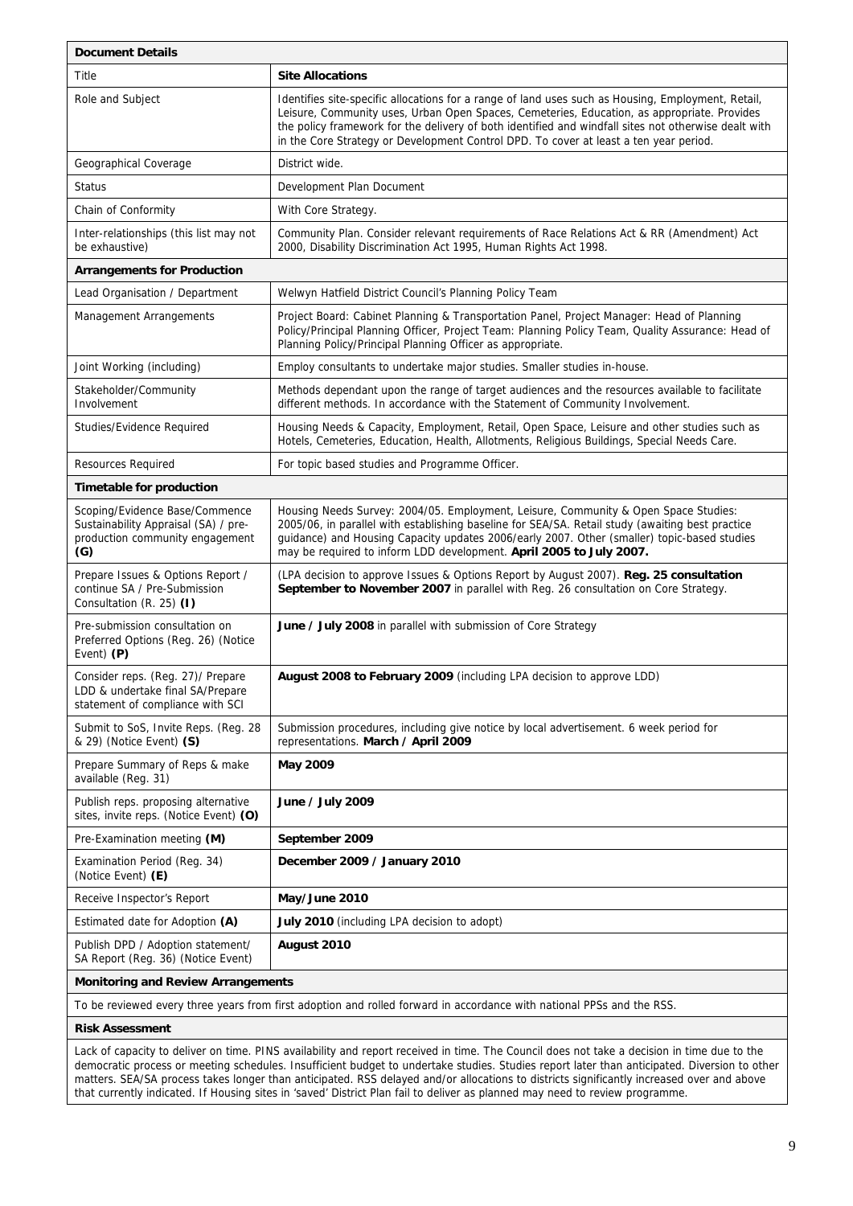| **Document Details** | |
|---|---|
| Title | **Site Allocations** |
| Role and Subject | Identifies site-specific allocations for a range of land uses such as Housing, Employment, Retail, Leisure, Community uses, Urban Open Spaces, Cemeteries, Education, as appropriate. Provides the policy framework for the delivery of both identified and windfall sites not otherwise dealt with in the Core Strategy or Development Control DPD. To cover at least a ten year period. |
| Geographical Coverage | District wide. |
| Status | Development Plan Document |
| Chain of Conformity | With Core Strategy. |
| Inter-relationships (this list may not be exhaustive) | Community Plan. Consider relevant requirements of Race Relations Act & RR (Amendment) Act 2000, Disability Discrimination Act 1995, Human Rights Act 1998. |
| **Arrangements for Production** | |
| Lead Organisation / Department | Welwyn Hatfield District Council's Planning Policy Team |
| Management Arrangements | Project Board: Cabinet Planning & Transportation Panel, Project Manager: Head of Planning Policy/Principal Planning Officer, Project Team: Planning Policy Team, Quality Assurance: Head of Planning Policy/Principal Planning Officer as appropriate. |
| Joint Working (including) | Employ consultants to undertake major studies. Smaller studies in-house. |
| Stakeholder/Community Involvement | Methods dependant upon the range of target audiences and the resources available to facilitate different methods. In accordance with the Statement of Community Involvement. |
| Studies/Evidence Required | Housing Needs & Capacity, Employment, Retail, Open Space, Leisure and other studies such as Hotels, Cemeteries, Education, Health, Allotments, Religious Buildings, Special Needs Care. |
| Resources Required | For topic based studies and Programme Officer. |
| **Timetable for production** | |
| Scoping/Evidence Base/Commence Sustainability Appraisal (SA) / pre-production community engagement **(G)** | Housing Needs Survey: 2004/05. Employment, Leisure, Community & Open Space Studies: 2005/06, in parallel with establishing baseline for SEA/SA. Retail study (awaiting best practice guidance) and Housing Capacity updates 2006/early 2007. Other (smaller) topic-based studies may be required to inform LDD development. **April 2005 to July 2007.** |
| Prepare Issues & Options Report / continue SA / Pre-Submission Consultation (R. 25) **(I)** | (LPA decision to approve Issues & Options Report by August 2007). **Reg. 25 consultation September to November 2007** in parallel with Reg. 26 consultation on Core Strategy. |
| Pre-submission consultation on Preferred Options (Reg. 26) (Notice Event) **(P)** | **June / July 2008** in parallel with submission of Core Strategy |
| Consider reps. (Reg. 27)/ Prepare LDD & undertake final SA/Prepare statement of compliance with SCI | **August 2008 to February 2009** (including LPA decision to approve LDD) |
| Submit to SoS, Invite Reps. (Reg. 28 & 29) (Notice Event) **(S)** | Submission procedures, including give notice by local advertisement. 6 week period for representations. **March / April 2009** |
| Prepare Summary of Reps & make available (Reg. 31) | **May 2009** |
| Publish reps. proposing alternative sites, invite reps. (Notice Event) **(O)** | **June / July 2009** |
| Pre-Examination meeting **(M)** | **September 2009** |
| Examination Period (Reg. 34) (Notice Event) **(E)** | **December 2009 / January 2010** |
| Receive Inspector's Report | **May/June 2010** |
| Estimated date for Adoption **(A)** | **July 2010** (including LPA decision to adopt) |
| Publish DPD / Adoption statement/ SA Report (Reg. 36) (Notice Event) | **August 2010** |
| **Monitoring and Review Arrangements** | |
| To be reviewed every three years from first adoption and rolled forward in accordance with national PPSs and the RSS. | |
| **Risk Assessment** | |
| Lack of capacity to deliver on time. PINS availability and report received in time. The Council does not take a decision in time due to the democratic process or meeting schedules. Insufficient budget to undertake studies. Studies report later than anticipated. Diversion to other matters. SEA/SA process takes longer than anticipated. RSS delayed and/or allocations to districts significantly increased over and above that currently indicated. If Housing sites in 'saved' District Plan fail to deliver as planned may need to review programme. | |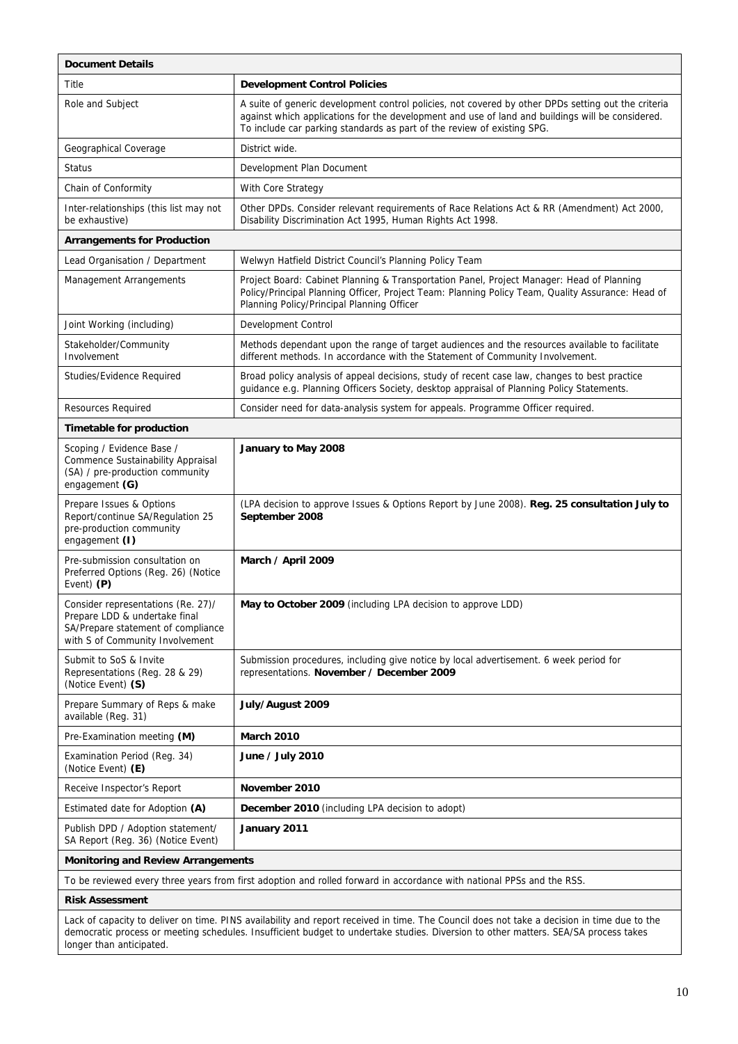| Document Details | |
|---|---|
| Title | **Development Control Policies** |
| Role and Subject | A suite of generic development control policies, not covered by other DPDs setting out the criteria against which applications for the development and use of land and buildings will be considered. To include car parking standards as part of the review of existing SPG. |
| Geographical Coverage | District wide. |
| Status | Development Plan Document |
| Chain of Conformity | With Core Strategy |
| Inter-relationships (this list may not be exhaustive) | Other DPDs. Consider relevant requirements of Race Relations Act & RR (Amendment) Act 2000, Disability Discrimination Act 1995, Human Rights Act 1998. |
| **Arrangements for Production** | |
| Lead Organisation / Department | Welwyn Hatfield District Council's Planning Policy Team |
| Management Arrangements | Project Board: Cabinet Planning & Transportation Panel, Project Manager: Head of Planning Policy/Principal Planning Officer, Project Team: Planning Policy Team, Quality Assurance: Head of Planning Policy/Principal Planning Officer |
| Joint Working (including) | Development Control |
| Stakeholder/Community Involvement | Methods dependant upon the range of target audiences and the resources available to facilitate different methods. In accordance with the Statement of Community Involvement. |
| Studies/Evidence Required | Broad policy analysis of appeal decisions, study of recent case law, changes to best practice guidance e.g. Planning Officers Society, desktop appraisal of Planning Policy Statements. |
| Resources Required | Consider need for data-analysis system for appeals. Programme Officer required. |
| **Timetable for production** | |
| Scoping / Evidence Base / Commence Sustainability Appraisal (SA) / pre-production community engagement **(G)** | **January to May 2008** |
| Prepare Issues & Options Report/continue SA/Regulation 25 pre-production community engagement **(I)** | (LPA decision to approve Issues & Options Report by June 2008). **Reg. 25 consultation July to September 2008** |
| Pre-submission consultation on Preferred Options (Reg. 26) (Notice Event) **(P)** | **March / April 2009** |
| Consider representations (Re. 27)/ Prepare LDD & undertake final SA/Prepare statement of compliance with S of Community Involvement | **May to October 2009** (including LPA decision to approve LDD) |
| Submit to SoS & Invite Representations (Reg. 28 & 29) (Notice Event) **(S)** | Submission procedures, including give notice by local advertisement. 6 week period for representations. **November / December 2009** |
| Prepare Summary of Reps & make available (Reg. 31) | **July/August 2009** |
| Pre-Examination meeting **(M)** | **March 2010** |
| Examination Period (Reg. 34) (Notice Event) **(E)** | **June / July 2010** |
| Receive Inspector's Report | **November 2010** |
| Estimated date for Adoption **(A)** | **December 2010** (including LPA decision to adopt) |
| Publish DPD / Adoption statement/ SA Report (Reg. 36) (Notice Event) | **January 2011** |
| **Monitoring and Review Arrangements** | |
| To be reviewed every three years from first adoption and rolled forward in accordance with national PPSs and the RSS. | |
| **Risk Assessment** | |
| Lack of capacity to deliver on time. PINS availability and report received in time. The Council does not take a decision in time due to the democratic process or meeting schedules. Insufficient budget to undertake studies. Diversion to other matters. SEA/SA process takes longer than anticipated. | |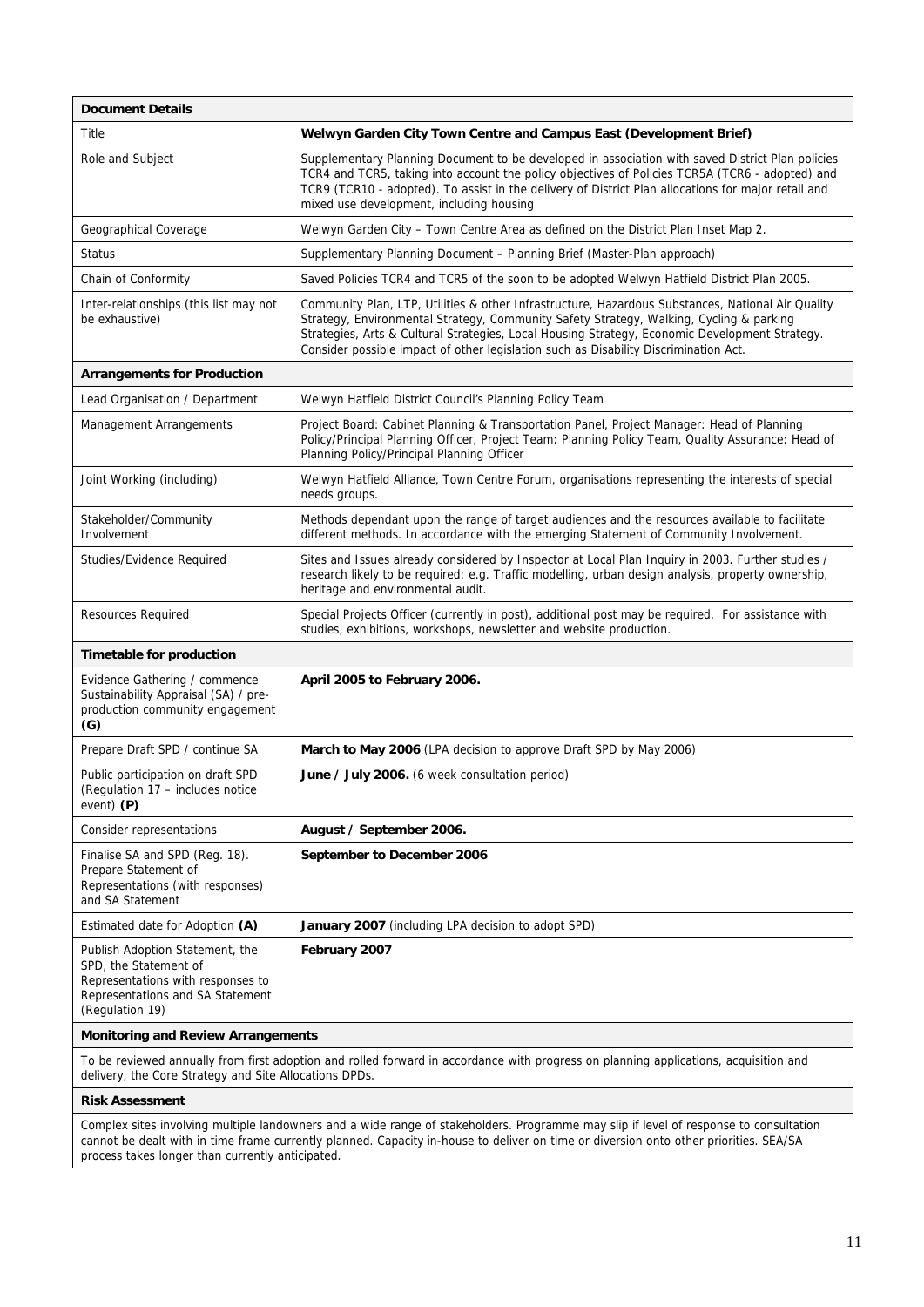| Document Details | |
|---|---|
| Title | **Welwyn Garden City Town Centre and Campus East (Development Brief)** |
| Role and Subject | Supplementary Planning Document to be developed in association with saved District Plan policies TCR4 and TCR5, taking into account the policy objectives of Policies TCR5A (TCR6 - adopted) and TCR9 (TCR10 - adopted). To assist in the delivery of District Plan allocations for major retail and mixed use development, including housing |
| Geographical Coverage | Welwyn Garden City – Town Centre Area as defined on the District Plan Inset Map 2. |
| Status | Supplementary Planning Document – Planning Brief (Master-Plan approach) |
| Chain of Conformity | Saved Policies TCR4 and TCR5 of the soon to be adopted Welwyn Hatfield District Plan 2005. |
| Inter-relationships (this list may not be exhaustive) | Community Plan, LTP, Utilities & other Infrastructure, Hazardous Substances, National Air Quality Strategy, Environmental Strategy, Community Safety Strategy, Walking, Cycling & parking Strategies, Arts & Cultural Strategies, Local Housing Strategy, Economic Development Strategy. Consider possible impact of other legislation such as Disability Discrimination Act. |
| **Arrangements for Production** | |
| Lead Organisation / Department | Welwyn Hatfield District Council's Planning Policy Team |
| Management Arrangements | Project Board: Cabinet Planning & Transportation Panel, Project Manager: Head of Planning Policy/Principal Planning Officer, Project Team: Planning Policy Team, Quality Assurance: Head of Planning Policy/Principal Planning Officer |
| Joint Working (including) | Welwyn Hatfield Alliance, Town Centre Forum, organisations representing the interests of special needs groups. |
| Stakeholder/Community Involvement | Methods dependant upon the range of target audiences and the resources available to facilitate different methods. In accordance with the emerging Statement of Community Involvement. |
| Studies/Evidence Required | Sites and Issues already considered by Inspector at Local Plan Inquiry in 2003. Further studies / research likely to be required: e.g. Traffic modelling, urban design analysis, property ownership, heritage and environmental audit. |
| Resources Required | Special Projects Officer (currently in post), additional post may be required. For assistance with studies, exhibitions, workshops, newsletter and website production. |
| **Timetable for production** | |
| Evidence Gathering / commence Sustainability Appraisal (SA) / pre-production community engagement **(G)** | **April 2005 to February 2006.** |
| Prepare Draft SPD / continue SA | **March to May 2006** (LPA decision to approve Draft SPD by May 2006) |
| Public participation on draft SPD (Regulation 17 – includes notice event) **(P)** | **June / July 2006.** (6 week consultation period) |
| Consider representations | **August / September 2006.** |
| Finalise SA and SPD (Reg. 18). Prepare Statement of Representations (with responses) and SA Statement | **September to December 2006** |
| Estimated date for Adoption **(A)** | **January 2007** (including LPA decision to adopt SPD) |
| Publish Adoption Statement, the SPD, the Statement of Representations with responses to Representations and SA Statement (Regulation 19) | **February 2007** |
| **Monitoring and Review Arrangements** | |
| To be reviewed annually from first adoption and rolled forward in accordance with progress on planning applications, acquisition and delivery, the Core Strategy and Site Allocations DPDs. | |
| **Risk Assessment** | |
| Complex sites involving multiple landowners and a wide range of stakeholders. Programme may slip if level of response to consultation cannot be dealt with in time frame currently planned. Capacity in-house to deliver on time or diversion onto other priorities. SEA/SA process takes longer than currently anticipated. | |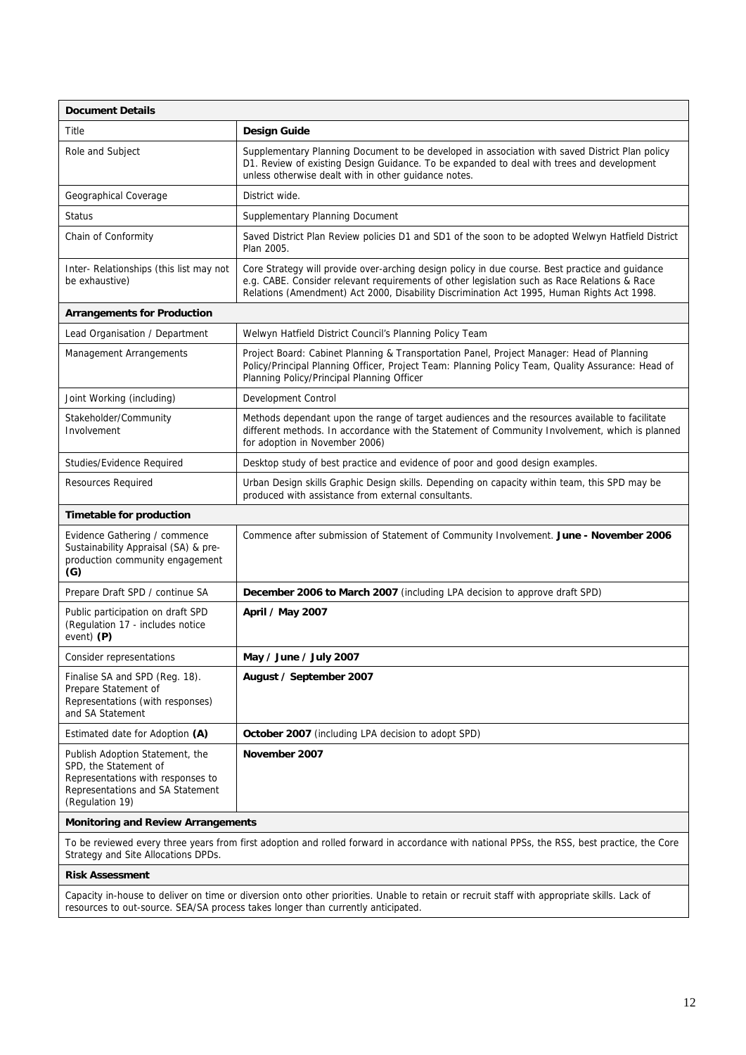| **Document Details** | |
|---|---|
| Title | **Design Guide** |
| Role and Subject | Supplementary Planning Document to be developed in association with saved District Plan policy D1. Review of existing Design Guidance. To be expanded to deal with trees and development unless otherwise dealt with in other guidance notes. |
| Geographical Coverage | District wide. |
| Status | Supplementary Planning Document |
| Chain of Conformity | Saved District Plan Review policies D1 and SD1 of the soon to be adopted Welwyn Hatfield District Plan 2005. |
| Inter- Relationships (this list may not be exhaustive) | Core Strategy will provide over-arching design policy in due course. Best practice and guidance e.g. CABE. Consider relevant requirements of other legislation such as Race Relations & Race Relations (Amendment) Act 2000, Disability Discrimination Act 1995, Human Rights Act 1998. |
| **Arrangements for Production** | |
| Lead Organisation / Department | Welwyn Hatfield District Council's Planning Policy Team |
| Management Arrangements | Project Board: Cabinet Planning & Transportation Panel, Project Manager: Head of Planning Policy/Principal Planning Officer, Project Team: Planning Policy Team, Quality Assurance: Head of Planning Policy/Principal Planning Officer |
| Joint Working (including) | Development Control |
| Stakeholder/Community Involvement | Methods dependant upon the range of target audiences and the resources available to facilitate different methods. In accordance with the Statement of Community Involvement, which is planned for adoption in November 2006) |
| Studies/Evidence Required | Desktop study of best practice and evidence of poor and good design examples. |
| Resources Required | Urban Design skills Graphic Design skills. Depending on capacity within team, this SPD may be produced with assistance from external consultants. |
| **Timetable for production** | |
| Evidence Gathering / commence Sustainability Appraisal (SA) & pre-production community engagement **(G)** | Commence after submission of Statement of Community Involvement. **June - November 2006** |
| Prepare Draft SPD / continue SA | **December 2006 to March 2007** (including LPA decision to approve draft SPD) |
| Public participation on draft SPD (Regulation 17 - includes notice event) **(P)** | **April / May 2007** |
| Consider representations | **May / June / July 2007** |
| Finalise SA and SPD (Reg. 18). Prepare Statement of Representations (with responses) and SA Statement | **August / September 2007** |
| Estimated date for Adoption **(A)** | **October 2007** (including LPA decision to adopt SPD) |
| Publish Adoption Statement, the SPD, the Statement of Representations with responses to Representations and SA Statement (Regulation 19) | **November 2007** |
| **Monitoring and Review Arrangements** | |
| To be reviewed every three years from first adoption and rolled forward in accordance with national PPSs, the RSS, best practice, the Core Strategy and Site Allocations DPDs. | |
| **Risk Assessment** | |
| Capacity in-house to deliver on time or diversion onto other priorities. Unable to retain or recruit staff with appropriate skills. Lack of resources to out-source. SEA/SA process takes longer than currently anticipated. | |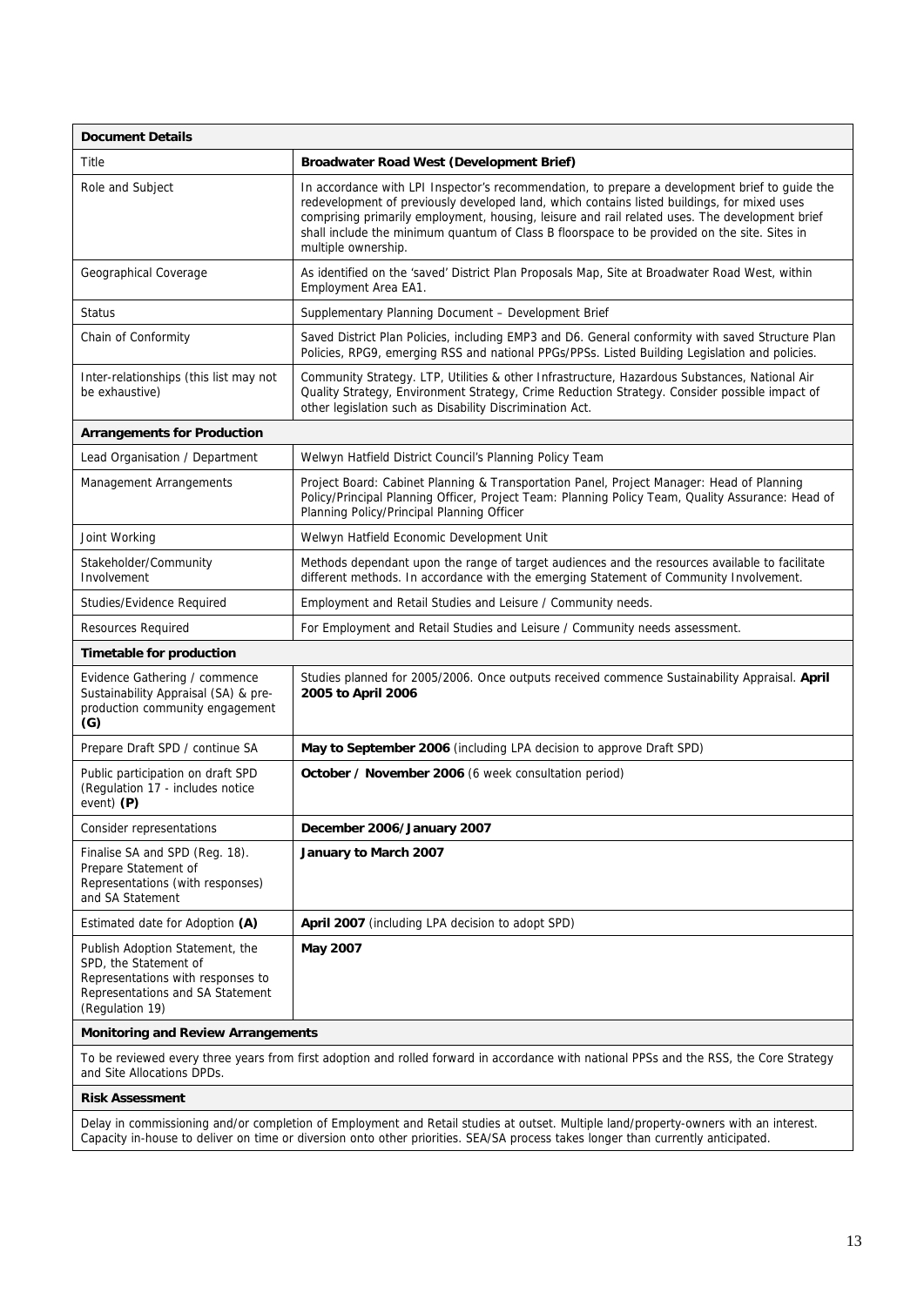| **Document Details** | |
|---|---|
| Title | **Broadwater Road West (Development Brief)** |
| Role and Subject | In accordance with LPI Inspector's recommendation, to prepare a development brief to guide the redevelopment of previously developed land, which contains listed buildings, for mixed uses comprising primarily employment, housing, leisure and rail related uses. The development brief shall include the minimum quantum of Class B floorspace to be provided on the site. Sites in multiple ownership. |
| Geographical Coverage | As identified on the 'saved' District Plan Proposals Map, Site at Broadwater Road West, within Employment Area EA1. |
| Status | Supplementary Planning Document – Development Brief |
| Chain of Conformity | Saved District Plan Policies, including EMP3 and D6. General conformity with saved Structure Plan Policies, RPG9, emerging RSS and national PPGs/PPSs. Listed Building Legislation and policies. |
| Inter-relationships (this list may not be exhaustive) | Community Strategy. LTP, Utilities & other Infrastructure, Hazardous Substances, National Air Quality Strategy, Environment Strategy, Crime Reduction Strategy. Consider possible impact of other legislation such as Disability Discrimination Act. |
| **Arrangements for Production** | |
| Lead Organisation / Department | Welwyn Hatfield District Council's Planning Policy Team |
| Management Arrangements | Project Board: Cabinet Planning & Transportation Panel, Project Manager: Head of Planning Policy/Principal Planning Officer, Project Team: Planning Policy Team, Quality Assurance: Head of Planning Policy/Principal Planning Officer |
| Joint Working | Welwyn Hatfield Economic Development Unit |
| Stakeholder/Community Involvement | Methods dependant upon the range of target audiences and the resources available to facilitate different methods. In accordance with the emerging Statement of Community Involvement. |
| Studies/Evidence Required | Employment and Retail Studies and Leisure / Community needs. |
| Resources Required | For Employment and Retail Studies and Leisure / Community needs assessment. |
| **Timetable for production** | |
| Evidence Gathering / commence Sustainability Appraisal (SA) & pre-production community engagement **(G)** | Studies planned for 2005/2006. Once outputs received commence Sustainability Appraisal. **April 2005 to April 2006** |
| Prepare Draft SPD / continue SA | **May to September 2006** (including LPA decision to approve Draft SPD) |
| Public participation on draft SPD (Regulation 17 - includes notice event) **(P)** | **October / November 2006** (6 week consultation period) |
| Consider representations | **December 2006/January 2007** |
| Finalise SA and SPD (Reg. 18). Prepare Statement of Representations (with responses) and SA Statement | **January to March 2007** |
| Estimated date for Adoption **(A)** | **April 2007** (including LPA decision to adopt SPD) |
| Publish Adoption Statement, the SPD, the Statement of Representations with responses to Representations and SA Statement (Regulation 19) | **May 2007** |
| **Monitoring and Review Arrangements** | |
| To be reviewed every three years from first adoption and rolled forward in accordance with national PPSs and the RSS, the Core Strategy and Site Allocations DPDs. | |
| **Risk Assessment** | |
| Delay in commissioning and/or completion of Employment and Retail studies at outset. Multiple land/property-owners with an interest. Capacity in-house to deliver on time or diversion onto other priorities. SEA/SA process takes longer than currently anticipated. | |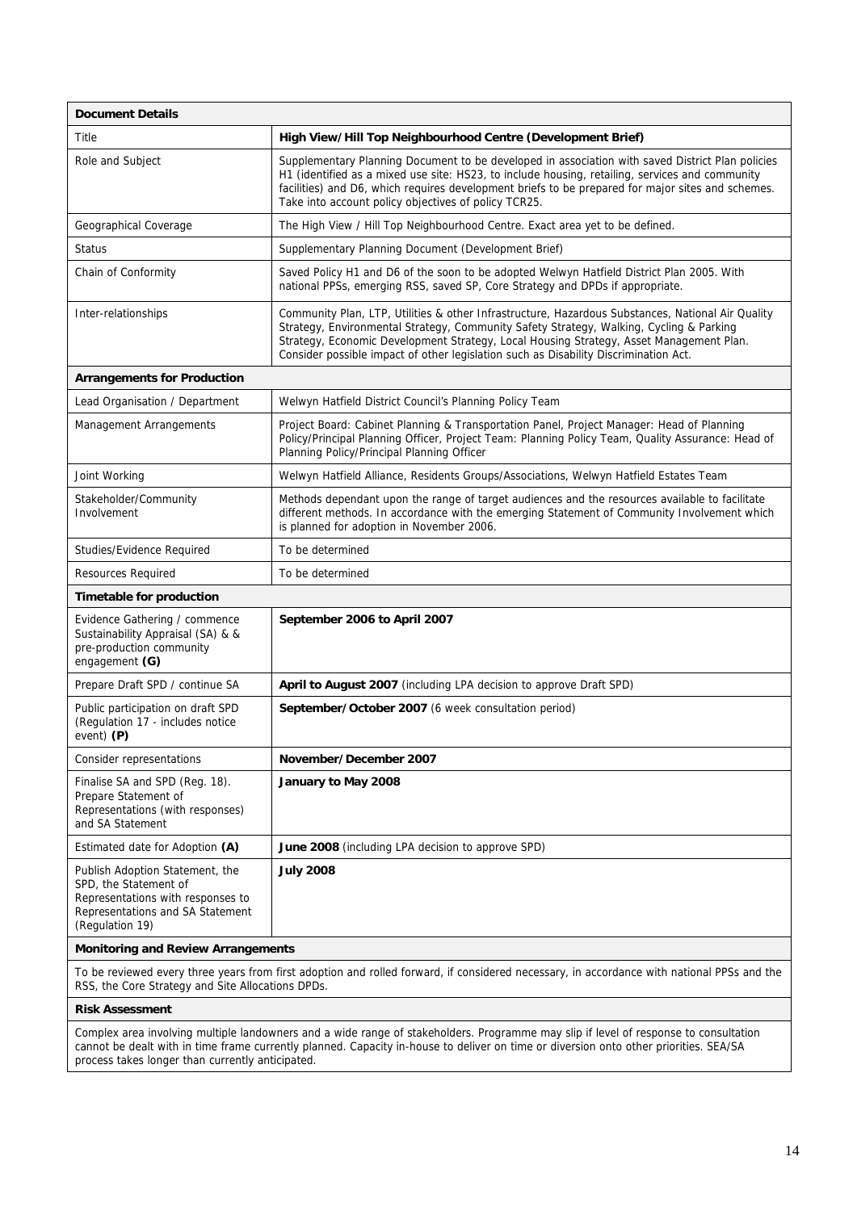| **Document Details** | |
|---|---|
| Title | **High View/Hill Top Neighbourhood Centre (Development Brief)** |
| Role and Subject | Supplementary Planning Document to be developed in association with saved District Plan policies H1 (identified as a mixed use site: HS23, to include housing, retailing, services and community facilities) and D6, which requires development briefs to be prepared for major sites and schemes. Take into account policy objectives of policy TCR25. |
| Geographical Coverage | The High View / Hill Top Neighbourhood Centre. Exact area yet to be defined. |
| Status | Supplementary Planning Document (Development Brief) |
| Chain of Conformity | Saved Policy H1 and D6 of the soon to be adopted Welwyn Hatfield District Plan 2005. With national PPSs, emerging RSS, saved SP, Core Strategy and DPDs if appropriate. |
| Inter-relationships | Community Plan, LTP, Utilities & other Infrastructure, Hazardous Substances, National Air Quality Strategy, Environmental Strategy, Community Safety Strategy, Walking, Cycling & Parking Strategy, Economic Development Strategy, Local Housing Strategy, Asset Management Plan. Consider possible impact of other legislation such as Disability Discrimination Act. |
| **Arrangements for Production** | |
| Lead Organisation / Department | Welwyn Hatfield District Council's Planning Policy Team |
| Management Arrangements | Project Board: Cabinet Planning & Transportation Panel, Project Manager: Head of Planning Policy/Principal Planning Officer, Project Team: Planning Policy Team, Quality Assurance: Head of Planning Policy/Principal Planning Officer |
| Joint Working | Welwyn Hatfield Alliance, Residents Groups/Associations, Welwyn Hatfield Estates Team |
| Stakeholder/Community Involvement | Methods dependant upon the range of target audiences and the resources available to facilitate different methods. In accordance with the emerging Statement of Community Involvement which is planned for adoption in November 2006. |
| Studies/Evidence Required | To be determined |
| Resources Required | To be determined |
| **Timetable for production** | |
| Evidence Gathering / commence Sustainability Appraisal (SA) & & pre-production community engagement **(G)** | **September 2006 to April 2007** |
| Prepare Draft SPD / continue SA | **April to August 2007** (including LPA decision to approve Draft SPD) |
| Public participation on draft SPD (Regulation 17 - includes notice event) **(P)** | **September/October 2007** (6 week consultation period) |
| Consider representations | **November/December 2007** |
| Finalise SA and SPD (Reg. 18). Prepare Statement of Representations (with responses) and SA Statement | **January to May 2008** |
| Estimated date for Adoption **(A)** | **June 2008** (including LPA decision to approve SPD) |
| Publish Adoption Statement, the SPD, the Statement of Representations with responses to Representations and SA Statement (Regulation 19) | **July 2008** |
| **Monitoring and Review Arrangements** | |
| To be reviewed every three years from first adoption and rolled forward, if considered necessary, in accordance with national PPSs and the RSS, the Core Strategy and Site Allocations DPDs. | |
| **Risk Assessment** | |
| Complex area involving multiple landowners and a wide range of stakeholders. Programme may slip if level of response to consultation cannot be dealt with in time frame currently planned. Capacity in-house to deliver on time or diversion onto other priorities. SEA/SA process takes longer than currently anticipated. | |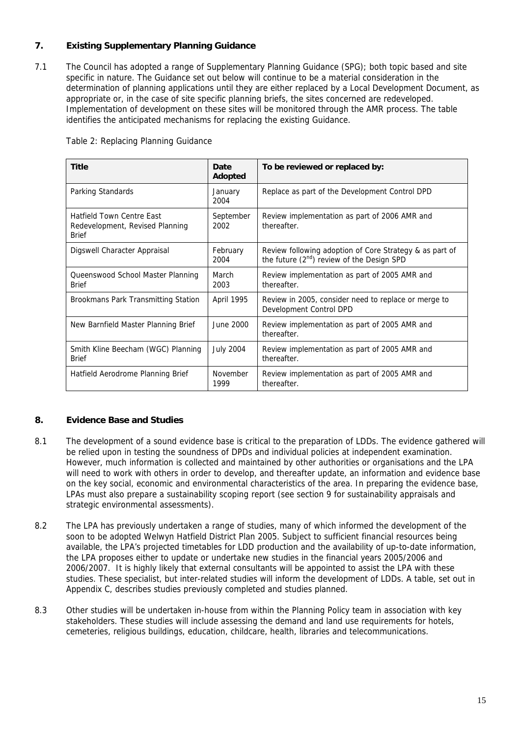## 7. Existing Supplementary Planning Guidance

7.1 The Council has adopted a range of Supplementary Planning Guidance (SPG); both topic based and site specific in nature. The Guidance set out below will continue to be a material consideration in the determination of planning applications until they are either replaced by a Local Development Document, as appropriate or, in the case of site specific planning briefs, the sites concerned are redeveloped. Implementation of development on these sites will be monitored through the AMR process. The table identifies the anticipated mechanisms for replacing the existing Guidance.

Table 2: Replacing Planning Guidance

| Title | Date Adopted | To be reviewed or replaced by: |
|---|---|---|
| Parking Standards | January 2004 | Replace as part of the Development Control DPD |
| Hatfield Town Centre East Redevelopment, Revised Planning Brief | September 2002 | Review implementation as part of 2006 AMR and thereafter. |
| Digswell Character Appraisal | February 2004 | Review following adoption of Core Strategy & as part of the future (2nd) review of the Design SPD |
| Queenswood School Master Planning Brief | March 2003 | Review implementation as part of 2005 AMR and thereafter. |
| Brookmans Park Transmitting Station | April 1995 | Review in 2005, consider need to replace or merge to Development Control DPD |
| New Barnfield Master Planning Brief | June 2000 | Review implementation as part of 2005 AMR and thereafter. |
| Smith Kline Beecham (WGC) Planning Brief | July 2004 | Review implementation as part of 2005 AMR and thereafter. |
| Hatfield Aerodrome Planning Brief | November 1999 | Review implementation as part of 2005 AMR and thereafter. |

## 8. Evidence Base and Studies

8.1 The development of a sound evidence base is critical to the preparation of LDDs. The evidence gathered will be relied upon in testing the soundness of DPDs and individual policies at independent examination. However, much information is collected and maintained by other authorities or organisations and the LPA will need to work with others in order to develop, and thereafter update, an information and evidence base on the key social, economic and environmental characteristics of the area. In preparing the evidence base, LPAs must also prepare a sustainability scoping report (see section 9 for sustainability appraisals and strategic environmental assessments).

8.2 The LPA has previously undertaken a range of studies, many of which informed the development of the soon to be adopted Welwyn Hatfield District Plan 2005. Subject to sufficient financial resources being available, the LPA's projected timetables for LDD production and the availability of up-to-date information, the LPA proposes either to update or undertake new studies in the financial years 2005/2006 and 2006/2007. It is highly likely that external consultants will be appointed to assist the LPA with these studies. These specialist, but inter-related studies will inform the development of LDDs. A table, set out in Appendix C, describes studies previously completed and studies planned.

8.3 Other studies will be undertaken in-house from within the Planning Policy team in association with key stakeholders. These studies will include assessing the demand and land use requirements for hotels, cemeteries, religious buildings, education, childcare, health, libraries and telecommunications.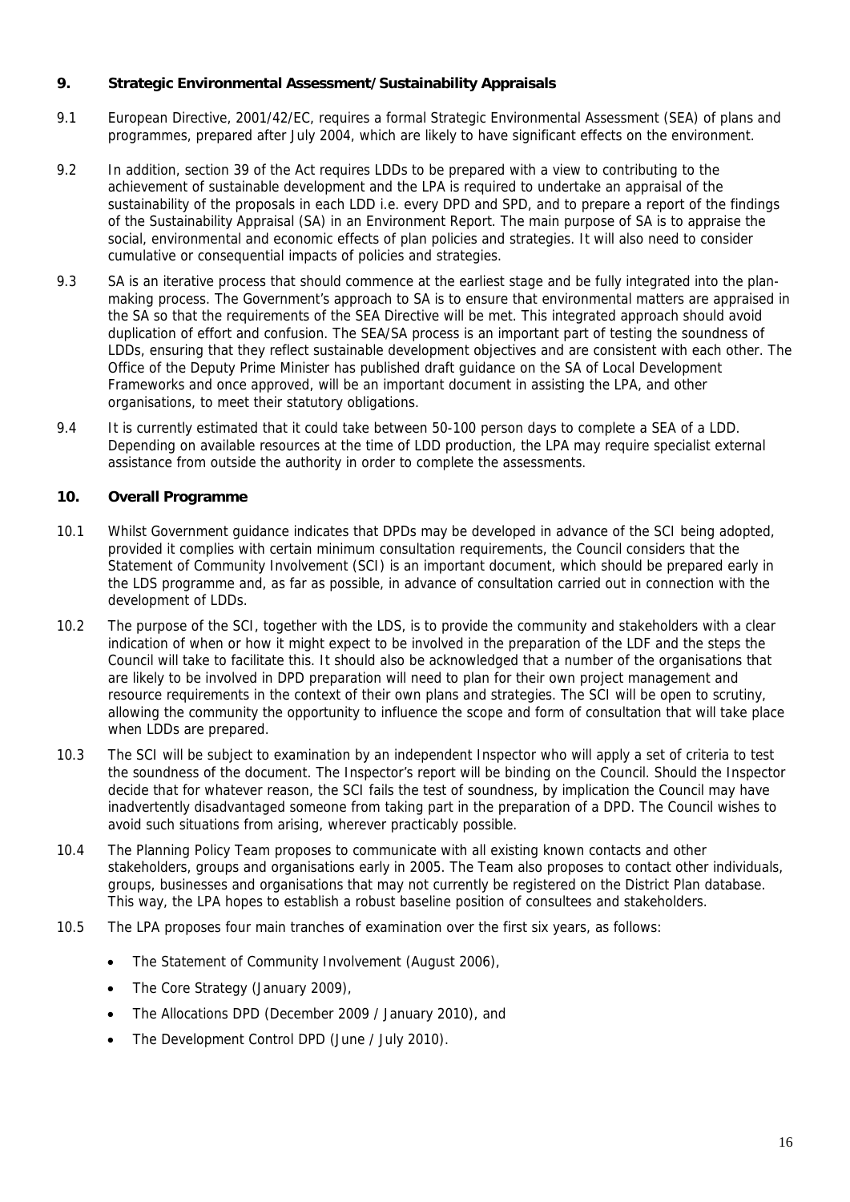## 9. Strategic Environmental Assessment/Sustainability Appraisals

9.1 European Directive, 2001/42/EC, requires a formal Strategic Environmental Assessment (SEA) of plans and programmes, prepared after July 2004, which are likely to have significant effects on the environment.

9.2 In addition, section 39 of the Act requires LDDs to be prepared with a view to contributing to the achievement of sustainable development and the LPA is required to undertake an appraisal of the sustainability of the proposals in each LDD i.e. every DPD and SPD, and to prepare a report of the findings of the Sustainability Appraisal (SA) in an Environment Report. The main purpose of SA is to appraise the social, environmental and economic effects of plan policies and strategies. It will also need to consider cumulative or consequential impacts of policies and strategies.

9.3 SA is an iterative process that should commence at the earliest stage and be fully integrated into the plan-making process. The Government's approach to SA is to ensure that environmental matters are appraised in the SA so that the requirements of the SEA Directive will be met. This integrated approach should avoid duplication of effort and confusion. The SEA/SA process is an important part of testing the soundness of LDDs, ensuring that they reflect sustainable development objectives and are consistent with each other. The Office of the Deputy Prime Minister has published draft guidance on the SA of Local Development Frameworks and once approved, will be an important document in assisting the LPA, and other organisations, to meet their statutory obligations.

9.4 It is currently estimated that it could take between 50-100 person days to complete a SEA of a LDD. Depending on available resources at the time of LDD production, the LPA may require specialist external assistance from outside the authority in order to complete the assessments.

## 10. Overall Programme

10.1 Whilst Government guidance indicates that DPDs may be developed in advance of the SCI being adopted, provided it complies with certain minimum consultation requirements, the Council considers that the Statement of Community Involvement (SCI) is an important document, which should be prepared early in the LDS programme and, as far as possible, in advance of consultation carried out in connection with the development of LDDs.

10.2 The purpose of the SCI, together with the LDS, is to provide the community and stakeholders with a clear indication of when or how it might expect to be involved in the preparation of the LDF and the steps the Council will take to facilitate this. It should also be acknowledged that a number of the organisations that are likely to be involved in DPD preparation will need to plan for their own project management and resource requirements in the context of their own plans and strategies. The SCI will be open to scrutiny, allowing the community the opportunity to influence the scope and form of consultation that will take place when LDDs are prepared.

10.3 The SCI will be subject to examination by an independent Inspector who will apply a set of criteria to test the soundness of the document. The Inspector's report will be binding on the Council. Should the Inspector decide that for whatever reason, the SCI fails the test of soundness, by implication the Council may have inadvertently disadvantaged someone from taking part in the preparation of a DPD. The Council wishes to avoid such situations from arising, wherever practicably possible.

10.4 The Planning Policy Team proposes to communicate with all existing known contacts and other stakeholders, groups and organisations early in 2005. The Team also proposes to contact other individuals, groups, businesses and organisations that may not currently be registered on the District Plan database. This way, the LPA hopes to establish a robust baseline position of consultees and stakeholders.

10.5 The LPA proposes four main tranches of examination over the first six years, as follows:

- The Statement of Community Involvement (August 2006),
- The Core Strategy (January 2009),
- The Allocations DPD (December 2009 / January 2010), and
- The Development Control DPD (June / July 2010).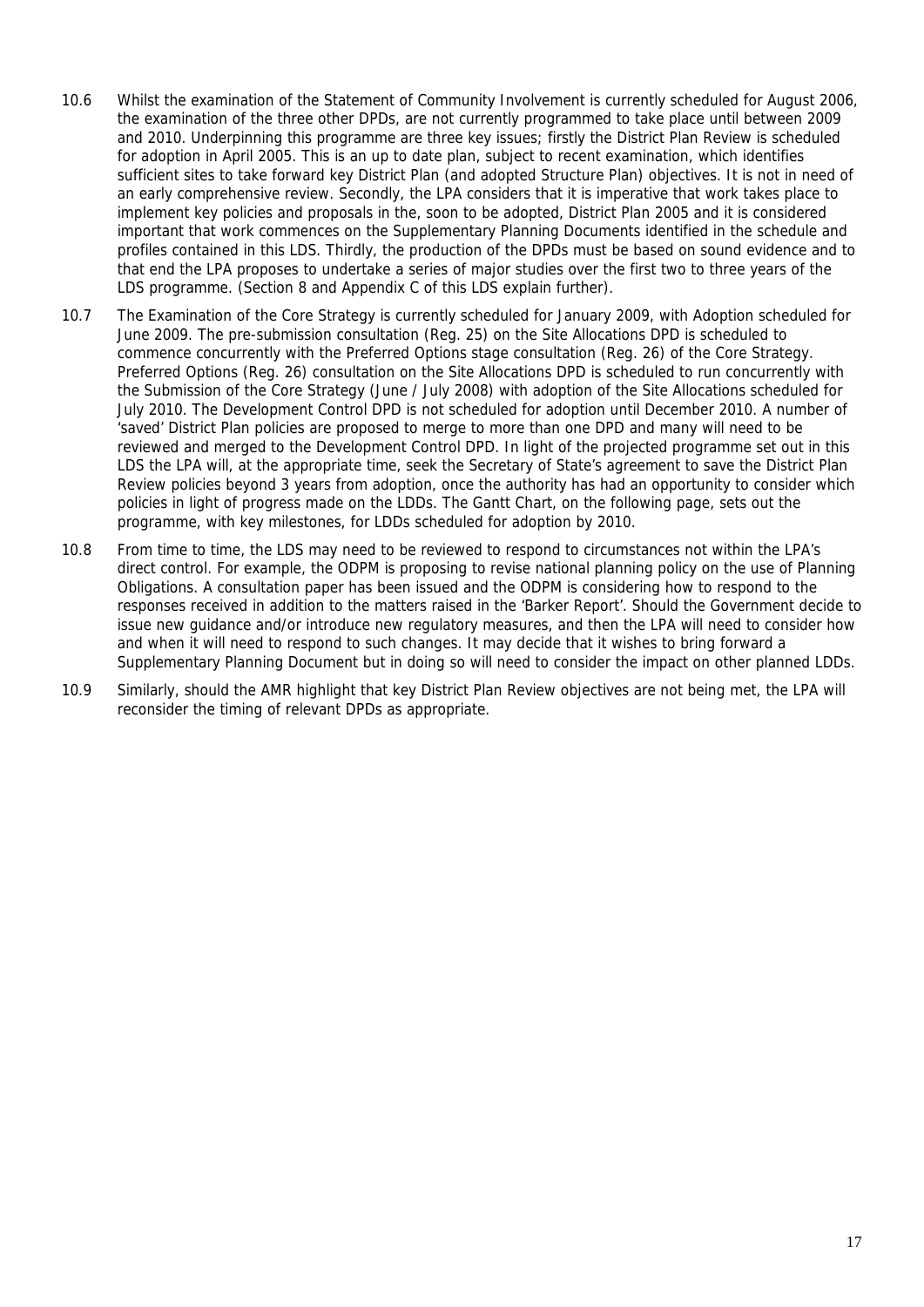10.6 Whilst the examination of the Statement of Community Involvement is currently scheduled for August 2006, the examination of the three other DPDs, are not currently programmed to take place until between 2009 and 2010. Underpinning this programme are three key issues; firstly the District Plan Review is scheduled for adoption in April 2005. This is an up to date plan, subject to recent examination, which identifies sufficient sites to take forward key District Plan (and adopted Structure Plan) objectives. It is not in need of an early comprehensive review. Secondly, the LPA considers that it is imperative that work takes place to implement key policies and proposals in the, soon to be adopted, District Plan 2005 and it is considered important that work commences on the Supplementary Planning Documents identified in the schedule and profiles contained in this LDS. Thirdly, the production of the DPDs must be based on sound evidence and to that end the LPA proposes to undertake a series of major studies over the first two to three years of the LDS programme. (Section 8 and Appendix C of this LDS explain further).

10.7 The Examination of the Core Strategy is currently scheduled for January 2009, with Adoption scheduled for June 2009. The pre-submission consultation (Reg. 25) on the Site Allocations DPD is scheduled to commence concurrently with the Preferred Options stage consultation (Reg. 26) of the Core Strategy. Preferred Options (Reg. 26) consultation on the Site Allocations DPD is scheduled to run concurrently with the Submission of the Core Strategy (June / July 2008) with adoption of the Site Allocations scheduled for July 2010. The Development Control DPD is not scheduled for adoption until December 2010. A number of 'saved' District Plan policies are proposed to merge to more than one DPD and many will need to be reviewed and merged to the Development Control DPD. In light of the projected programme set out in this LDS the LPA will, at the appropriate time, seek the Secretary of State's agreement to save the District Plan Review policies beyond 3 years from adoption, once the authority has had an opportunity to consider which policies in light of progress made on the LDDs. The Gantt Chart, on the following page, sets out the programme, with key milestones, for LDDs scheduled for adoption by 2010.

10.8 From time to time, the LDS may need to be reviewed to respond to circumstances not within the LPA's direct control. For example, the ODPM is proposing to revise national planning policy on the use of Planning Obligations. A consultation paper has been issued and the ODPM is considering how to respond to the responses received in addition to the matters raised in the 'Barker Report'. Should the Government decide to issue new guidance and/or introduce new regulatory measures, and then the LPA will need to consider how and when it will need to respond to such changes. It may decide that it wishes to bring forward a Supplementary Planning Document but in doing so will need to consider the impact on other planned LDDs.

10.9 Similarly, should the AMR highlight that key District Plan Review objectives are not being met, the LPA will reconsider the timing of relevant DPDs as appropriate.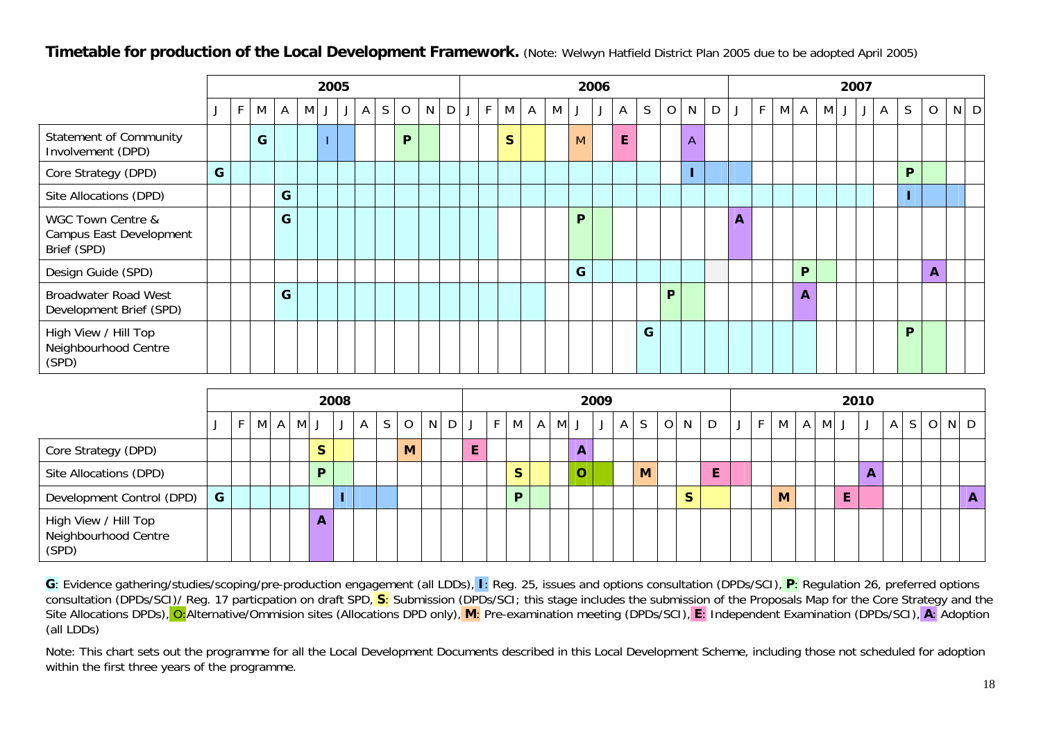**Timetable for production of the Local Development Framework.** (Note: Welwyn Hatfield District Plan 2005 due to be adopted April 2005)

| | 2005 | | | | | | | | | | | | 2006 | | | | | | | | | | | | 2007 | | | | | | | | | | | |
|---|---|---|---|---|---|---|---|---|---|---|---|---|---|---|---|---|---|---|---|---|---|---|---|---|---|---|---|---|---|---|---|---|---|---|---|---|
| | J | F | M | A | M | J | J | A | S | O | N | D | J | F | M | A | M | J | J | A | S | O | N | D | J | F | M | A | M | J | J | A | S | O | N | D |
| Statement of Community Involvement (DPD) | | | G | | | I | | | | P | | | | | S | | | M | | E | | | A | | | | | | | | | | | | | |
| Core Strategy (DPD) | G | | | | | | | | | | | | | | | | | | | | | | I | | | | | | | | | | P | | | |
| Site Allocations (DPD) | | | | G | | | | | | | | | | | | | | | | | | | | | | | | | | | | | I | | | |
| WGC Town Centre & Campus East Development Brief (SPD) | | | | G | | | | | | | | | | | | | | P | | | | | | | A | | | | | | | | | | | |
| Design Guide (SPD) | | | | | | | | | | | | | | | | | | G | | | | | | | | | | P | | | | | | A | | |
| Broadwater Road West Development Brief (SPD) | | | | G | | | | | | | | | | | | | | | | | | P | | | | | | A | | | | | | | | |
| High View / Hill Top Neighbourhood Centre (SPD) | | | | | | | | | | | | | | | | | | | | | G | | | | | | | | | | | | P | | | |

| | 2008 | | | | | | | | | | | | 2009 | | | | | | | | | | | | 2010 | | | | | | | | | | | |
|---|---|---|---|---|---|---|---|---|---|---|---|---|---|---|---|---|---|---|---|---|---|---|---|---|---|---|---|---|---|---|---|---|---|---|---|---|
| | J | F | M | A | M | J | J | A | S | O | N | D | J | F | M | A | M | J | J | A | S | O | N | D | J | F | M | A | M | J | J | A | S | O | N | D |
| Core Strategy (DPD) | | | | | | S | | | | M | | | E | | | | | A | | | | | | | | | | | | | | | | | | |
| Site Allocations (DPD) | | | | | | P | | | | | | | | | S | | | O | | | M | | | E | | | | | | | A | | | | | |
| Development Control (DPD) | G | | | | | | I | | | | | | | | P | | | | | | | | S | | | | M | | | E | | | | | | A |
| High View / Hill Top Neighbourhood Centre (SPD) | | | | | | A | | | | | | | | | | | | | | | | | | | | | | | | | | | | | | |

**G**: Evidence gathering/studies/scoping/pre-production engagement (all LDDs), **I**: Reg. 25, issues and options consultation (DPDs/SCI), **P**: Regulation 26, preferred options consultation (DPDs/SCI)/ Reg. 17 particpation on draft SPD, **S**: Submission (DPDs/SCI; this stage includes the submission of the Proposals Map for the Core Strategy and the Site Allocations DPDs), O: Alternative/Ommision sites (Allocations DPD only), **M**: Pre-examination meeting (DPDs/SCI), **E**: Independent Examination (DPDs/SCI), **A**: Adoption (all LDDs)

Note: This chart sets out the programme for all the Local Development Documents described in this Local Development Scheme, including those not scheduled for adoption within the first three years of the programme.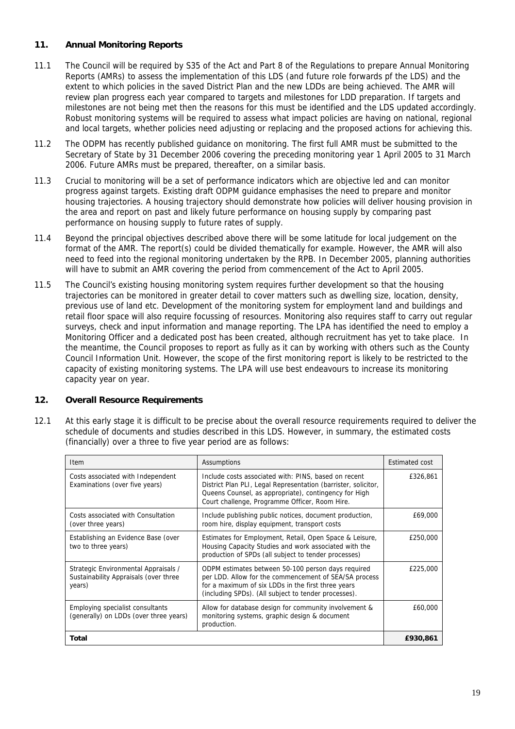## 11. Annual Monitoring Reports

11.1 The Council will be required by S35 of the Act and Part 8 of the Regulations to prepare Annual Monitoring Reports (AMRs) to assess the implementation of this LDS (and future role forwards pf the LDS) and the extent to which policies in the saved District Plan and the new LDDs are being achieved. The AMR will review plan progress each year compared to targets and milestones for LDD preparation. If targets and milestones are not being met then the reasons for this must be identified and the LDS updated accordingly. Robust monitoring systems will be required to assess what impact policies are having on national, regional and local targets, whether policies need adjusting or replacing and the proposed actions for achieving this.

11.2 The ODPM has recently published guidance on monitoring. The first full AMR must be submitted to the Secretary of State by 31 December 2006 covering the preceding monitoring year 1 April 2005 to 31 March 2006. Future AMRs must be prepared, thereafter, on a similar basis.

11.3 Crucial to monitoring will be a set of performance indicators which are objective led and can monitor progress against targets. Existing draft ODPM guidance emphasises the need to prepare and monitor housing trajectories. A housing trajectory should demonstrate how policies will deliver housing provision in the area and report on past and likely future performance on housing supply by comparing past performance on housing supply to future rates of supply.

11.4 Beyond the principal objectives described above there will be some latitude for local judgement on the format of the AMR. The report(s) could be divided thematically for example. However, the AMR will also need to feed into the regional monitoring undertaken by the RPB. In December 2005, planning authorities will have to submit an AMR covering the period from commencement of the Act to April 2005.

11.5 The Council's existing housing monitoring system requires further development so that the housing trajectories can be monitored in greater detail to cover matters such as dwelling size, location, density, previous use of land etc. Development of the monitoring system for employment land and buildings and retail floor space will also require focussing of resources. Monitoring also requires staff to carry out regular surveys, check and input information and manage reporting. The LPA has identified the need to employ a Monitoring Officer and a dedicated post has been created, although recruitment has yet to take place. In the meantime, the Council proposes to report as fully as it can by working with others such as the County Council Information Unit. However, the scope of the first monitoring report is likely to be restricted to the capacity of existing monitoring systems. The LPA will use best endeavours to increase its monitoring capacity year on year.

## 12. Overall Resource Requirements

12.1 At this early stage it is difficult to be precise about the overall resource requirements required to deliver the schedule of documents and studies described in this LDS. However, in summary, the estimated costs (financially) over a three to five year period are as follows:

| Item | Assumptions | Estimated cost |
|---|---|---|
| Costs associated with Independent Examinations (over five years) | Include costs associated with: PINS, based on recent District Plan PLI, Legal Representation (barrister, solicitor, Queens Counsel, as appropriate), contingency for High Court challenge, Programme Officer, Room Hire. | £326,861 |
| Costs associated with Consultation (over three years) | Include publishing public notices, document production, room hire, display equipment, transport costs | £69,000 |
| Establishing an Evidence Base (over two to three years) | Estimates for Employment, Retail, Open Space & Leisure, Housing Capacity Studies and work associated with the production of SPDs (all subject to tender processes) | £250,000 |
| Strategic Environmental Appraisals / Sustainability Appraisals (over three years) | ODPM estimates between 50-100 person days required per LDD. Allow for the commencement of SEA/SA process for a maximum of six LDDs in the first three years (including SPDs). (All subject to tender processes). | £225,000 |
| Employing specialist consultants (generally) on LDDs (over three years) | Allow for database design for community involvement & monitoring systems, graphic design & document production. | £60,000 |
| **Total** | | **£930,861** |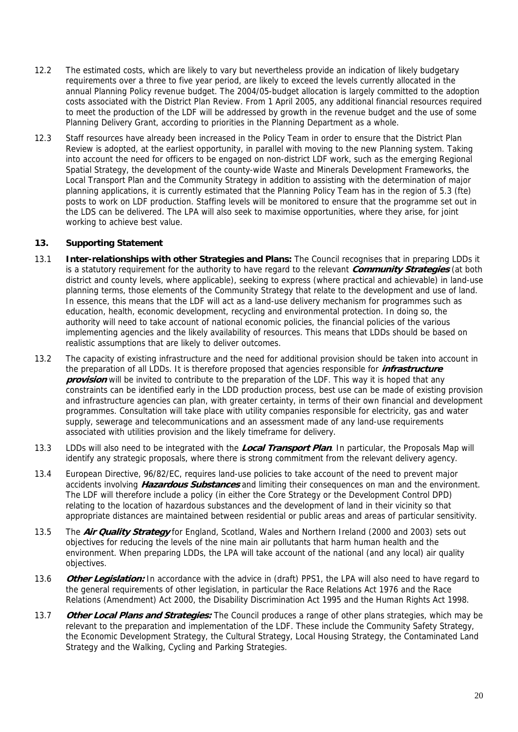12.2 The estimated costs, which are likely to vary but nevertheless provide an indication of likely budgetary requirements over a three to five year period, are likely to exceed the levels currently allocated in the annual Planning Policy revenue budget. The 2004/05-budget allocation is largely committed to the adoption costs associated with the District Plan Review. From 1 April 2005, any additional financial resources required to meet the production of the LDF will be addressed by growth in the revenue budget and the use of some Planning Delivery Grant, according to priorities in the Planning Department as a whole.

12.3 Staff resources have already been increased in the Policy Team in order to ensure that the District Plan Review is adopted, at the earliest opportunity, in parallel with moving to the new Planning system. Taking into account the need for officers to be engaged on non-district LDF work, such as the emerging Regional Spatial Strategy, the development of the county-wide Waste and Minerals Development Frameworks, the Local Transport Plan and the Community Strategy in addition to assisting with the determination of major planning applications, it is currently estimated that the Planning Policy Team has in the region of 5.3 (fte) posts to work on LDF production. Staffing levels will be monitored to ensure that the programme set out in the LDS can be delivered. The LPA will also seek to maximise opportunities, where they arise, for joint working to achieve best value.

## 13. Supporting Statement

13.1 **Inter-relationships with other Strategies and Plans:** The Council recognises that in preparing LDDs it is a statutory requirement for the authority to have regard to the relevant ***Community Strategies*** (at both district and county levels, where applicable), seeking to express (where practical and achievable) in land-use planning terms, those elements of the Community Strategy that relate to the development and use of land. In essence, this means that the LDF will act as a land-use delivery mechanism for programmes such as education, health, economic development, recycling and environmental protection. In doing so, the authority will need to take account of national economic policies, the financial policies of the various implementing agencies and the likely availability of resources. This means that LDDs should be based on realistic assumptions that are likely to deliver outcomes.

13.2 The capacity of existing infrastructure and the need for additional provision should be taken into account in the preparation of all LDDs. It is therefore proposed that agencies responsible for ***infrastructure provision*** will be invited to contribute to the preparation of the LDF. This way it is hoped that any constraints can be identified early in the LDD production process, best use can be made of existing provision and infrastructure agencies can plan, with greater certainty, in terms of their own financial and development programmes. Consultation will take place with utility companies responsible for electricity, gas and water supply, sewerage and telecommunications and an assessment made of any land-use requirements associated with utilities provision and the likely timeframe for delivery.

13.3 LDDs will also need to be integrated with the ***Local Transport Plan***. In particular, the Proposals Map will identify any strategic proposals, where there is strong commitment from the relevant delivery agency.

13.4 European Directive, 96/82/EC, requires land-use policies to take account of the need to prevent major accidents involving ***Hazardous Substances*** and limiting their consequences on man and the environment. The LDF will therefore include a policy (in either the Core Strategy or the Development Control DPD) relating to the location of hazardous substances and the development of land in their vicinity so that appropriate distances are maintained between residential or public areas and areas of particular sensitivity.

13.5 The ***Air Quality Strategy*** for England, Scotland, Wales and Northern Ireland (2000 and 2003) sets out objectives for reducing the levels of the nine main air pollutants that harm human health and the environment. When preparing LDDs, the LPA will take account of the national (and any local) air quality objectives.

13.6 ***Other Legislation:*** In accordance with the advice in (draft) PPS1, the LPA will also need to have regard to the general requirements of other legislation, in particular the Race Relations Act 1976 and the Race Relations (Amendment) Act 2000, the Disability Discrimination Act 1995 and the Human Rights Act 1998.

13.7 ***Other Local Plans and Strategies:*** The Council produces a range of other plans strategies, which may be relevant to the preparation and implementation of the LDF. These include the Community Safety Strategy, the Economic Development Strategy, the Cultural Strategy, Local Housing Strategy, the Contaminated Land Strategy and the Walking, Cycling and Parking Strategies.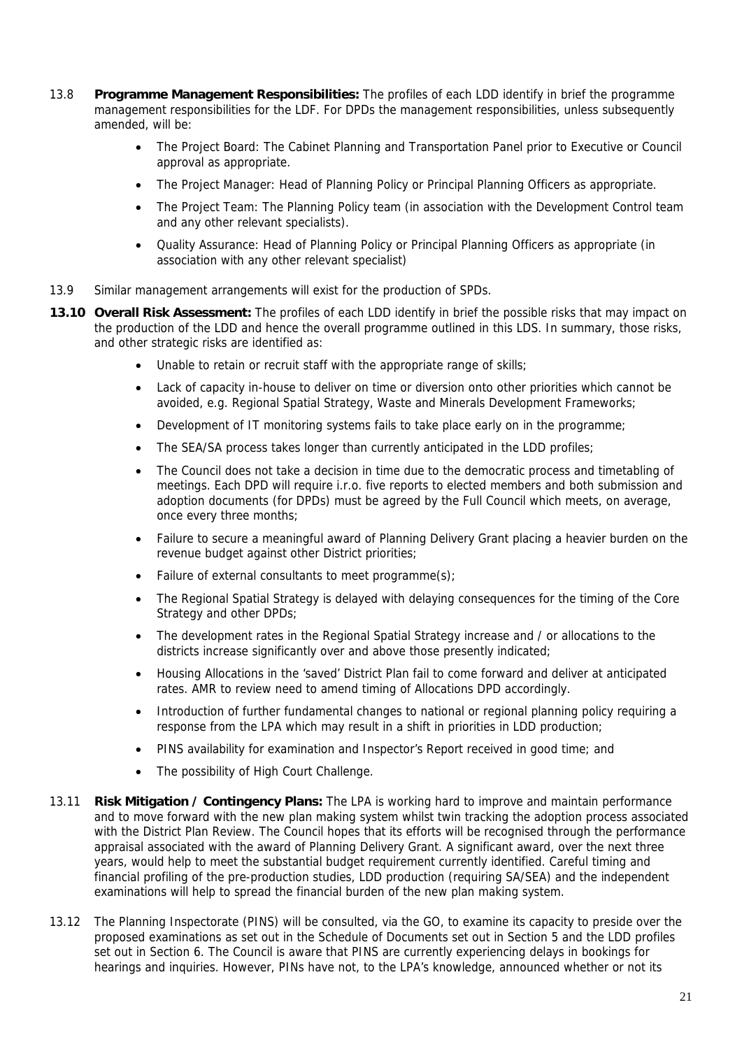13.8 **Programme Management Responsibilities:** The profiles of each LDD identify in brief the programme management responsibilities for the LDF. For DPDs the management responsibilities, unless subsequently amended, will be:

- The Project Board: The Cabinet Planning and Transportation Panel prior to Executive or Council approval as appropriate.
- The Project Manager: Head of Planning Policy or Principal Planning Officers as appropriate.
- The Project Team: The Planning Policy team (in association with the Development Control team and any other relevant specialists).
- Quality Assurance: Head of Planning Policy or Principal Planning Officers as appropriate (in association with any other relevant specialist)

13.9 Similar management arrangements will exist for the production of SPDs.

**13.10 Overall Risk Assessment:** The profiles of each LDD identify in brief the possible risks that may impact on the production of the LDD and hence the overall programme outlined in this LDS. In summary, those risks, and other strategic risks are identified as:

- Unable to retain or recruit staff with the appropriate range of skills;
- Lack of capacity in-house to deliver on time or diversion onto other priorities which cannot be avoided, e.g. Regional Spatial Strategy, Waste and Minerals Development Frameworks;
- Development of IT monitoring systems fails to take place early on in the programme;
- The SEA/SA process takes longer than currently anticipated in the LDD profiles;
- The Council does not take a decision in time due to the democratic process and timetabling of meetings. Each DPD will require i.r.o. five reports to elected members and both submission and adoption documents (for DPDs) must be agreed by the Full Council which meets, on average, once every three months;
- Failure to secure a meaningful award of Planning Delivery Grant placing a heavier burden on the revenue budget against other District priorities;
- Failure of external consultants to meet programme(s);
- The Regional Spatial Strategy is delayed with delaying consequences for the timing of the Core Strategy and other DPDs;
- The development rates in the Regional Spatial Strategy increase and / or allocations to the districts increase significantly over and above those presently indicated;
- Housing Allocations in the 'saved' District Plan fail to come forward and deliver at anticipated rates. AMR to review need to amend timing of Allocations DPD accordingly.
- Introduction of further fundamental changes to national or regional planning policy requiring a response from the LPA which may result in a shift in priorities in LDD production;
- PINS availability for examination and Inspector's Report received in good time; and
- The possibility of High Court Challenge.

13.11 **Risk Mitigation / Contingency Plans:** The LPA is working hard to improve and maintain performance and to move forward with the new plan making system whilst twin tracking the adoption process associated with the District Plan Review. The Council hopes that its efforts will be recognised through the performance appraisal associated with the award of Planning Delivery Grant. A significant award, over the next three years, would help to meet the substantial budget requirement currently identified. Careful timing and financial profiling of the pre-production studies, LDD production (requiring SA/SEA) and the independent examinations will help to spread the financial burden of the new plan making system.

13.12 The Planning Inspectorate (PINS) will be consulted, via the GO, to examine its capacity to preside over the proposed examinations as set out in the Schedule of Documents set out in Section 5 and the LDD profiles set out in Section 6. The Council is aware that PINS are currently experiencing delays in bookings for hearings and inquiries. However, PINs have not, to the LPA's knowledge, announced whether or not its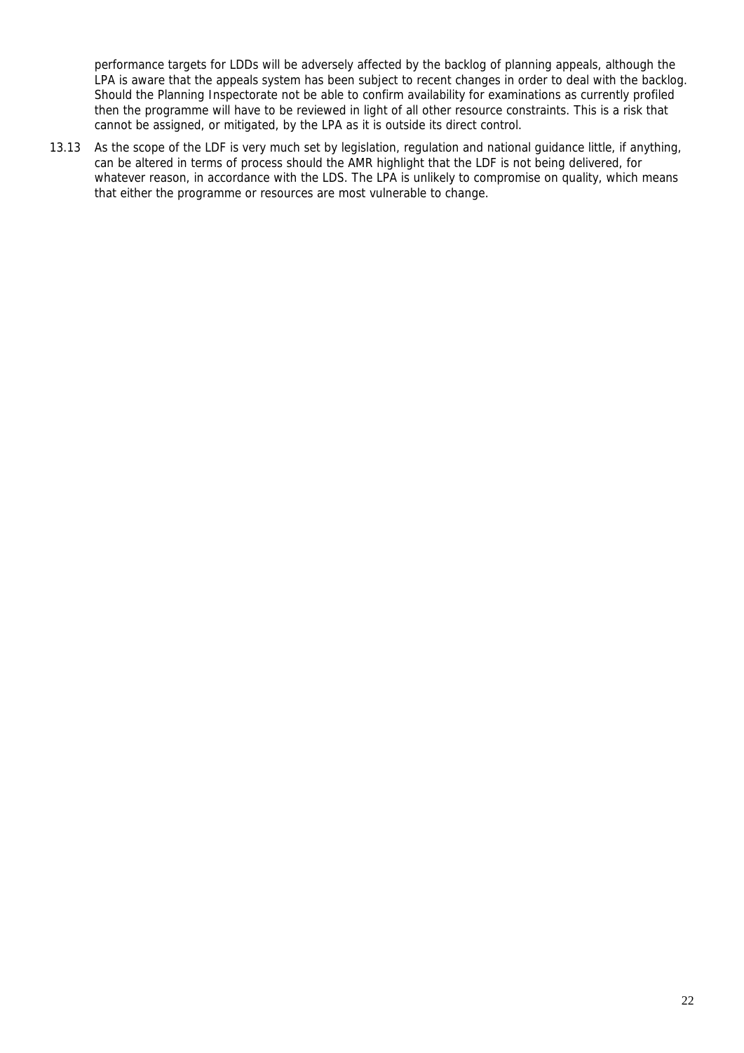performance targets for LDDs will be adversely affected by the backlog of planning appeals, although the LPA is aware that the appeals system has been subject to recent changes in order to deal with the backlog. Should the Planning Inspectorate not be able to confirm availability for examinations as currently profiled then the programme will have to be reviewed in light of all other resource constraints. This is a risk that cannot be assigned, or mitigated, by the LPA as it is outside its direct control.

13.13 As the scope of the LDF is very much set by legislation, regulation and national guidance little, if anything, can be altered in terms of process should the AMR highlight that the LDF is not being delivered, for whatever reason, in accordance with the LDS. The LPA is unlikely to compromise on quality, which means that either the programme or resources are most vulnerable to change.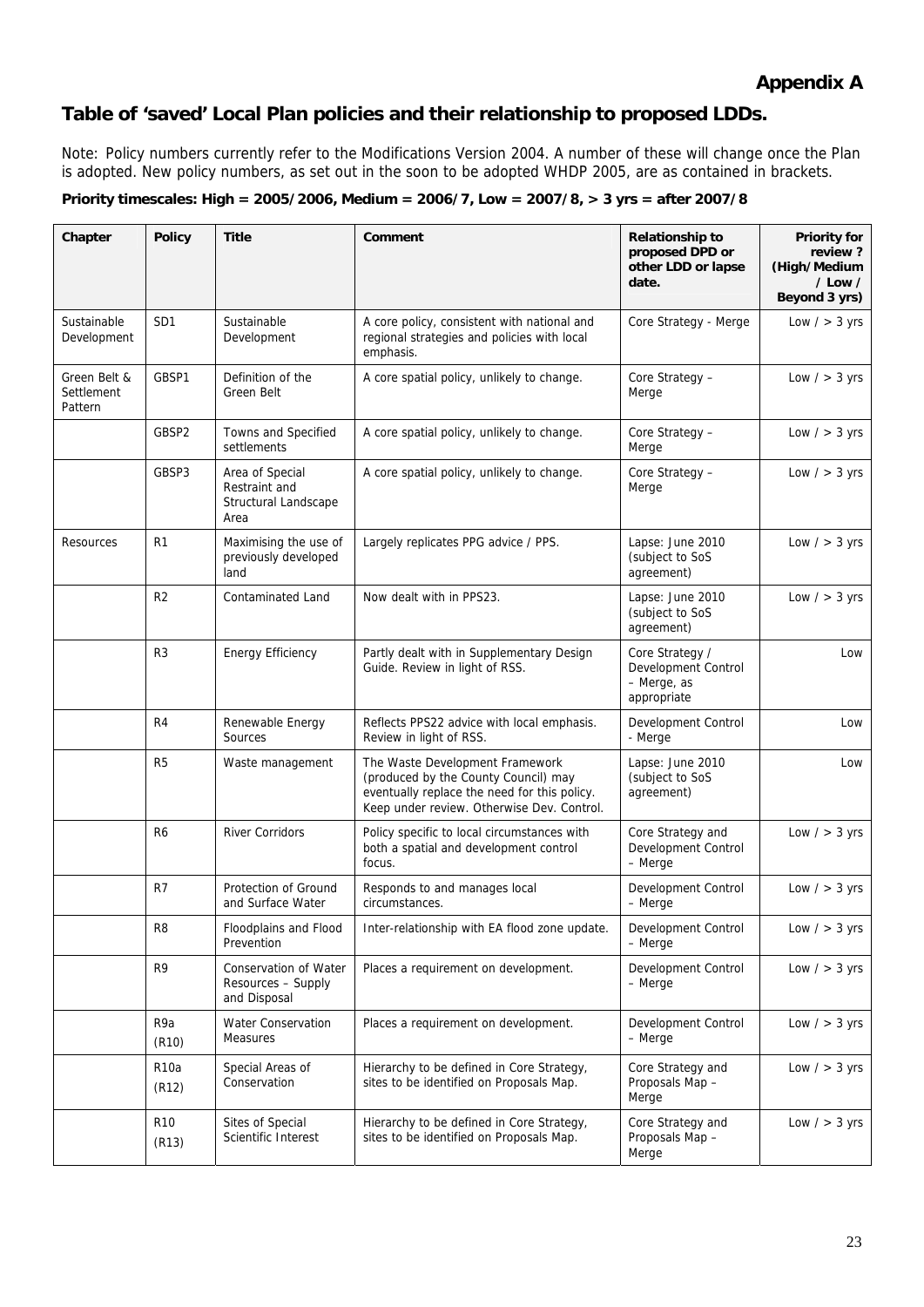# Appendix A

## Table of 'saved' Local Plan policies and their relationship to proposed LDDs.

Note: Policy numbers currently refer to the Modifications Version 2004. A number of these will change once the Plan is adopted. New policy numbers, as set out in the soon to be adopted WHDP 2005, are as contained in brackets.

**Priority timescales: High = 2005/2006, Medium = 2006/7, Low = 2007/8, > 3 yrs = after 2007/8**

| Chapter | Policy | Title | Comment | Relationship to proposed DPD or other LDD or lapse date. | Priority for review ? (High/Medium / Low / Beyond 3 yrs) |
|---|---|---|---|---|---|
| Sustainable Development | SD1 | Sustainable Development | A core policy, consistent with national and regional strategies and policies with local emphasis. | Core Strategy - Merge | Low / > 3 yrs |
| Green Belt & Settlement Pattern | GBSP1 | Definition of the Green Belt | A core spatial policy, unlikely to change. | Core Strategy – Merge | Low / > 3 yrs |
| | GBSP2 | Towns and Specified settlements | A core spatial policy, unlikely to change. | Core Strategy – Merge | Low / > 3 yrs |
| | GBSP3 | Area of Special Restraint and Structural Landscape Area | A core spatial policy, unlikely to change. | Core Strategy – Merge | Low / > 3 yrs |
| Resources | R1 | Maximising the use of previously developed land | Largely replicates PPG advice / PPS. | Lapse: June 2010 (subject to SoS agreement) | Low / > 3 yrs |
| | R2 | Contaminated Land | Now dealt with in PPS23. | Lapse: June 2010 (subject to SoS agreement) | Low / > 3 yrs |
| | R3 | Energy Efficiency | Partly dealt with in Supplementary Design Guide. Review in light of RSS. | Core Strategy / Development Control – Merge, as appropriate | Low |
| | R4 | Renewable Energy Sources | Reflects PPS22 advice with local emphasis. Review in light of RSS. | Development Control - Merge | Low |
| | R5 | Waste management | The Waste Development Framework (produced by the County Council) may eventually replace the need for this policy. Keep under review. Otherwise Dev. Control. | Lapse: June 2010 (subject to SoS agreement) | Low |
| | R6 | River Corridors | Policy specific to local circumstances with both a spatial and development control focus. | Core Strategy and Development Control – Merge | Low / > 3 yrs |
| | R7 | Protection of Ground and Surface Water | Responds to and manages local circumstances. | Development Control – Merge | Low / > 3 yrs |
| | R8 | Floodplains and Flood Prevention | Inter-relationship with EA flood zone update. | Development Control – Merge | Low / > 3 yrs |
| | R9 | Conservation of Water Resources – Supply and Disposal | Places a requirement on development. | Development Control – Merge | Low / > 3 yrs |
| | R9a (R10) | Water Conservation Measures | Places a requirement on development. | Development Control – Merge | Low / > 3 yrs |
| | R10a (R12) | Special Areas of Conservation | Hierarchy to be defined in Core Strategy, sites to be identified on Proposals Map. | Core Strategy and Proposals Map – Merge | Low / > 3 yrs |
| | R10 (R13) | Sites of Special Scientific Interest | Hierarchy to be defined in Core Strategy, sites to be identified on Proposals Map. | Core Strategy and Proposals Map – Merge | Low / > 3 yrs |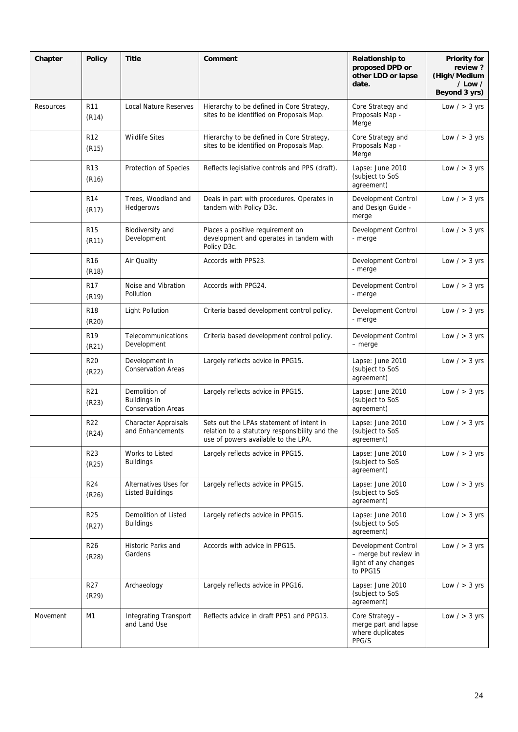| Chapter | Policy | Title | Comment | Relationship to proposed DPD or other LDD or lapse date. | Priority for review ? (High/Medium / Low / Beyond 3 yrs) |
|---|---|---|---|---|---|
| Resources | R11 (R14) | Local Nature Reserves | Hierarchy to be defined in Core Strategy, sites to be identified on Proposals Map. | Core Strategy and Proposals Map - Merge | Low / > 3 yrs |
| | R12 (R15) | Wildlife Sites | Hierarchy to be defined in Core Strategy, sites to be identified on Proposals Map. | Core Strategy and Proposals Map - Merge | Low / > 3 yrs |
| | R13 (R16) | Protection of Species | Reflects legislative controls and PPS (draft). | Lapse: June 2010 (subject to SoS agreement) | Low / > 3 yrs |
| | R14 (R17) | Trees, Woodland and Hedgerows | Deals in part with procedures. Operates in tandem with Policy D3c. | Development Control and Design Guide - merge | Low / > 3 yrs |
| | R15 (R11) | Biodiversity and Development | Places a positive requirement on development and operates in tandem with Policy D3c. | Development Control - merge | Low / > 3 yrs |
| | R16 (R18) | Air Quality | Accords with PPS23. | Development Control - merge | Low / > 3 yrs |
| | R17 (R19) | Noise and Vibration Pollution | Accords with PPG24. | Development Control - merge | Low / > 3 yrs |
| | R18 (R20) | Light Pollution | Criteria based development control policy. | Development Control - merge | Low / > 3 yrs |
| | R19 (R21) | Telecommunications Development | Criteria based development control policy. | Development Control – merge | Low / > 3 yrs |
| | R20 (R22) | Development in Conservation Areas | Largely reflects advice in PPG15. | Lapse: June 2010 (subject to SoS agreement) | Low / > 3 yrs |
| | R21 (R23) | Demolition of Buildings in Conservation Areas | Largely reflects advice in PPG15. | Lapse: June 2010 (subject to SoS agreement) | Low / > 3 yrs |
| | R22 (R24) | Character Appraisals and Enhancements | Sets out the LPAs statement of intent in relation to a statutory responsibility and the use of powers available to the LPA. | Lapse: June 2010 (subject to SoS agreement) | Low / > 3 yrs |
| | R23 (R25) | Works to Listed Buildings | Largely reflects advice in PPG15. | Lapse: June 2010 (subject to SoS agreement) | Low / > 3 yrs |
| | R24 (R26) | Alternatives Uses for Listed Buildings | Largely reflects advice in PPG15. | Lapse: June 2010 (subject to SoS agreement) | Low / > 3 yrs |
| | R25 (R27) | Demolition of Listed Buildings | Largely reflects advice in PPG15. | Lapse: June 2010 (subject to SoS agreement) | Low / > 3 yrs |
| | R26 (R28) | Historic Parks and Gardens | Accords with advice in PPG15. | Development Control – merge but review in light of any changes to PPG15 | Low / > 3 yrs |
| | R27 (R29) | Archaeology | Largely reflects advice in PPG16. | Lapse: June 2010 (subject to SoS agreement) | Low / > 3 yrs |
| Movement | M1 | Integrating Transport and Land Use | Reflects advice in draft PPS1 and PPG13. | Core Strategy – merge part and lapse where duplicates PPG/S | Low / > 3 yrs |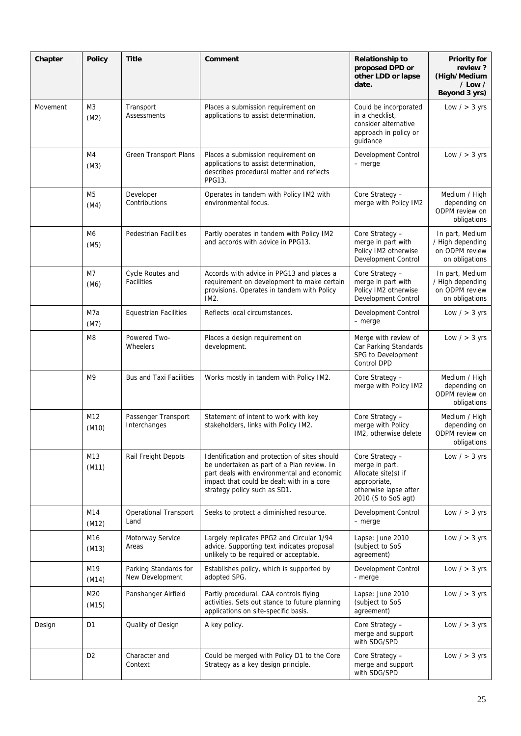| Chapter | Policy | Title | Comment | Relationship to proposed DPD or other LDD or lapse date. | Priority for review ? (High/Medium / Low / Beyond 3 yrs) |
|---|---|---|---|---|---|
| Movement | M3 (M2) | Transport Assessments | Places a submission requirement on applications to assist determination. | Could be incorporated in a checklist, consider alternative approach in policy or guidance | Low / > 3 yrs |
| | M4 (M3) | Green Transport Plans | Places a submission requirement on applications to assist determination, describes procedural matter and reflects PPG13. | Development Control – merge | Low / > 3 yrs |
| | M5 (M4) | Developer Contributions | Operates in tandem with Policy IM2 with environmental focus. | Core Strategy – merge with Policy IM2 | Medium / High depending on ODPM review on obligations |
| | M6 (M5) | Pedestrian Facilities | Partly operates in tandem with Policy IM2 and accords with advice in PPG13. | Core Strategy – merge in part with Policy IM2 otherwise Development Control | In part, Medium / High depending on ODPM review on obligations |
| | M7 (M6) | Cycle Routes and Facilities | Accords with advice in PPG13 and places a requirement on development to make certain provisions. Operates in tandem with Policy IM2. | Core Strategy – merge in part with Policy IM2 otherwise Development Control | In part, Medium / High depending on ODPM review on obligations |
| | M7a (M7) | Equestrian Facilities | Reflects local circumstances. | Development Control – merge | Low / > 3 yrs |
| | M8 | Powered Two-Wheelers | Places a design requirement on development. | Merge with review of Car Parking Standards SPG to Development Control DPD | Low / > 3 yrs |
| | M9 | Bus and Taxi Facilities | Works mostly in tandem with Policy IM2. | Core Strategy – merge with Policy IM2 | Medium / High depending on ODPM review on obligations |
| | M12 (M10) | Passenger Transport Interchanges | Statement of intent to work with key stakeholders, links with Policy IM2. | Core Strategy – merge with Policy IM2, otherwise delete | Medium / High depending on ODPM review on obligations |
| | M13 (M11) | Rail Freight Depots | Identification and protection of sites should be undertaken as part of a Plan review. In part deals with environmental and economic impact that could be dealt with in a core strategy policy such as SD1. | Core Strategy – merge in part. Allocate site(s) if appropriate, otherwise lapse after 2010 (S to SoS agt) | Low / > 3 yrs |
| | M14 (M12) | Operational Transport Land | Seeks to protect a diminished resource. | Development Control – merge | Low / > 3 yrs |
| | M16 (M13) | Motorway Service Areas | Largely replicates PPG2 and Circular 1/94 advice. Supporting text indicates proposal unlikely to be required or acceptable. | Lapse: June 2010 (subject to SoS agreement) | Low / > 3 yrs |
| | M19 (M14) | Parking Standards for New Development | Establishes policy, which is supported by adopted SPG. | Development Control - merge | Low / > 3 yrs |
| | M20 (M15) | Panshanger Airfield | Partly procedural. CAA controls flying activities. Sets out stance to future planning applications on site-specific basis. | Lapse: June 2010 (subject to SoS agreement) | Low / > 3 yrs |
| Design | D1 | Quality of Design | A key policy. | Core Strategy – merge and support with SDG/SPD | Low / > 3 yrs |
| | D2 | Character and Context | Could be merged with Policy D1 to the Core Strategy as a key design principle. | Core Strategy – merge and support with SDG/SPD | Low / > 3 yrs |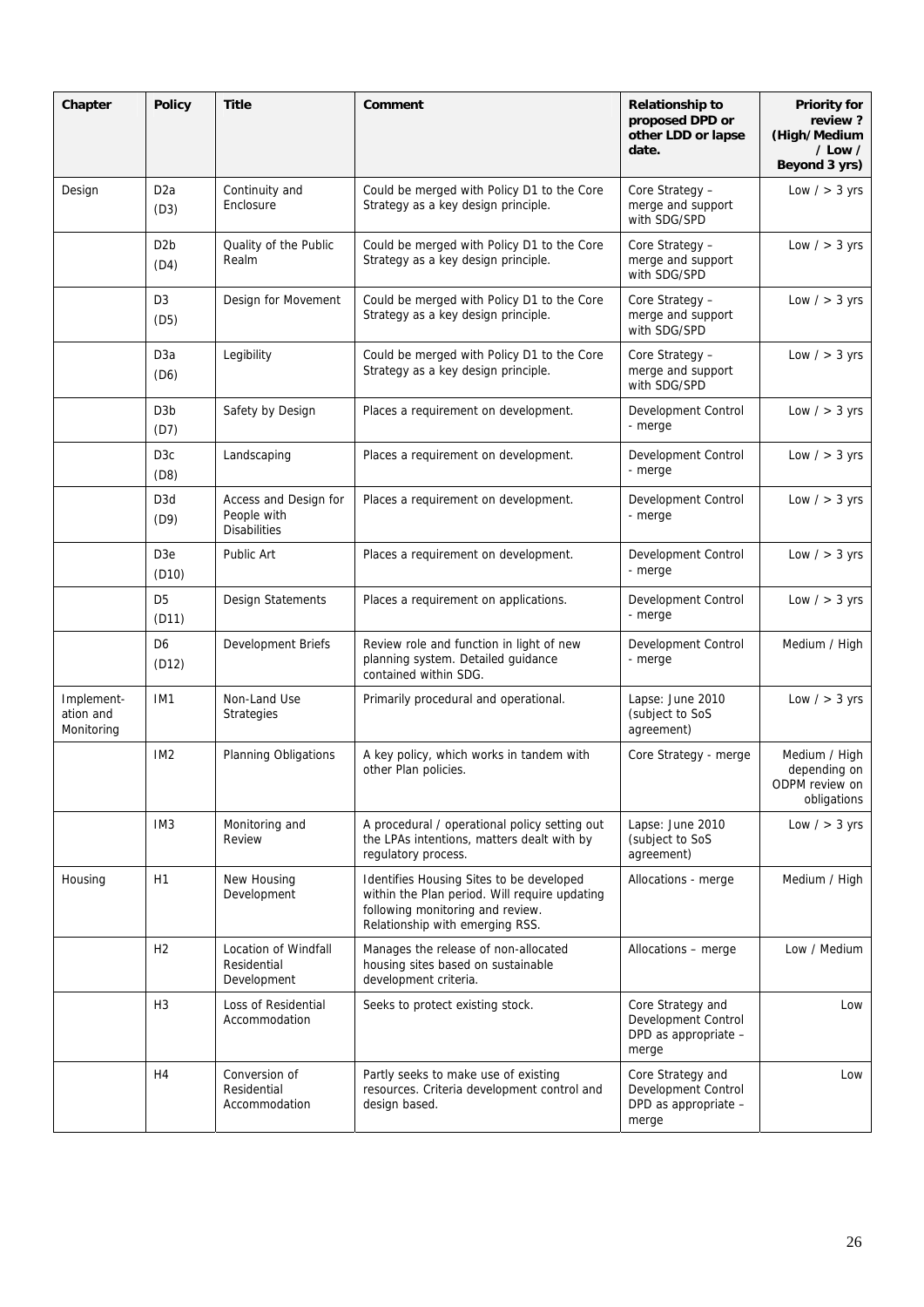| Chapter | Policy | Title | Comment | Relationship to proposed DPD or other LDD or lapse date. | Priority for review ? (High/Medium / Low / Beyond 3 yrs) |
|---|---|---|---|---|---|
| Design | D2a (D3) | Continuity and Enclosure | Could be merged with Policy D1 to the Core Strategy as a key design principle. | Core Strategy – merge and support with SDG/SPD | Low / > 3 yrs |
| | D2b (D4) | Quality of the Public Realm | Could be merged with Policy D1 to the Core Strategy as a key design principle. | Core Strategy – merge and support with SDG/SPD | Low / > 3 yrs |
| | D3 (D5) | Design for Movement | Could be merged with Policy D1 to the Core Strategy as a key design principle. | Core Strategy – merge and support with SDG/SPD | Low / > 3 yrs |
| | D3a (D6) | Legibility | Could be merged with Policy D1 to the Core Strategy as a key design principle. | Core Strategy – merge and support with SDG/SPD | Low / > 3 yrs |
| | D3b (D7) | Safety by Design | Places a requirement on development. | Development Control - merge | Low / > 3 yrs |
| | D3c (D8) | Landscaping | Places a requirement on development. | Development Control - merge | Low / > 3 yrs |
| | D3d (D9) | Access and Design for People with Disabilities | Places a requirement on development. | Development Control - merge | Low / > 3 yrs |
| | D3e (D10) | Public Art | Places a requirement on development. | Development Control - merge | Low / > 3 yrs |
| | D5 (D11) | Design Statements | Places a requirement on applications. | Development Control - merge | Low / > 3 yrs |
| | D6 (D12) | Development Briefs | Review role and function in light of new planning system. Detailed guidance contained within SDG. | Development Control - merge | Medium / High |
| Implement-ation and Monitoring | IM1 | Non-Land Use Strategies | Primarily procedural and operational. | Lapse: June 2010 (subject to SoS agreement) | Low / > 3 yrs |
| | IM2 | Planning Obligations | A key policy, which works in tandem with other Plan policies. | Core Strategy - merge | Medium / High depending on ODPM review on obligations |
| | IM3 | Monitoring and Review | A procedural / operational policy setting out the LPAs intentions, matters dealt with by regulatory process. | Lapse: June 2010 (subject to SoS agreement) | Low / > 3 yrs |
| Housing | H1 | New Housing Development | Identifies Housing Sites to be developed within the Plan period. Will require updating following monitoring and review. Relationship with emerging RSS. | Allocations - merge | Medium / High |
| | H2 | Location of Windfall Residential Development | Manages the release of non-allocated housing sites based on sustainable development criteria. | Allocations – merge | Low / Medium |
| | H3 | Loss of Residential Accommodation | Seeks to protect existing stock. | Core Strategy and Development Control DPD as appropriate – merge | Low |
| | H4 | Conversion of Residential Accommodation | Partly seeks to make use of existing resources. Criteria development control and design based. | Core Strategy and Development Control DPD as appropriate – merge | Low |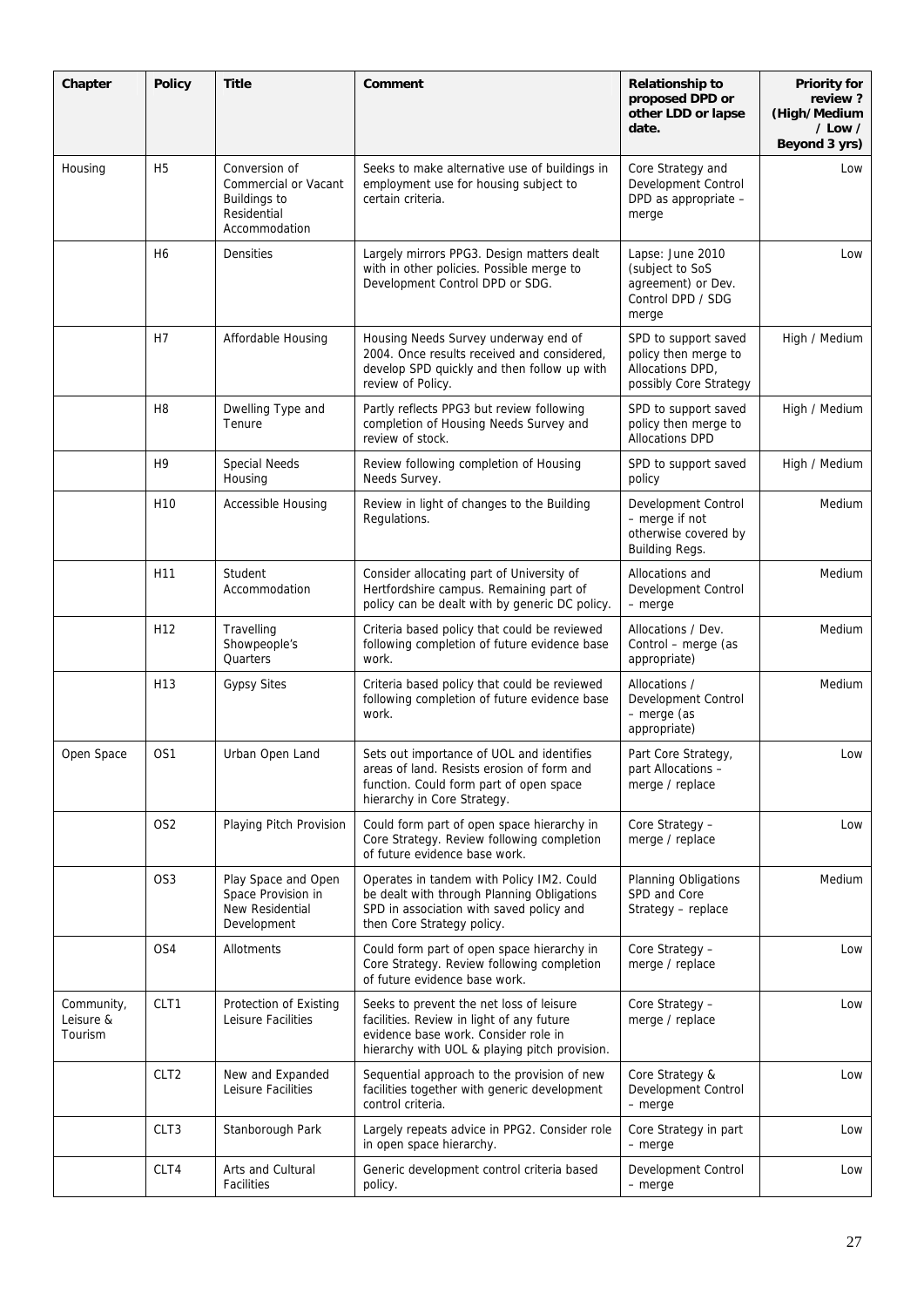| Chapter | Policy | Title | Comment | Relationship to proposed DPD or other LDD or lapse date. | Priority for review ? (High/Medium / Low / Beyond 3 yrs) |
|---|---|---|---|---|---|
| Housing | H5 | Conversion of Commercial or Vacant Buildings to Residential Accommodation | Seeks to make alternative use of buildings in employment use for housing subject to certain criteria. | Core Strategy and Development Control DPD as appropriate – merge | Low |
| | H6 | Densities | Largely mirrors PPG3. Design matters dealt with in other policies. Possible merge to Development Control DPD or SDG. | Lapse: June 2010 (subject to SoS agreement) or Dev. Control DPD / SDG merge | Low |
| | H7 | Affordable Housing | Housing Needs Survey underway end of 2004. Once results received and considered, develop SPD quickly and then follow up with review of Policy. | SPD to support saved policy then merge to Allocations DPD, possibly Core Strategy | High / Medium |
| | H8 | Dwelling Type and Tenure | Partly reflects PPG3 but review following completion of Housing Needs Survey and review of stock. | SPD to support saved policy then merge to Allocations DPD | High / Medium |
| | H9 | Special Needs Housing | Review following completion of Housing Needs Survey. | SPD to support saved policy | High / Medium |
| | H10 | Accessible Housing | Review in light of changes to the Building Regulations. | Development Control – merge if not otherwise covered by Building Regs. | Medium |
| | H11 | Student Accommodation | Consider allocating part of University of Hertfordshire campus. Remaining part of policy can be dealt with by generic DC policy. | Allocations and Development Control – merge | Medium |
| | H12 | Travelling Showpeople's Quarters | Criteria based policy that could be reviewed following completion of future evidence base work. | Allocations / Dev. Control – merge (as appropriate) | Medium |
| | H13 | Gypsy Sites | Criteria based policy that could be reviewed following completion of future evidence base work. | Allocations / Development Control – merge (as appropriate) | Medium |
| Open Space | OS1 | Urban Open Land | Sets out importance of UOL and identifies areas of land. Resists erosion of form and function. Could form part of open space hierarchy in Core Strategy. | Part Core Strategy, part Allocations – merge / replace | Low |
| | OS2 | Playing Pitch Provision | Could form part of open space hierarchy in Core Strategy. Review following completion of future evidence base work. | Core Strategy – merge / replace | Low |
| | OS3 | Play Space and Open Space Provision in New Residential Development | Operates in tandem with Policy IM2. Could be dealt with through Planning Obligations SPD in association with saved policy and then Core Strategy policy. | Planning Obligations SPD and Core Strategy – replace | Medium |
| | OS4 | Allotments | Could form part of open space hierarchy in Core Strategy. Review following completion of future evidence base work. | Core Strategy – merge / replace | Low |
| Community, Leisure & Tourism | CLT1 | Protection of Existing Leisure Facilities | Seeks to prevent the net loss of leisure facilities. Review in light of any future evidence base work. Consider role in hierarchy with UOL & playing pitch provision. | Core Strategy – merge / replace | Low |
| | CLT2 | New and Expanded Leisure Facilities | Sequential approach to the provision of new facilities together with generic development control criteria. | Core Strategy & Development Control – merge | Low |
| | CLT3 | Stanborough Park | Largely repeats advice in PPG2. Consider role in open space hierarchy. | Core Strategy in part – merge | Low |
| | CLT4 | Arts and Cultural Facilities | Generic development control criteria based policy. | Development Control – merge | Low |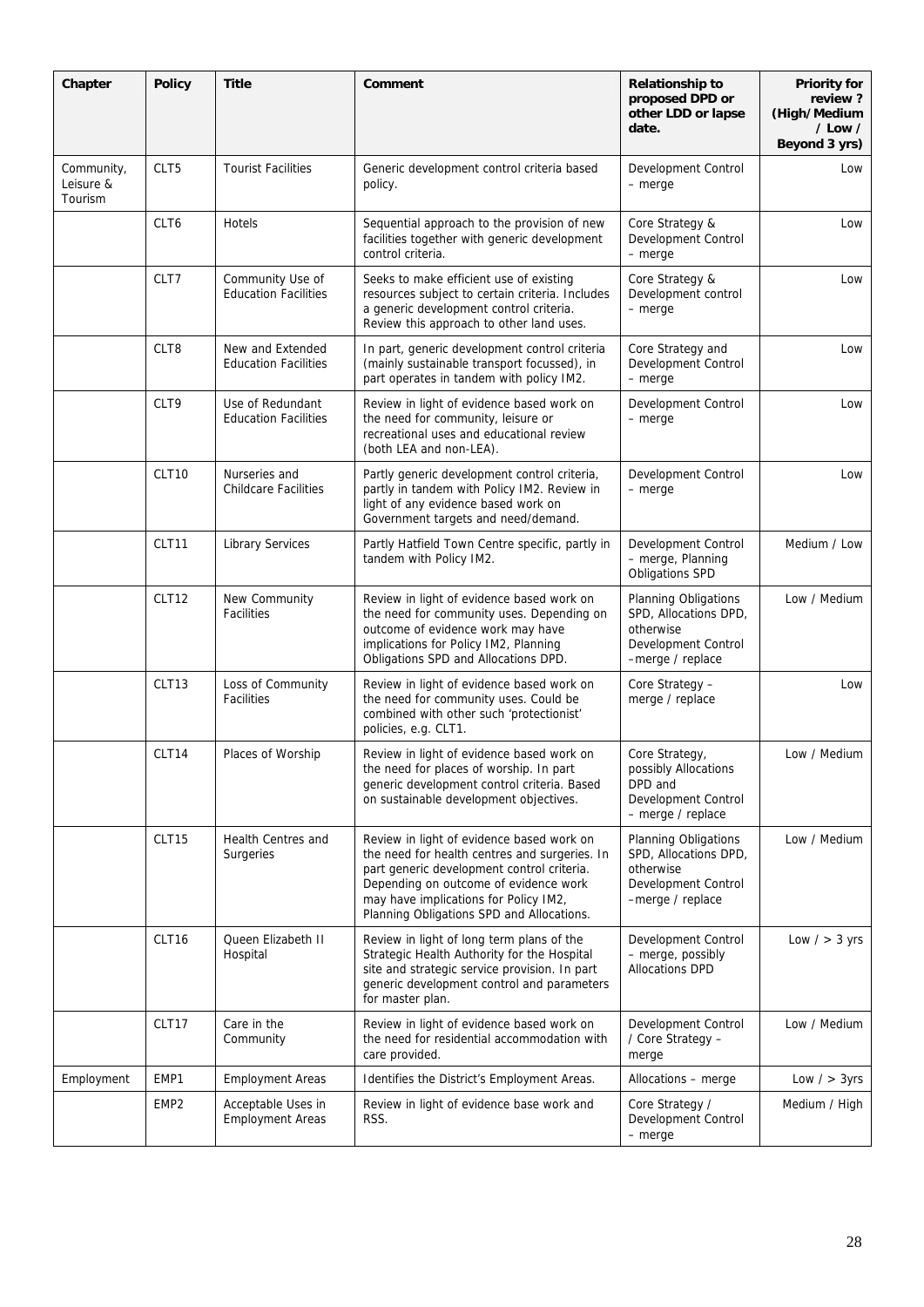| Chapter | Policy | Title | Comment | Relationship to proposed DPD or other LDD or lapse date. | Priority for review ? (High/Medium / Low / Beyond 3 yrs) |
|---|---|---|---|---|---|
| Community, Leisure & Tourism | CLT5 | Tourist Facilities | Generic development control criteria based policy. | Development Control – merge | Low |
| | CLT6 | Hotels | Sequential approach to the provision of new facilities together with generic development control criteria. | Core Strategy & Development Control – merge | Low |
| | CLT7 | Community Use of Education Facilities | Seeks to make efficient use of existing resources subject to certain criteria. Includes a generic development control criteria. Review this approach to other land uses. | Core Strategy & Development control – merge | Low |
| | CLT8 | New and Extended Education Facilities | In part, generic development control criteria (mainly sustainable transport focussed), in part operates in tandem with policy IM2. | Core Strategy and Development Control – merge | Low |
| | CLT9 | Use of Redundant Education Facilities | Review in light of evidence based work on the need for community, leisure or recreational uses and educational review (both LEA and non-LEA). | Development Control – merge | Low |
| | CLT10 | Nurseries and Childcare Facilities | Partly generic development control criteria, partly in tandem with Policy IM2. Review in light of any evidence based work on Government targets and need/demand. | Development Control – merge | Low |
| | CLT11 | Library Services | Partly Hatfield Town Centre specific, partly in tandem with Policy IM2. | Development Control – merge, Planning Obligations SPD | Medium / Low |
| | CLT12 | New Community Facilities | Review in light of evidence based work on the need for community uses. Depending on outcome of evidence work may have implications for Policy IM2, Planning Obligations SPD and Allocations DPD. | Planning Obligations SPD, Allocations DPD, otherwise Development Control –merge / replace | Low / Medium |
| | CLT13 | Loss of Community Facilities | Review in light of evidence based work on the need for community uses. Could be combined with other such 'protectionist' policies, e.g. CLT1. | Core Strategy – merge / replace | Low |
| | CLT14 | Places of Worship | Review in light of evidence based work on the need for places of worship. In part generic development control criteria. Based on sustainable development objectives. | Core Strategy, possibly Allocations DPD and Development Control – merge / replace | Low / Medium |
| | CLT15 | Health Centres and Surgeries | Review in light of evidence based work on the need for health centres and surgeries. In part generic development control criteria. Depending on outcome of evidence work may have implications for Policy IM2, Planning Obligations SPD and Allocations. | Planning Obligations SPD, Allocations DPD, otherwise Development Control –merge / replace | Low / Medium |
| | CLT16 | Queen Elizabeth II Hospital | Review in light of long term plans of the Strategic Health Authority for the Hospital site and strategic service provision. In part generic development control and parameters for master plan. | Development Control – merge, possibly Allocations DPD | Low / > 3 yrs |
| | CLT17 | Care in the Community | Review in light of evidence based work on the need for residential accommodation with care provided. | Development Control / Core Strategy – merge | Low / Medium |
| Employment | EMP1 | Employment Areas | Identifies the District's Employment Areas. | Allocations – merge | Low / > 3yrs |
| | EMP2 | Acceptable Uses in Employment Areas | Review in light of evidence base work and RSS. | Core Strategy / Development Control – merge | Medium / High |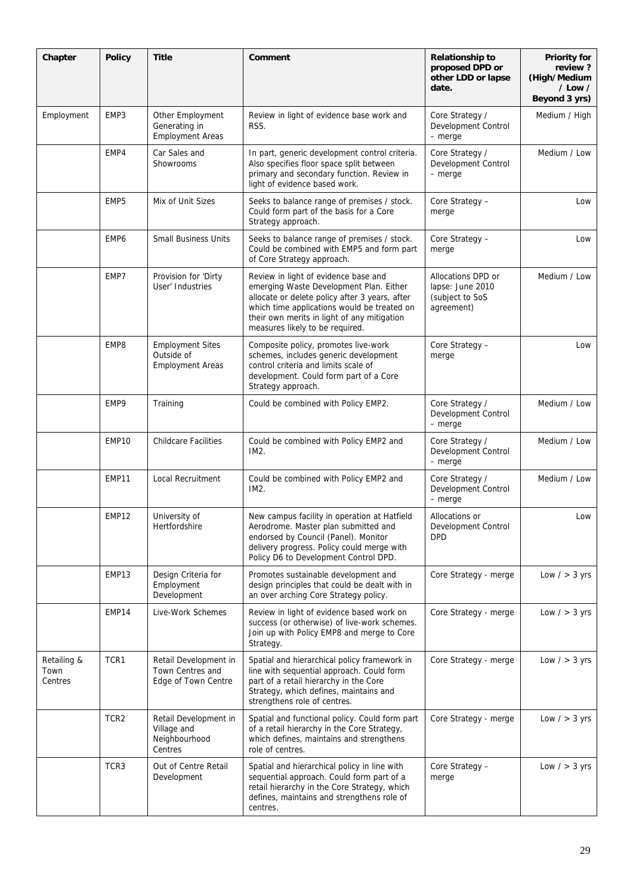| Chapter | Policy | Title | Comment | Relationship to proposed DPD or other LDD or lapse date. | Priority for review ? (High/Medium / Low / Beyond 3 yrs) |
|---|---|---|---|---|---|
| Employment | EMP3 | Other Employment Generating in Employment Areas | Review in light of evidence base work and RSS. | Core Strategy / Development Control – merge | Medium / High |
| | EMP4 | Car Sales and Showrooms | In part, generic development control criteria. Also specifies floor space split between primary and secondary function. Review in light of evidence based work. | Core Strategy / Development Control – merge | Medium / Low |
| | EMP5 | Mix of Unit Sizes | Seeks to balance range of premises / stock. Could form part of the basis for a Core Strategy approach. | Core Strategy – merge | Low |
| | EMP6 | Small Business Units | Seeks to balance range of premises / stock. Could be combined with EMP5 and form part of Core Strategy approach. | Core Strategy – merge | Low |
| | EMP7 | Provision for 'Dirty User' Industries | Review in light of evidence base and emerging Waste Development Plan. Either allocate or delete policy after 3 years, after which time applications would be treated on their own merits in light of any mitigation measures likely to be required. | Allocations DPD or lapse: June 2010 (subject to SoS agreement) | Medium / Low |
| | EMP8 | Employment Sites Outside of Employment Areas | Composite policy, promotes live-work schemes, includes generic development control criteria and limits scale of development. Could form part of a Core Strategy approach. | Core Strategy – merge | Low |
| | EMP9 | Training | Could be combined with Policy EMP2. | Core Strategy / Development Control – merge | Medium / Low |
| | EMP10 | Childcare Facilities | Could be combined with Policy EMP2 and IM2. | Core Strategy / Development Control – merge | Medium / Low |
| | EMP11 | Local Recruitment | Could be combined with Policy EMP2 and IM2. | Core Strategy / Development Control – merge | Medium / Low |
| | EMP12 | University of Hertfordshire | New campus facility in operation at Hatfield Aerodrome. Master plan submitted and endorsed by Council (Panel). Monitor delivery progress. Policy could merge with Policy D6 to Development Control DPD. | Allocations or Development Control DPD | Low |
| | EMP13 | Design Criteria for Employment Development | Promotes sustainable development and design principles that could be dealt with in an over arching Core Strategy policy. | Core Strategy - merge | Low / > 3 yrs |
| | EMP14 | Live-Work Schemes | Review in light of evidence based work on success (or otherwise) of live-work schemes. Join up with Policy EMP8 and merge to Core Strategy. | Core Strategy - merge | Low / > 3 yrs |
| Retailing & Town Centres | TCR1 | Retail Development in Town Centres and Edge of Town Centre | Spatial and hierarchical policy framework in line with sequential approach. Could form part of a retail hierarchy in the Core Strategy, which defines, maintains and strengthens role of centres. | Core Strategy - merge | Low / > 3 yrs |
| | TCR2 | Retail Development in Village and Neighbourhood Centres | Spatial and functional policy. Could form part of a retail hierarchy in the Core Strategy, which defines, maintains and strengthens role of centres. | Core Strategy - merge | Low / > 3 yrs |
| | TCR3 | Out of Centre Retail Development | Spatial and hierarchical policy in line with sequential approach. Could form part of a retail hierarchy in the Core Strategy, which defines, maintains and strengthens role of centres. | Core Strategy – merge | Low / > 3 yrs |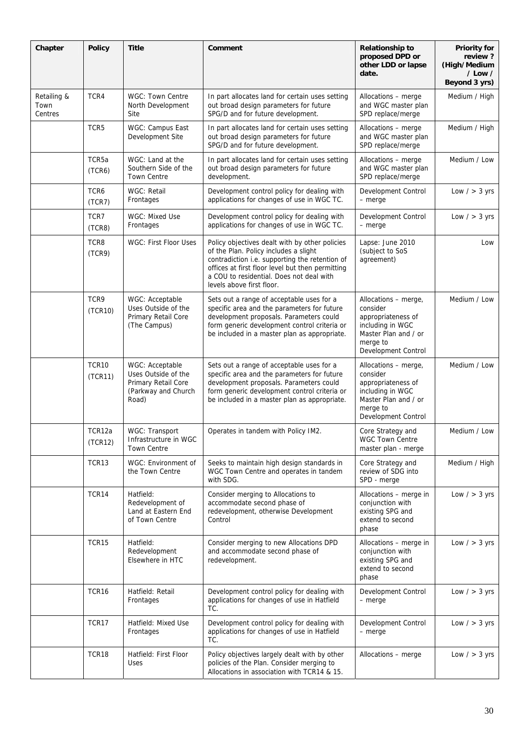| Chapter | Policy | Title | Comment | Relationship to proposed DPD or other LDD or lapse date. | Priority for review ? (High/Medium / Low / Beyond 3 yrs) |
|---|---|---|---|---|---|
| Retailing & Town Centres | TCR4 | WGC: Town Centre North Development Site | In part allocates land for certain uses setting out broad design parameters for future SPG/D and for future development. | Allocations – merge and WGC master plan SPD replace/merge | Medium / High |
| | TCR5 | WGC: Campus East Development Site | In part allocates land for certain uses setting out broad design parameters for future SPG/D and for future development. | Allocations – merge and WGC master plan SPD replace/merge | Medium / High |
| | TCR5a (TCR6) | WGC: Land at the Southern Side of the Town Centre | In part allocates land for certain uses setting out broad design parameters for future development. | Allocations – merge and WGC master plan SPD replace/merge | Medium / Low |
| | TCR6 (TCR7) | WGC: Retail Frontages | Development control policy for dealing with applications for changes of use in WGC TC. | Development Control – merge | Low / > 3 yrs |
| | TCR7 (TCR8) | WGC: Mixed Use Frontages | Development control policy for dealing with applications for changes of use in WGC TC. | Development Control – merge | Low / > 3 yrs |
| | TCR8 (TCR9) | WGC: First Floor Uses | Policy objectives dealt with by other policies of the Plan. Policy includes a slight contradiction i.e. supporting the retention of offices at first floor level but then permitting a COU to residential. Does not deal with levels above first floor. | Lapse: June 2010 (subject to SoS agreement) | Low |
| | TCR9 (TCR10) | WGC: Acceptable Uses Outside of the Primary Retail Core (The Campus) | Sets out a range of acceptable uses for a specific area and the parameters for future development proposals. Parameters could form generic development control criteria or be included in a master plan as appropriate. | Allocations – merge, consider appropriateness of including in WGC Master Plan and / or merge to Development Control | Medium / Low |
| | TCR10 (TCR11) | WGC: Acceptable Uses Outside of the Primary Retail Core (Parkway and Church Road) | Sets out a range of acceptable uses for a specific area and the parameters for future development proposals. Parameters could form generic development control criteria or be included in a master plan as appropriate. | Allocations – merge, consider appropriateness of including in WGC Master Plan and / or merge to Development Control | Medium / Low |
| | TCR12a (TCR12) | WGC: Transport Infrastructure in WGC Town Centre | Operates in tandem with Policy IM2. | Core Strategy and WGC Town Centre master plan - merge | Medium / Low |
| | TCR13 | WGC: Environment of the Town Centre | Seeks to maintain high design standards in WGC Town Centre and operates in tandem with SDG. | Core Strategy and review of SDG into SPD - merge | Medium / High |
| | TCR14 | Hatfield: Redevelopment of Land at Eastern End of Town Centre | Consider merging to Allocations to accommodate second phase of redevelopment, otherwise Development Control | Allocations – merge in conjunction with existing SPG and extend to second phase | Low / > 3 yrs |
| | TCR15 | Hatfield: Redevelopment Elsewhere in HTC | Consider merging to new Allocations DPD and accommodate second phase of redevelopment. | Allocations – merge in conjunction with existing SPG and extend to second phase | Low / > 3 yrs |
| | TCR16 | Hatfield: Retail Frontages | Development control policy for dealing with applications for changes of use in Hatfield TC. | Development Control – merge | Low / > 3 yrs |
| | TCR17 | Hatfield: Mixed Use Frontages | Development control policy for dealing with applications for changes of use in Hatfield TC. | Development Control – merge | Low / > 3 yrs |
| | TCR18 | Hatfield: First Floor Uses | Policy objectives largely dealt with by other policies of the Plan. Consider merging to Allocations in association with TCR14 & 15. | Allocations – merge | Low / > 3 yrs |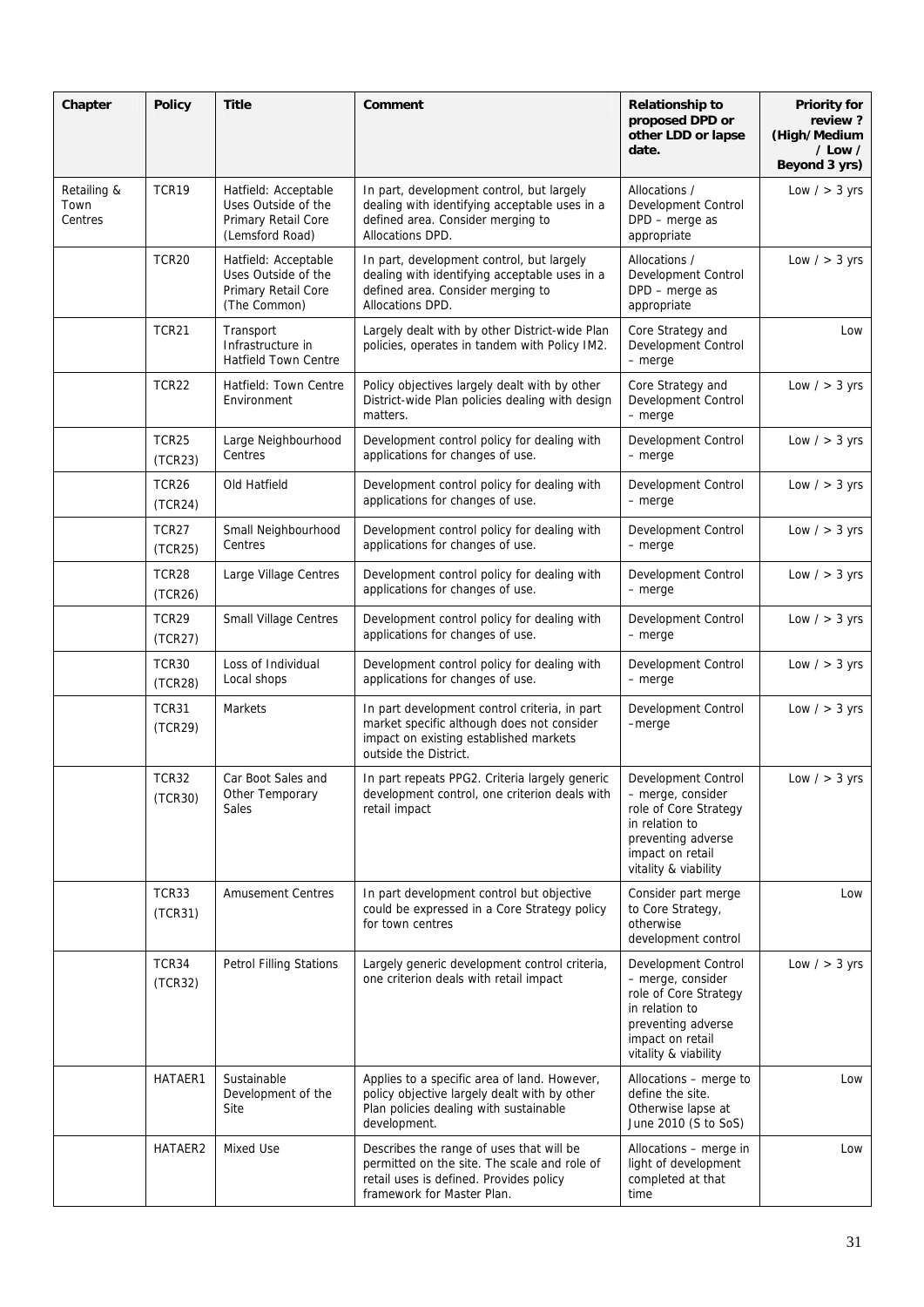| Chapter | Policy | Title | Comment | Relationship to proposed DPD or other LDD or lapse date. | Priority for review ? (High/Medium / Low / Beyond 3 yrs) |
|---|---|---|---|---|---|
| Retailing & Town Centres | TCR19 | Hatfield: Acceptable Uses Outside of the Primary Retail Core (Lemsford Road) | In part, development control, but largely dealing with identifying acceptable uses in a defined area. Consider merging to Allocations DPD. | Allocations / Development Control DPD – merge as appropriate | Low / > 3 yrs |
| | TCR20 | Hatfield: Acceptable Uses Outside of the Primary Retail Core (The Common) | In part, development control, but largely dealing with identifying acceptable uses in a defined area. Consider merging to Allocations DPD. | Allocations / Development Control DPD – merge as appropriate | Low / > 3 yrs |
| | TCR21 | Transport Infrastructure in Hatfield Town Centre | Largely dealt with by other District-wide Plan policies, operates in tandem with Policy IM2. | Core Strategy and Development Control – merge | Low |
| | TCR22 | Hatfield: Town Centre Environment | Policy objectives largely dealt with by other District-wide Plan policies dealing with design matters. | Core Strategy and Development Control – merge | Low / > 3 yrs |
| | TCR25 (TCR23) | Large Neighbourhood Centres | Development control policy for dealing with applications for changes of use. | Development Control – merge | Low / > 3 yrs |
| | TCR26 (TCR24) | Old Hatfield | Development control policy for dealing with applications for changes of use. | Development Control – merge | Low / > 3 yrs |
| | TCR27 (TCR25) | Small Neighbourhood Centres | Development control policy for dealing with applications for changes of use. | Development Control – merge | Low / > 3 yrs |
| | TCR28 (TCR26) | Large Village Centres | Development control policy for dealing with applications for changes of use. | Development Control – merge | Low / > 3 yrs |
| | TCR29 (TCR27) | Small Village Centres | Development control policy for dealing with applications for changes of use. | Development Control – merge | Low / > 3 yrs |
| | TCR30 (TCR28) | Loss of Individual Local shops | Development control policy for dealing with applications for changes of use. | Development Control – merge | Low / > 3 yrs |
| | TCR31 (TCR29) | Markets | In part development control criteria, in part market specific although does not consider impact on existing established markets outside the District. | Development Control –merge | Low / > 3 yrs |
| | TCR32 (TCR30) | Car Boot Sales and Other Temporary Sales | In part repeats PPG2. Criteria largely generic development control, one criterion deals with retail impact | Development Control – merge, consider role of Core Strategy in relation to preventing adverse impact on retail vitality & viability | Low / > 3 yrs |
| | TCR33 (TCR31) | Amusement Centres | In part development control but objective could be expressed in a Core Strategy policy for town centres | Consider part merge to Core Strategy, otherwise development control | Low |
| | TCR34 (TCR32) | Petrol Filling Stations | Largely generic development control criteria, one criterion deals with retail impact | Development Control – merge, consider role of Core Strategy in relation to preventing adverse impact on retail vitality & viability | Low / > 3 yrs |
| | HATAER1 | Sustainable Development of the Site | Applies to a specific area of land. However, policy objective largely dealt with by other Plan policies dealing with sustainable development. | Allocations – merge to define the site. Otherwise lapse at June 2010 (S to SoS) | Low |
| | HATAER2 | Mixed Use | Describes the range of uses that will be permitted on the site. The scale and role of retail uses is defined. Provides policy framework for Master Plan. | Allocations – merge in light of development completed at that time | Low |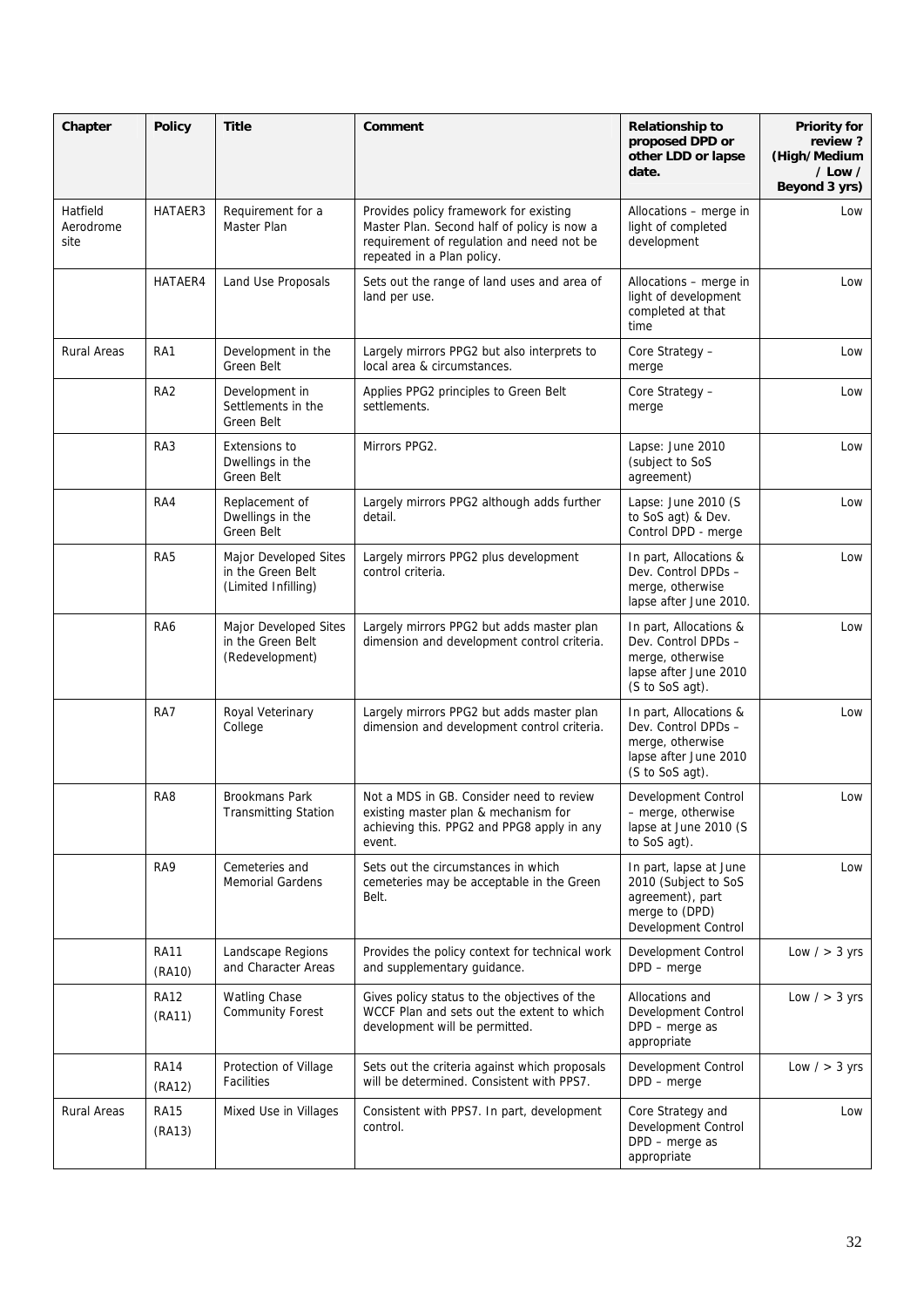| Chapter | Policy | Title | Comment | Relationship to proposed DPD or other LDD or lapse date. | Priority for review ? (High/Medium / Low / Beyond 3 yrs) |
|---|---|---|---|---|---|
| Hatfield Aerodrome site | HATAER3 | Requirement for a Master Plan | Provides policy framework for existing Master Plan. Second half of policy is now a requirement of regulation and need not be repeated in a Plan policy. | Allocations – merge in light of completed development | Low |
| | HATAER4 | Land Use Proposals | Sets out the range of land uses and area of land per use. | Allocations – merge in light of development completed at that time | Low |
| Rural Areas | RA1 | Development in the Green Belt | Largely mirrors PPG2 but also interprets to local area & circumstances. | Core Strategy – merge | Low |
| | RA2 | Development in Settlements in the Green Belt | Applies PPG2 principles to Green Belt settlements. | Core Strategy – merge | Low |
| | RA3 | Extensions to Dwellings in the Green Belt | Mirrors PPG2. | Lapse: June 2010 (subject to SoS agreement) | Low |
| | RA4 | Replacement of Dwellings in the Green Belt | Largely mirrors PPG2 although adds further detail. | Lapse: June 2010 (S to SoS agt) & Dev. Control DPD - merge | Low |
| | RA5 | Major Developed Sites in the Green Belt (Limited Infilling) | Largely mirrors PPG2 plus development control criteria. | In part, Allocations & Dev. Control DPDs – merge, otherwise lapse after June 2010. | Low |
| | RA6 | Major Developed Sites in the Green Belt (Redevelopment) | Largely mirrors PPG2 but adds master plan dimension and development control criteria. | In part, Allocations & Dev. Control DPDs – merge, otherwise lapse after June 2010 (S to SoS agt). | Low |
| | RA7 | Royal Veterinary College | Largely mirrors PPG2 but adds master plan dimension and development control criteria. | In part, Allocations & Dev. Control DPDs – merge, otherwise lapse after June 2010 (S to SoS agt). | Low |
| | RA8 | Brookmans Park Transmitting Station | Not a MDS in GB. Consider need to review existing master plan & mechanism for achieving this. PPG2 and PPG8 apply in any event. | Development Control – merge, otherwise lapse at June 2010 (S to SoS agt). | Low |
| | RA9 | Cemeteries and Memorial Gardens | Sets out the circumstances in which cemeteries may be acceptable in the Green Belt. | In part, lapse at June 2010 (Subject to SoS agreement), part merge to (DPD) Development Control | Low |
| | RA11 (RA10) | Landscape Regions and Character Areas | Provides the policy context for technical work and supplementary guidance. | Development Control DPD – merge | Low / > 3 yrs |
| | RA12 (RA11) | Watling Chase Community Forest | Gives policy status to the objectives of the WCCF Plan and sets out the extent to which development will be permitted. | Allocations and Development Control DPD – merge as appropriate | Low / > 3 yrs |
| | RA14 (RA12) | Protection of Village Facilities | Sets out the criteria against which proposals will be determined. Consistent with PPS7. | Development Control DPD – merge | Low / > 3 yrs |
| Rural Areas | RA15 (RA13) | Mixed Use in Villages | Consistent with PPS7. In part, development control. | Core Strategy and Development Control DPD – merge as appropriate | Low |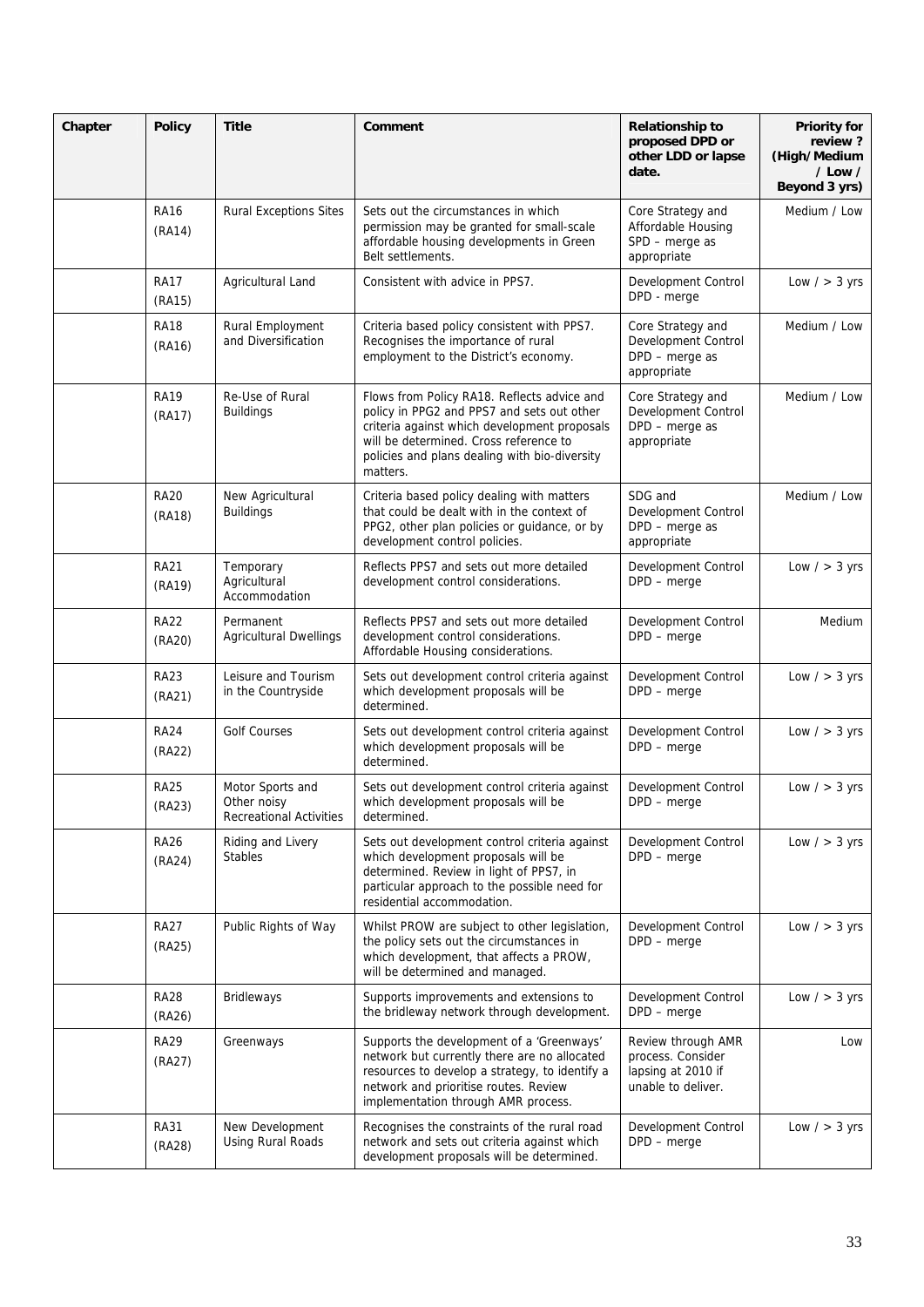| Chapter | Policy | Title | Comment | Relationship to proposed DPD or other LDD or lapse date. | Priority for review ? (High/Medium / Low / Beyond 3 yrs) |
|---|---|---|---|---|---|
| | RA16 (RA14) | Rural Exceptions Sites | Sets out the circumstances in which permission may be granted for small-scale affordable housing developments in Green Belt settlements. | Core Strategy and Affordable Housing SPD – merge as appropriate | Medium / Low |
| | RA17 (RA15) | Agricultural Land | Consistent with advice in PPS7. | Development Control DPD - merge | Low / > 3 yrs |
| | RA18 (RA16) | Rural Employment and Diversification | Criteria based policy consistent with PPS7. Recognises the importance of rural employment to the District's economy. | Core Strategy and Development Control DPD – merge as appropriate | Medium / Low |
| | RA19 (RA17) | Re-Use of Rural Buildings | Flows from Policy RA18. Reflects advice and policy in PPG2 and PPS7 and sets out other criteria against which development proposals will be determined. Cross reference to policies and plans dealing with bio-diversity matters. | Core Strategy and Development Control DPD – merge as appropriate | Medium / Low |
| | RA20 (RA18) | New Agricultural Buildings | Criteria based policy dealing with matters that could be dealt with in the context of PPG2, other plan policies or guidance, or by development control policies. | SDG and Development Control DPD – merge as appropriate | Medium / Low |
| | RA21 (RA19) | Temporary Agricultural Accommodation | Reflects PPS7 and sets out more detailed development control considerations. | Development Control DPD – merge | Low / > 3 yrs |
| | RA22 (RA20) | Permanent Agricultural Dwellings | Reflects PPS7 and sets out more detailed development control considerations. Affordable Housing considerations. | Development Control DPD – merge | Medium |
| | RA23 (RA21) | Leisure and Tourism in the Countryside | Sets out development control criteria against which development proposals will be determined. | Development Control DPD – merge | Low / > 3 yrs |
| | RA24 (RA22) | Golf Courses | Sets out development control criteria against which development proposals will be determined. | Development Control DPD – merge | Low / > 3 yrs |
| | RA25 (RA23) | Motor Sports and Other noisy Recreational Activities | Sets out development control criteria against which development proposals will be determined. | Development Control DPD – merge | Low / > 3 yrs |
| | RA26 (RA24) | Riding and Livery Stables | Sets out development control criteria against which development proposals will be determined. Review in light of PPS7, in particular approach to the possible need for residential accommodation. | Development Control DPD – merge | Low / > 3 yrs |
| | RA27 (RA25) | Public Rights of Way | Whilst PROW are subject to other legislation, the policy sets out the circumstances in which development, that affects a PROW, will be determined and managed. | Development Control DPD – merge | Low / > 3 yrs |
| | RA28 (RA26) | Bridleways | Supports improvements and extensions to the bridleway network through development. | Development Control DPD – merge | Low / > 3 yrs |
| | RA29 (RA27) | Greenways | Supports the development of a 'Greenways' network but currently there are no allocated resources to develop a strategy, to identify a network and prioritise routes. Review implementation through AMR process. | Review through AMR process. Consider lapsing at 2010 if unable to deliver. | Low |
| | RA31 (RA28) | New Development Using Rural Roads | Recognises the constraints of the rural road network and sets out criteria against which development proposals will be determined. | Development Control DPD – merge | Low / > 3 yrs |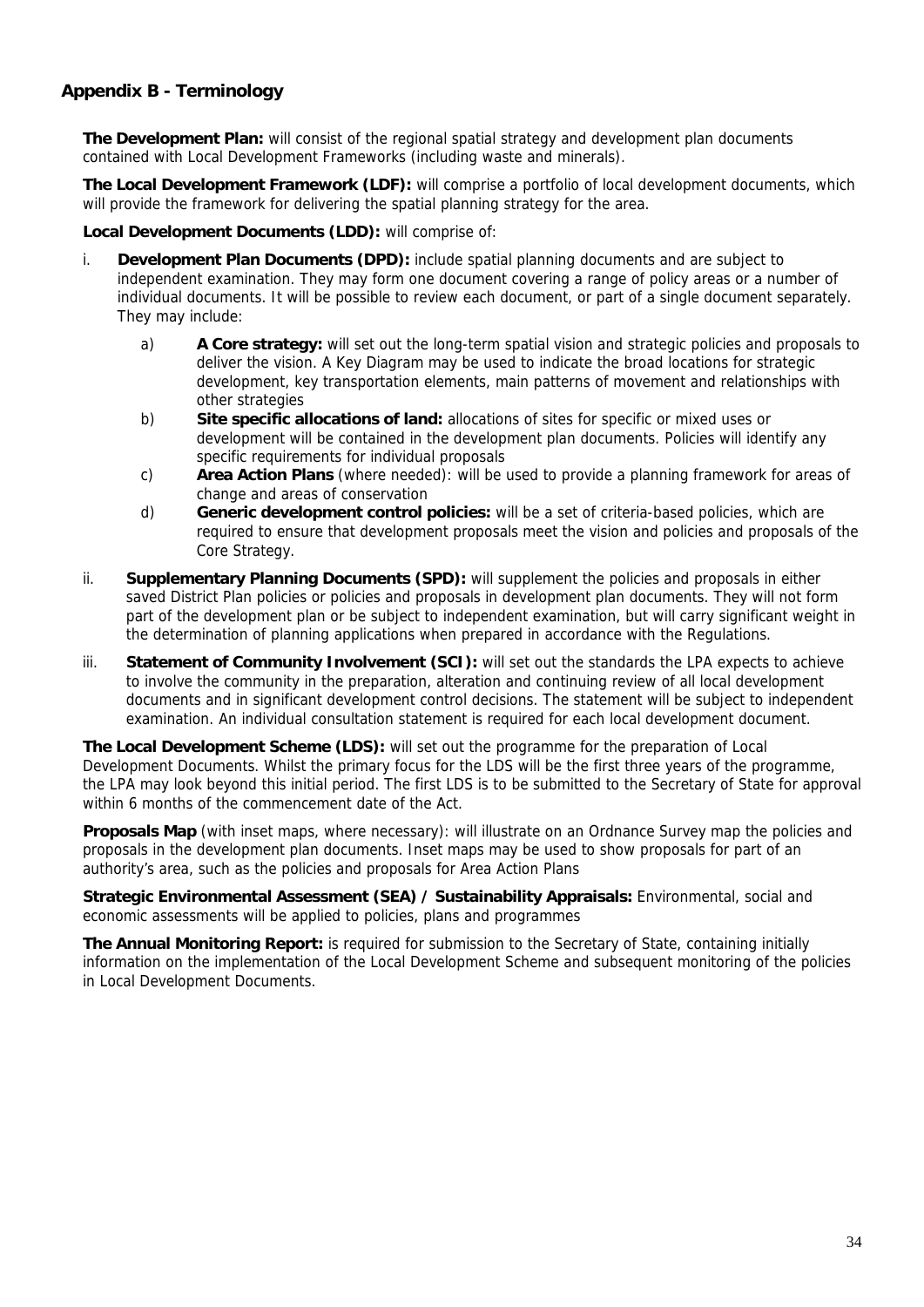## Appendix B - Terminology

**The Development Plan:** will consist of the regional spatial strategy and development plan documents contained with Local Development Frameworks (including waste and minerals).

**The Local Development Framework (LDF):** will comprise a portfolio of local development documents, which will provide the framework for delivering the spatial planning strategy for the area.

**Local Development Documents (LDD):** will comprise of:

i. **Development Plan Documents (DPD):** include spatial planning documents and are subject to independent examination. They may form one document covering a range of policy areas or a number of individual documents. It will be possible to review each document, or part of a single document separately. They may include:

   a) **A Core strategy:** will set out the long-term spatial vision and strategic policies and proposals to deliver the vision. A Key Diagram may be used to indicate the broad locations for strategic development, key transportation elements, main patterns of movement and relationships with other strategies

   b) **Site specific allocations of land:** allocations of sites for specific or mixed uses or development will be contained in the development plan documents. Policies will identify any specific requirements for individual proposals

   c) **Area Action Plans** (where needed): will be used to provide a planning framework for areas of change and areas of conservation

   d) **Generic development control policies:** will be a set of criteria-based policies, which are required to ensure that development proposals meet the vision and policies and proposals of the Core Strategy.

ii. **Supplementary Planning Documents (SPD):** will supplement the policies and proposals in either saved District Plan policies or policies and proposals in development plan documents. They will not form part of the development plan or be subject to independent examination, but will carry significant weight in the determination of planning applications when prepared in accordance with the Regulations.

iii. **Statement of Community Involvement (SCI):** will set out the standards the LPA expects to achieve to involve the community in the preparation, alteration and continuing review of all local development documents and in significant development control decisions. The statement will be subject to independent examination. An individual consultation statement is required for each local development document.

**The Local Development Scheme (LDS):** will set out the programme for the preparation of Local Development Documents. Whilst the primary focus for the LDS will be the first three years of the programme, the LPA may look beyond this initial period. The first LDS is to be submitted to the Secretary of State for approval within 6 months of the commencement date of the Act.

**Proposals Map** (with inset maps, where necessary): will illustrate on an Ordnance Survey map the policies and proposals in the development plan documents. Inset maps may be used to show proposals for part of an authority's area, such as the policies and proposals for Area Action Plans

**Strategic Environmental Assessment (SEA) / Sustainability Appraisals:** Environmental, social and economic assessments will be applied to policies, plans and programmes

**The Annual Monitoring Report:** is required for submission to the Secretary of State, containing initially information on the implementation of the Local Development Scheme and subsequent monitoring of the policies in Local Development Documents.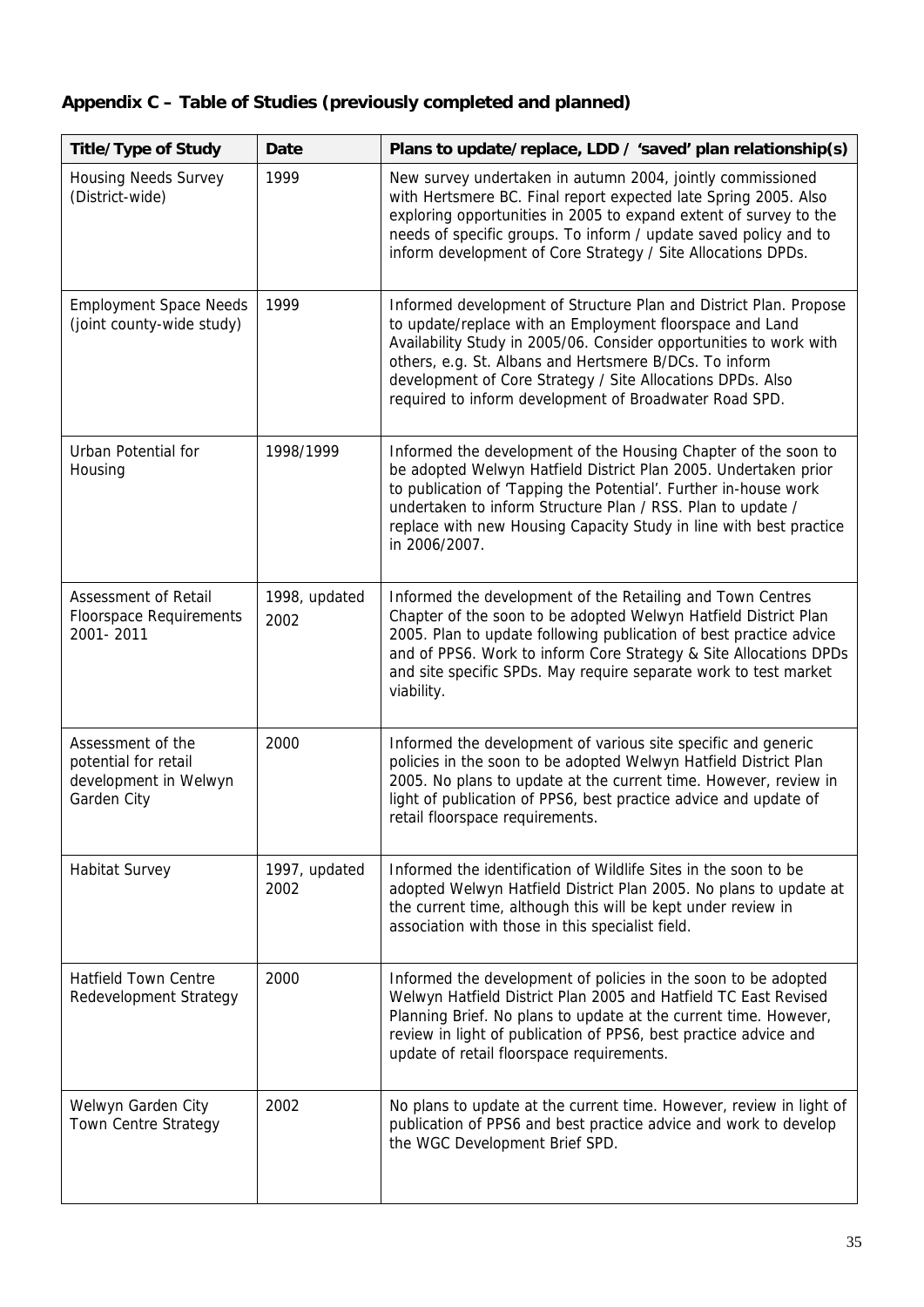## Appendix C – Table of Studies (previously completed and planned)

| Title/Type of Study | Date | Plans to update/replace, LDD / 'saved' plan relationship(s) |
|---|---|---|
| Housing Needs Survey (District-wide) | 1999 | New survey undertaken in autumn 2004, jointly commissioned with Hertsmere BC. Final report expected late Spring 2005. Also exploring opportunities in 2005 to expand extent of survey to the needs of specific groups. To inform / update saved policy and to inform development of Core Strategy / Site Allocations DPDs. |
| Employment Space Needs (joint county-wide study) | 1999 | Informed development of Structure Plan and District Plan. Propose to update/replace with an Employment floorspace and Land Availability Study in 2005/06. Consider opportunities to work with others, e.g. St. Albans and Hertsmere B/DCs. To inform development of Core Strategy / Site Allocations DPDs. Also required to inform development of Broadwater Road SPD. |
| Urban Potential for Housing | 1998/1999 | Informed the development of the Housing Chapter of the soon to be adopted Welwyn Hatfield District Plan 2005. Undertaken prior to publication of 'Tapping the Potential'. Further in-house work undertaken to inform Structure Plan / RSS. Plan to update / replace with new Housing Capacity Study in line with best practice in 2006/2007. |
| Assessment of Retail Floorspace Requirements 2001- 2011 | 1998, updated 2002 | Informed the development of the Retailing and Town Centres Chapter of the soon to be adopted Welwyn Hatfield District Plan 2005. Plan to update following publication of best practice advice and of PPS6. Work to inform Core Strategy & Site Allocations DPDs and site specific SPDs. May require separate work to test market viability. |
| Assessment of the potential for retail development in Welwyn Garden City | 2000 | Informed the development of various site specific and generic policies in the soon to be adopted Welwyn Hatfield District Plan 2005. No plans to update at the current time. However, review in light of publication of PPS6, best practice advice and update of retail floorspace requirements. |
| Habitat Survey | 1997, updated 2002 | Informed the identification of Wildlife Sites in the soon to be adopted Welwyn Hatfield District Plan 2005. No plans to update at the current time, although this will be kept under review in association with those in this specialist field. |
| Hatfield Town Centre Redevelopment Strategy | 2000 | Informed the development of policies in the soon to be adopted Welwyn Hatfield District Plan 2005 and Hatfield TC East Revised Planning Brief. No plans to update at the current time. However, review in light of publication of PPS6, best practice advice and update of retail floorspace requirements. |
| Welwyn Garden City Town Centre Strategy | 2002 | No plans to update at the current time. However, review in light of publication of PPS6 and best practice advice and work to develop the WGC Development Brief SPD. |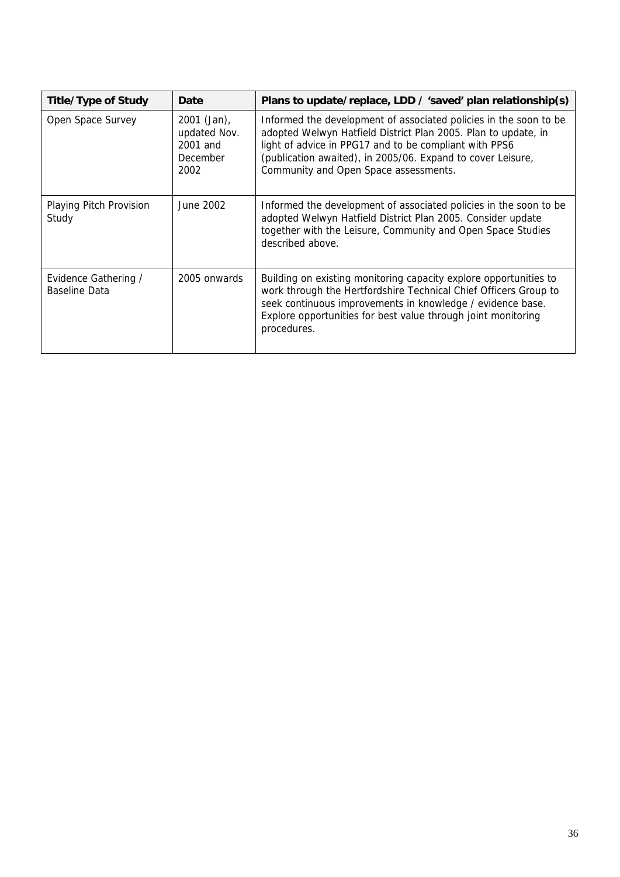| Title/Type of Study | Date | Plans to update/replace, LDD / 'saved' plan relationship(s) |
| --- | --- | --- |
| Open Space Survey | 2001 (Jan), updated Nov. 2001 and December 2002 | Informed the development of associated policies in the soon to be adopted Welwyn Hatfield District Plan 2005. Plan to update, in light of advice in PPG17 and to be compliant with PPS6 (publication awaited), in 2005/06. Expand to cover Leisure, Community and Open Space assessments. |
| Playing Pitch Provision Study | June 2002 | Informed the development of associated policies in the soon to be adopted Welwyn Hatfield District Plan 2005. Consider update together with the Leisure, Community and Open Space Studies described above. |
| Evidence Gathering / Baseline Data | 2005 onwards | Building on existing monitoring capacity explore opportunities to work through the Hertfordshire Technical Chief Officers Group to seek continuous improvements in knowledge / evidence base. Explore opportunities for best value through joint monitoring procedures. |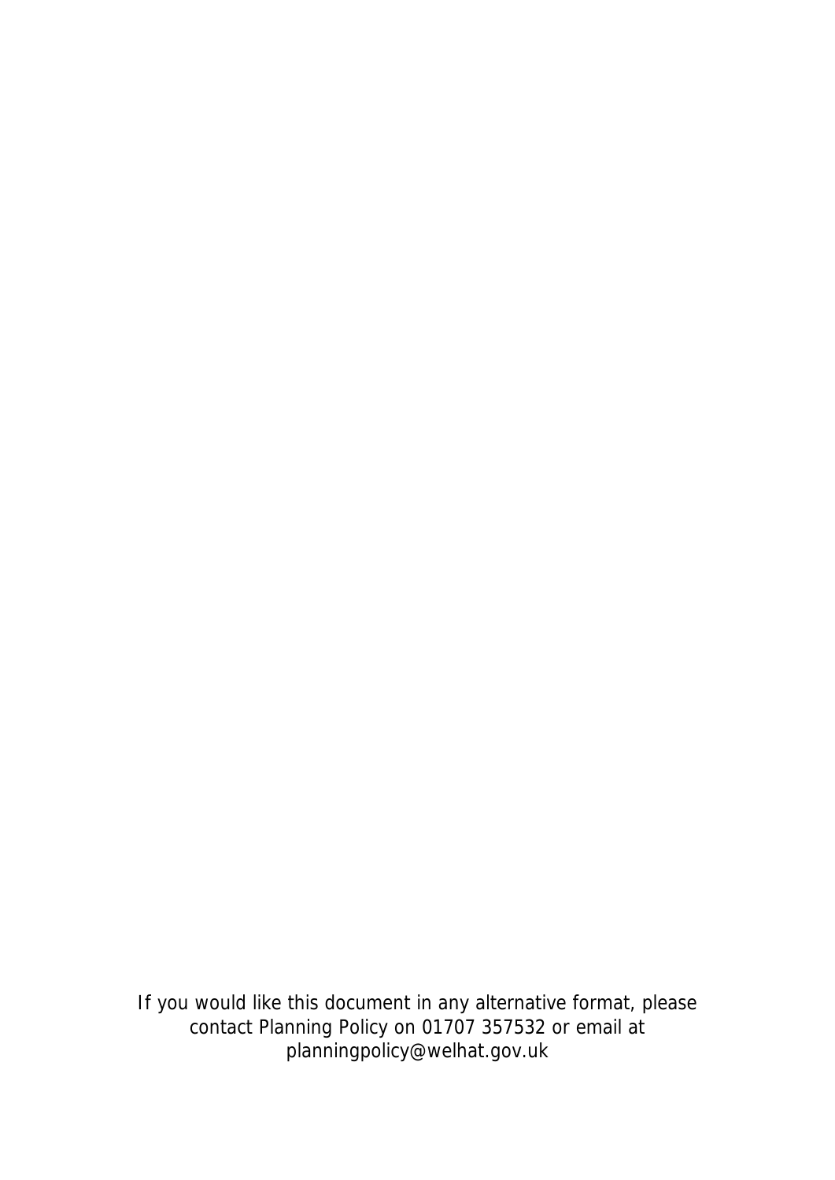If you would like this document in any alternative format, please contact Planning Policy on 01707 357532 or email at planningpolicy@welhat.gov.uk